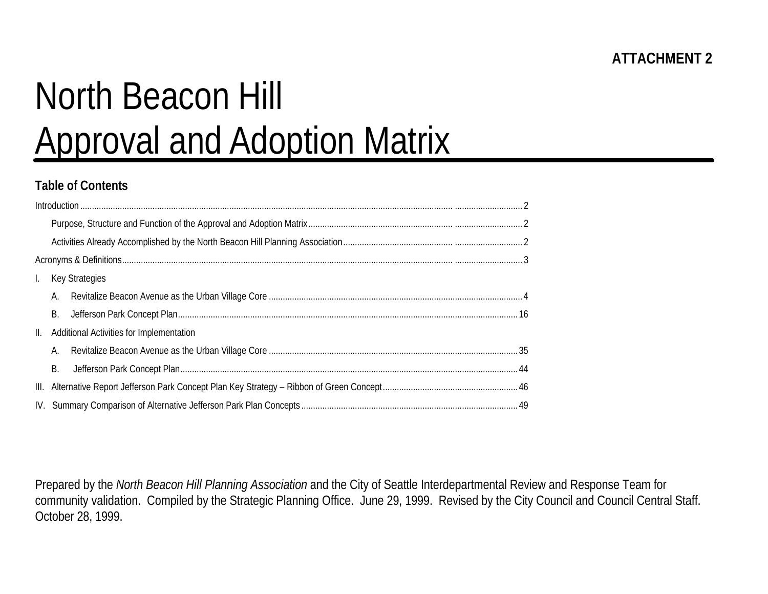**ATTACHMENT 2**

# North Beacon Hill
# Approval and Adoption Matrix

## Table of Contents

Introduction ..... 2

- Purpose, Structure and Function of the Approval and Adoption Matrix ..... 2
- Activities Already Accomplished by the North Beacon Hill Planning Association ..... 2

Acronyms & Definitions ..... 3

I. Key Strategies

- A. Revitalize Beacon Avenue as the Urban Village Core ..... 4
- B. Jefferson Park Concept Plan ..... 16

II. Additional Activities for Implementation

- A. Revitalize Beacon Avenue as the Urban Village Core ..... 35
- B. Jefferson Park Concept Plan ..... 44

III. Alternative Report Jefferson Park Concept Plan Key Strategy – Ribbon of Green Concept ..... 46

IV. Summary Comparison of Alternative Jefferson Park Plan Concepts ..... 49

Prepared by the *North Beacon Hill Planning Association* and the City of Seattle Interdepartmental Review and Response Team for community validation. Compiled by the Strategic Planning Office. June 29, 1999. Revised by the City Council and Council Central Staff. October 28, 1999.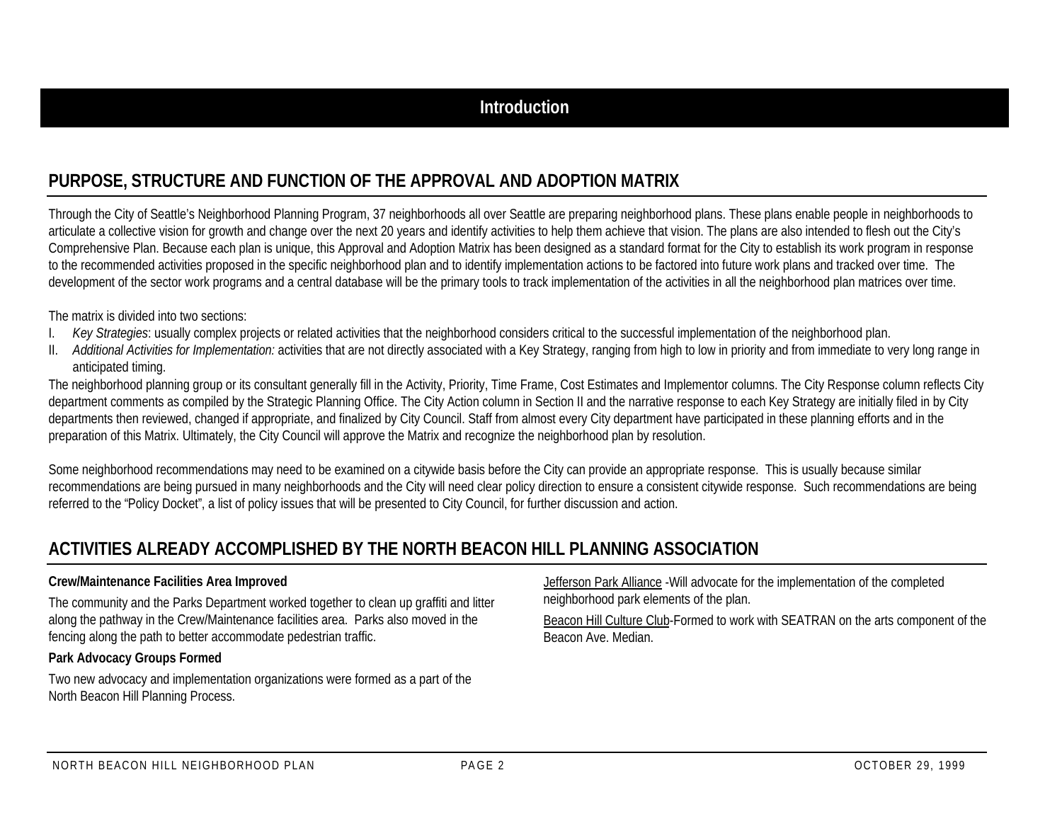# Introduction

## PURPOSE, STRUCTURE AND FUNCTION OF THE APPROVAL AND ADOPTION MATRIX

Through the City of Seattle's Neighborhood Planning Program, 37 neighborhoods all over Seattle are preparing neighborhood plans. These plans enable people in neighborhoods to articulate a collective vision for growth and change over the next 20 years and identify activities to help them achieve that vision. The plans are also intended to flesh out the City's Comprehensive Plan. Because each plan is unique, this Approval and Adoption Matrix has been designed as a standard format for the City to establish its work program in response to the recommended activities proposed in the specific neighborhood plan and to identify implementation actions to be factored into future work plans and tracked over time. The development of the sector work programs and a central database will be the primary tools to track implementation of the activities in all the neighborhood plan matrices over time.

The matrix is divided into two sections:

I. *Key Strategies*: usually complex projects or related activities that the neighborhood considers critical to the successful implementation of the neighborhood plan.
II. *Additional Activities for Implementation:* activities that are not directly associated with a Key Strategy, ranging from high to low in priority and from immediate to very long range in anticipated timing.

The neighborhood planning group or its consultant generally fill in the Activity, Priority, Time Frame, Cost Estimates and Implementor columns. The City Response column reflects City department comments as compiled by the Strategic Planning Office. The City Action column in Section II and the narrative response to each Key Strategy are initially filed in by City departments then reviewed, changed if appropriate, and finalized by City Council. Staff from almost every City department have participated in these planning efforts and in the preparation of this Matrix. Ultimately, the City Council will approve the Matrix and recognize the neighborhood plan by resolution.

Some neighborhood recommendations may need to be examined on a citywide basis before the City can provide an appropriate response. This is usually because similar recommendations are being pursued in many neighborhoods and the City will need clear policy direction to ensure a consistent citywide response. Such recommendations are being referred to the "Policy Docket", a list of policy issues that will be presented to City Council, for further discussion and action.

## ACTIVITIES ALREADY ACCOMPLISHED BY THE NORTH BEACON HILL PLANNING ASSOCIATION

**Crew/Maintenance Facilities Area Improved**

The community and the Parks Department worked together to clean up graffiti and litter along the pathway in the Crew/Maintenance facilities area. Parks also moved in the fencing along the path to better accommodate pedestrian traffic.

**Park Advocacy Groups Formed**

Two new advocacy and implementation organizations were formed as a part of the North Beacon Hill Planning Process.

Jefferson Park Alliance -Will advocate for the implementation of the completed neighborhood park elements of the plan.

Beacon Hill Culture Club-Formed to work with SEATRAN on the arts component of the Beacon Ave. Median.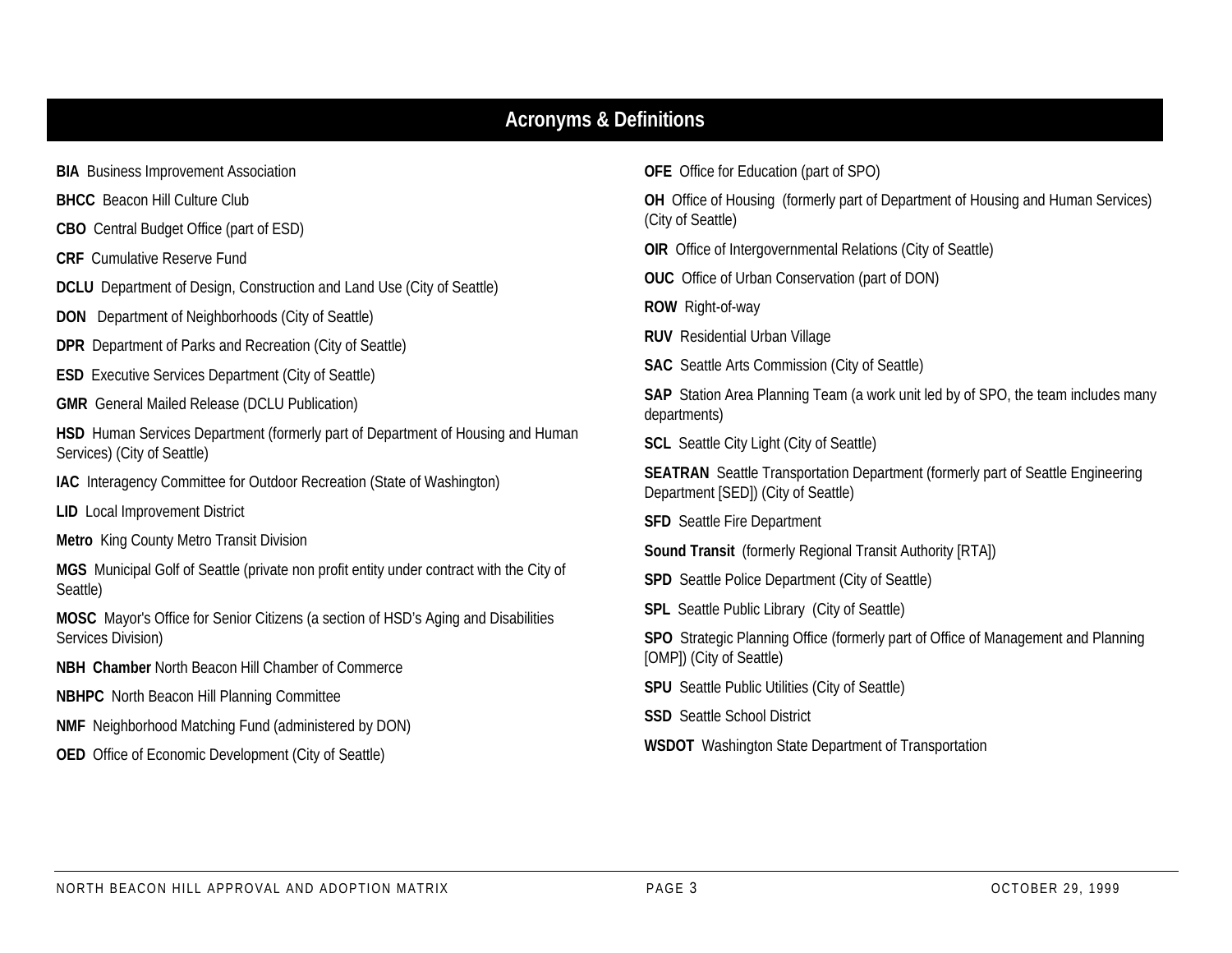# Acronyms & Definitions

**BIA** Business Improvement Association

**BHCC** Beacon Hill Culture Club

**CBO** Central Budget Office (part of ESD)

**CRF** Cumulative Reserve Fund

**DCLU** Department of Design, Construction and Land Use (City of Seattle)

**DON** Department of Neighborhoods (City of Seattle)

**DPR** Department of Parks and Recreation (City of Seattle)

**ESD** Executive Services Department (City of Seattle)

**GMR** General Mailed Release (DCLU Publication)

**HSD** Human Services Department (formerly part of Department of Housing and Human Services) (City of Seattle)

**IAC** Interagency Committee for Outdoor Recreation (State of Washington)

**LID** Local Improvement District

**Metro** King County Metro Transit Division

**MGS** Municipal Golf of Seattle (private non profit entity under contract with the City of Seattle)

**MOSC** Mayor's Office for Senior Citizens (a section of HSD's Aging and Disabilities Services Division)

**NBH Chamber** North Beacon Hill Chamber of Commerce

**NBHPC** North Beacon Hill Planning Committee

**NMF** Neighborhood Matching Fund (administered by DON)

**OED** Office of Economic Development (City of Seattle)

**OFE** Office for Education (part of SPO)

**OH** Office of Housing (formerly part of Department of Housing and Human Services) (City of Seattle)

**OIR** Office of Intergovernmental Relations (City of Seattle)

**OUC** Office of Urban Conservation (part of DON)

**ROW** Right-of-way

**RUV** Residential Urban Village

**SAC** Seattle Arts Commission (City of Seattle)

**SAP** Station Area Planning Team (a work unit led by of SPO, the team includes many departments)

**SCL** Seattle City Light (City of Seattle)

**SEATRAN** Seattle Transportation Department (formerly part of Seattle Engineering Department [SED]) (City of Seattle)

**SFD** Seattle Fire Department

**Sound Transit** (formerly Regional Transit Authority [RTA])

**SPD** Seattle Police Department (City of Seattle)

**SPL** Seattle Public Library (City of Seattle)

**SPO** Strategic Planning Office (formerly part of Office of Management and Planning [OMP]) (City of Seattle)

**SPU** Seattle Public Utilities (City of Seattle)

**SSD** Seattle School District

**WSDOT** Washington State Department of Transportation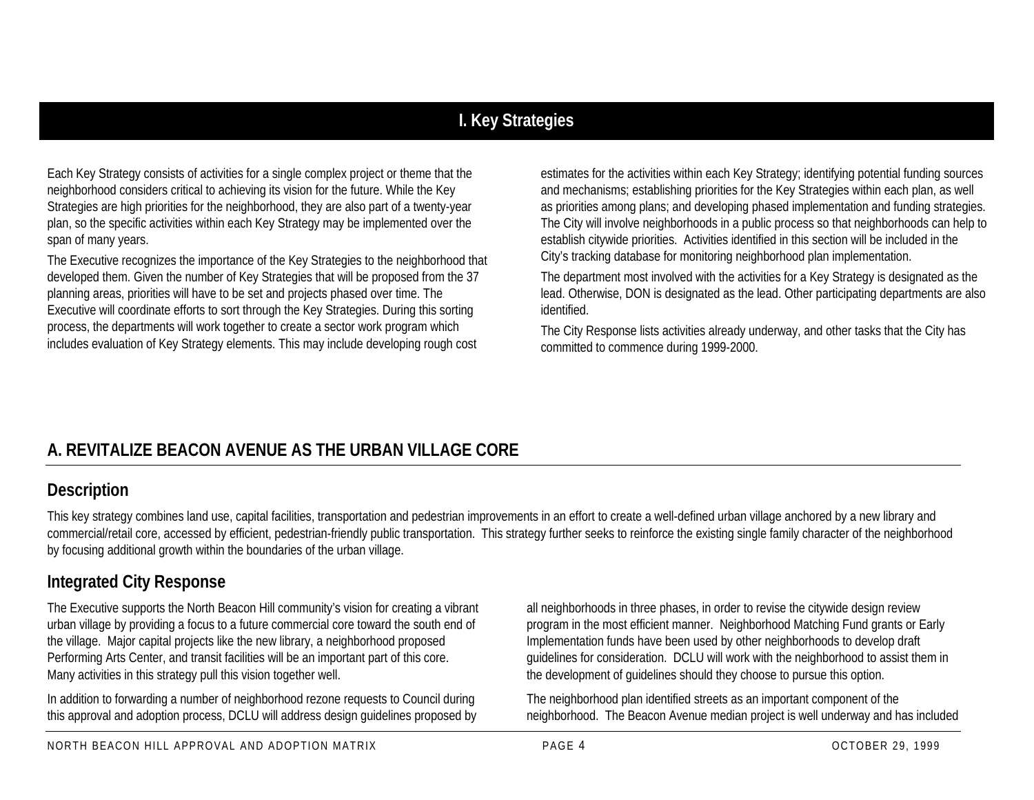# I. Key Strategies

Each Key Strategy consists of activities for a single complex project or theme that the neighborhood considers critical to achieving its vision for the future. While the Key Strategies are high priorities for the neighborhood, they are also part of a twenty-year plan, so the specific activities within each Key Strategy may be implemented over the span of many years.

The Executive recognizes the importance of the Key Strategies to the neighborhood that developed them. Given the number of Key Strategies that will be proposed from the 37 planning areas, priorities will have to be set and projects phased over time. The Executive will coordinate efforts to sort through the Key Strategies. During this sorting process, the departments will work together to create a sector work program which includes evaluation of Key Strategy elements. This may include developing rough cost estimates for the activities within each Key Strategy; identifying potential funding sources and mechanisms; establishing priorities for the Key Strategies within each plan, as well as priorities among plans; and developing phased implementation and funding strategies. The City will involve neighborhoods in a public process so that neighborhoods can help to establish citywide priorities. Activities identified in this section will be included in the City's tracking database for monitoring neighborhood plan implementation.

The department most involved with the activities for a Key Strategy is designated as the lead. Otherwise, DON is designated as the lead. Other participating departments are also identified.

The City Response lists activities already underway, and other tasks that the City has committed to commence during 1999-2000.

## A. REVITALIZE BEACON AVENUE AS THE URBAN VILLAGE CORE

### Description

This key strategy combines land use, capital facilities, transportation and pedestrian improvements in an effort to create a well-defined urban village anchored by a new library and commercial/retail core, accessed by efficient, pedestrian-friendly public transportation. This strategy further seeks to reinforce the existing single family character of the neighborhood by focusing additional growth within the boundaries of the urban village.

### Integrated City Response

The Executive supports the North Beacon Hill community's vision for creating a vibrant urban village by providing a focus to a future commercial core toward the south end of the village. Major capital projects like the new library, a neighborhood proposed Performing Arts Center, and transit facilities will be an important part of this core. Many activities in this strategy pull this vision together well.

In addition to forwarding a number of neighborhood rezone requests to Council during this approval and adoption process, DCLU will address design guidelines proposed by all neighborhoods in three phases, in order to revise the citywide design review program in the most efficient manner. Neighborhood Matching Fund grants or Early Implementation funds have been used by other neighborhoods to develop draft guidelines for consideration. DCLU will work with the neighborhood to assist them in the development of guidelines should they choose to pursue this option.

The neighborhood plan identified streets as an important component of the neighborhood. The Beacon Avenue median project is well underway and has included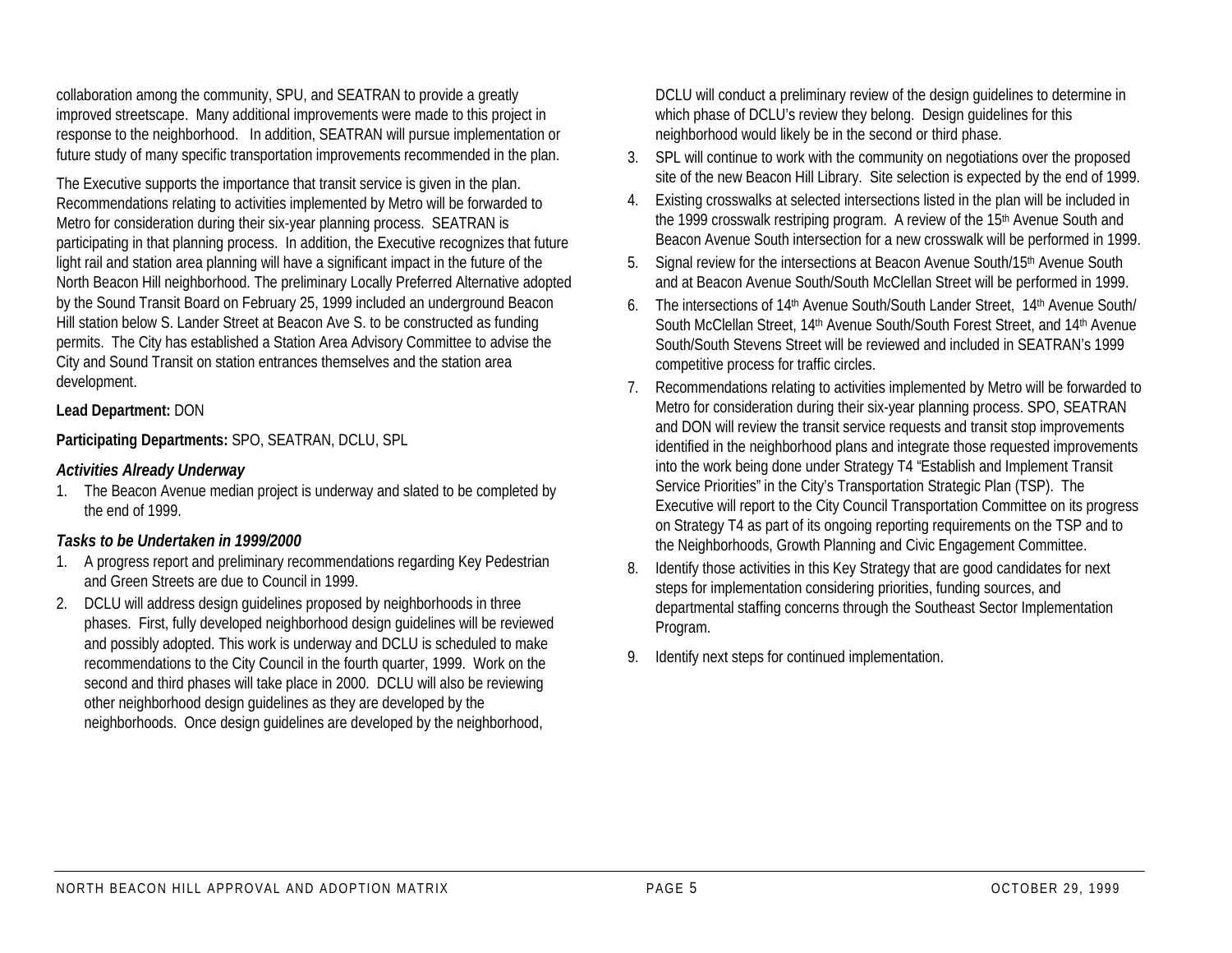collaboration among the community, SPU, and SEATRAN to provide a greatly improved streetscape. Many additional improvements were made to this project in response to the neighborhood. In addition, SEATRAN will pursue implementation or future study of many specific transportation improvements recommended in the plan.

The Executive supports the importance that transit service is given in the plan. Recommendations relating to activities implemented by Metro will be forwarded to Metro for consideration during their six-year planning process. SEATRAN is participating in that planning process. In addition, the Executive recognizes that future light rail and station area planning will have a significant impact in the future of the North Beacon Hill neighborhood. The preliminary Locally Preferred Alternative adopted by the Sound Transit Board on February 25, 1999 included an underground Beacon Hill station below S. Lander Street at Beacon Ave S. to be constructed as funding permits. The City has established a Station Area Advisory Committee to advise the City and Sound Transit on station entrances themselves and the station area development.

**Lead Department:** DON

**Participating Departments:** SPO, SEATRAN, DCLU, SPL

### *Activities Already Underway*

1. The Beacon Avenue median project is underway and slated to be completed by the end of 1999.

### *Tasks to be Undertaken in 1999/2000*

1. A progress report and preliminary recommendations regarding Key Pedestrian and Green Streets are due to Council in 1999.
2. DCLU will address design guidelines proposed by neighborhoods in three phases. First, fully developed neighborhood design guidelines will be reviewed and possibly adopted. This work is underway and DCLU is scheduled to make recommendations to the City Council in the fourth quarter, 1999. Work on the second and third phases will take place in 2000. DCLU will also be reviewing other neighborhood design guidelines as they are developed by the neighborhoods. Once design guidelines are developed by the neighborhood, DCLU will conduct a preliminary review of the design guidelines to determine in which phase of DCLU's review they belong. Design guidelines for this neighborhood would likely be in the second or third phase.
3. SPL will continue to work with the community on negotiations over the proposed site of the new Beacon Hill Library. Site selection is expected by the end of 1999.
4. Existing crosswalks at selected intersections listed in the plan will be included in the 1999 crosswalk restriping program. A review of the 15th Avenue South and Beacon Avenue South intersection for a new crosswalk will be performed in 1999.
5. Signal review for the intersections at Beacon Avenue South/15th Avenue South and at Beacon Avenue South/South McClellan Street will be performed in 1999.
6. The intersections of 14th Avenue South/South Lander Street, 14th Avenue South/ South McClellan Street, 14th Avenue South/South Forest Street, and 14th Avenue South/South Stevens Street will be reviewed and included in SEATRAN's 1999 competitive process for traffic circles.
7. Recommendations relating to activities implemented by Metro will be forwarded to Metro for consideration during their six-year planning process. SPO, SEATRAN and DON will review the transit service requests and transit stop improvements identified in the neighborhood plans and integrate those requested improvements into the work being done under Strategy T4 "Establish and Implement Transit Service Priorities" in the City's Transportation Strategic Plan (TSP). The Executive will report to the City Council Transportation Committee on its progress on Strategy T4 as part of its ongoing reporting requirements on the TSP and to the Neighborhoods, Growth Planning and Civic Engagement Committee.
8. Identify those activities in this Key Strategy that are good candidates for next steps for implementation considering priorities, funding sources, and departmental staffing concerns through the Southeast Sector Implementation Program.
9. Identify next steps for continued implementation.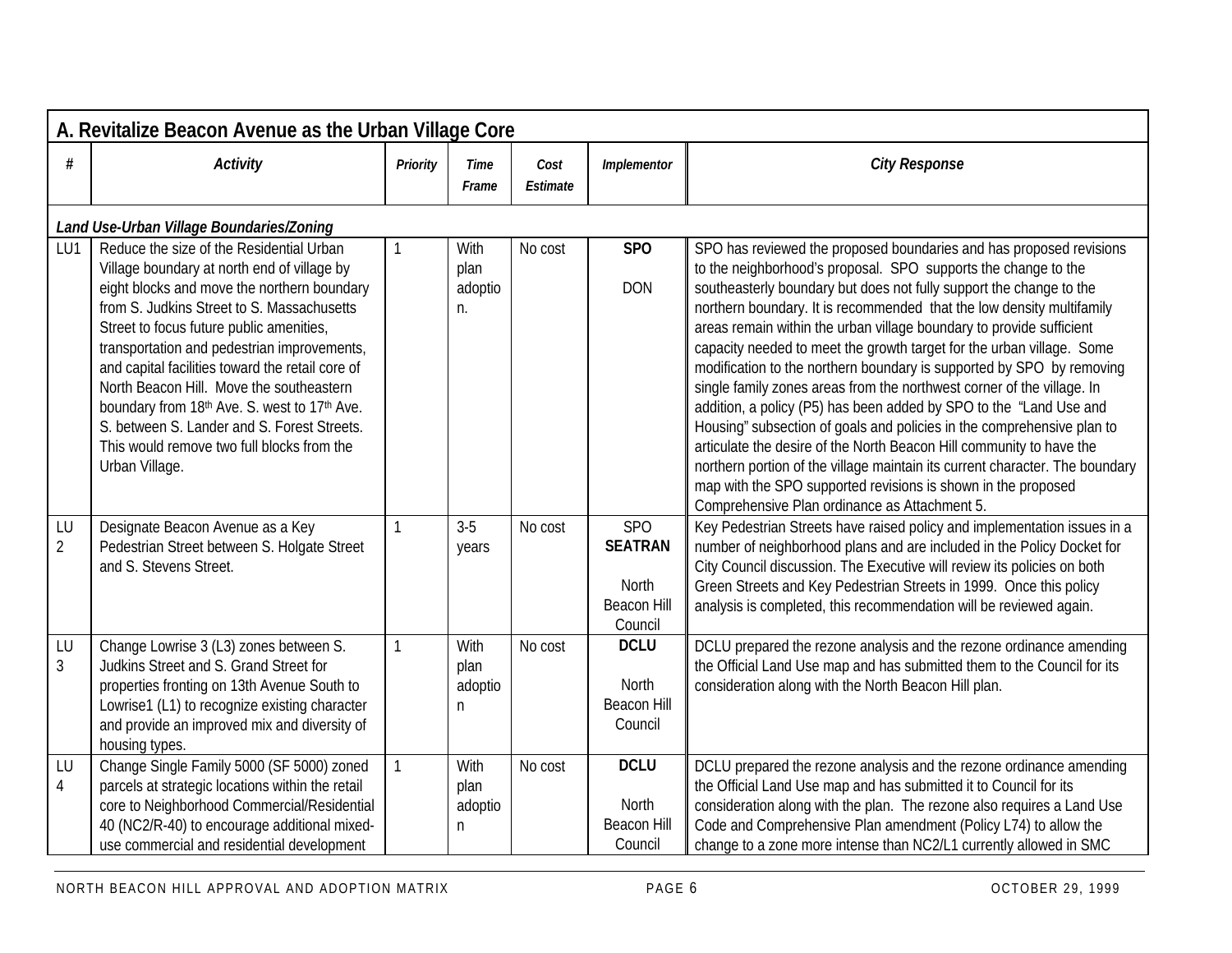## A. Revitalize Beacon Avenue as the Urban Village Core

| # | *Activity* | *Priority* | *Time Frame* | *Cost Estimate* | *Implementor* | *City Response* |
|---|---|---|---|---|---|---|
| ***Land Use-Urban Village Boundaries/Zoning*** | | | | | | |
| LU1 | Reduce the size of the Residential Urban Village boundary at north end of village by eight blocks and move the northern boundary from S. Judkins Street to S. Massachusetts Street to focus future public amenities, transportation and pedestrian improvements, and capital facilities toward the retail core of North Beacon Hill. Move the southeastern boundary from 18th Ave. S. west to 17th Ave. S. between S. Lander and S. Forest Streets. This would remove two full blocks from the Urban Village. | 1 | With plan adoption. | No cost | **SPO**<br><br>DON | SPO has reviewed the proposed boundaries and has proposed revisions to the neighborhood's proposal. SPO supports the change to the southeasterly boundary but does not fully support the change to the northern boundary. It is recommended that the low density multifamily areas remain within the urban village boundary to provide sufficient capacity needed to meet the growth target for the urban village. Some modification to the northern boundary is supported by SPO by removing single family zones areas from the northwest corner of the village. In addition, a policy (P5) has been added by SPO to the "Land Use and Housing" subsection of goals and policies in the comprehensive plan to articulate the desire of the North Beacon Hill community to have the northern portion of the village maintain its current character. The boundary map with the SPO supported revisions is shown in the proposed Comprehensive Plan ordinance as Attachment 5. |
| LU 2 | Designate Beacon Avenue as a Key Pedestrian Street between S. Holgate Street and S. Stevens Street. | 1 | 3-5 years | No cost | SPO<br>**SEATRAN**<br><br>North Beacon Hill Council | Key Pedestrian Streets have raised policy and implementation issues in a number of neighborhood plans and are included in the Policy Docket for City Council discussion. The Executive will review its policies on both Green Streets and Key Pedestrian Streets in 1999. Once this policy analysis is completed, this recommendation will be reviewed again. |
| LU 3 | Change Lowrise 3 (L3) zones between S. Judkins Street and S. Grand Street for properties fronting on 13th Avenue South to Lowrise1 (L1) to recognize existing character and provide an improved mix and diversity of housing types. | 1 | With plan adoption | No cost | **DCLU**<br><br>North Beacon Hill Council | DCLU prepared the rezone analysis and the rezone ordinance amending the Official Land Use map and has submitted them to the Council for its consideration along with the North Beacon Hill plan. |
| LU 4 | Change Single Family 5000 (SF 5000) zoned parcels at strategic locations within the retail core to Neighborhood Commercial/Residential 40 (NC2/R-40) to encourage additional mixed-use commercial and residential development | 1 | With plan adoption | No cost | **DCLU**<br><br>North Beacon Hill Council | DCLU prepared the rezone analysis and the rezone ordinance amending the Official Land Use map and has submitted it to Council for its consideration along with the plan. The rezone also requires a Land Use Code and Comprehensive Plan amendment (Policy L74) to allow the change to a zone more intense than NC2/L1 currently allowed in SMC |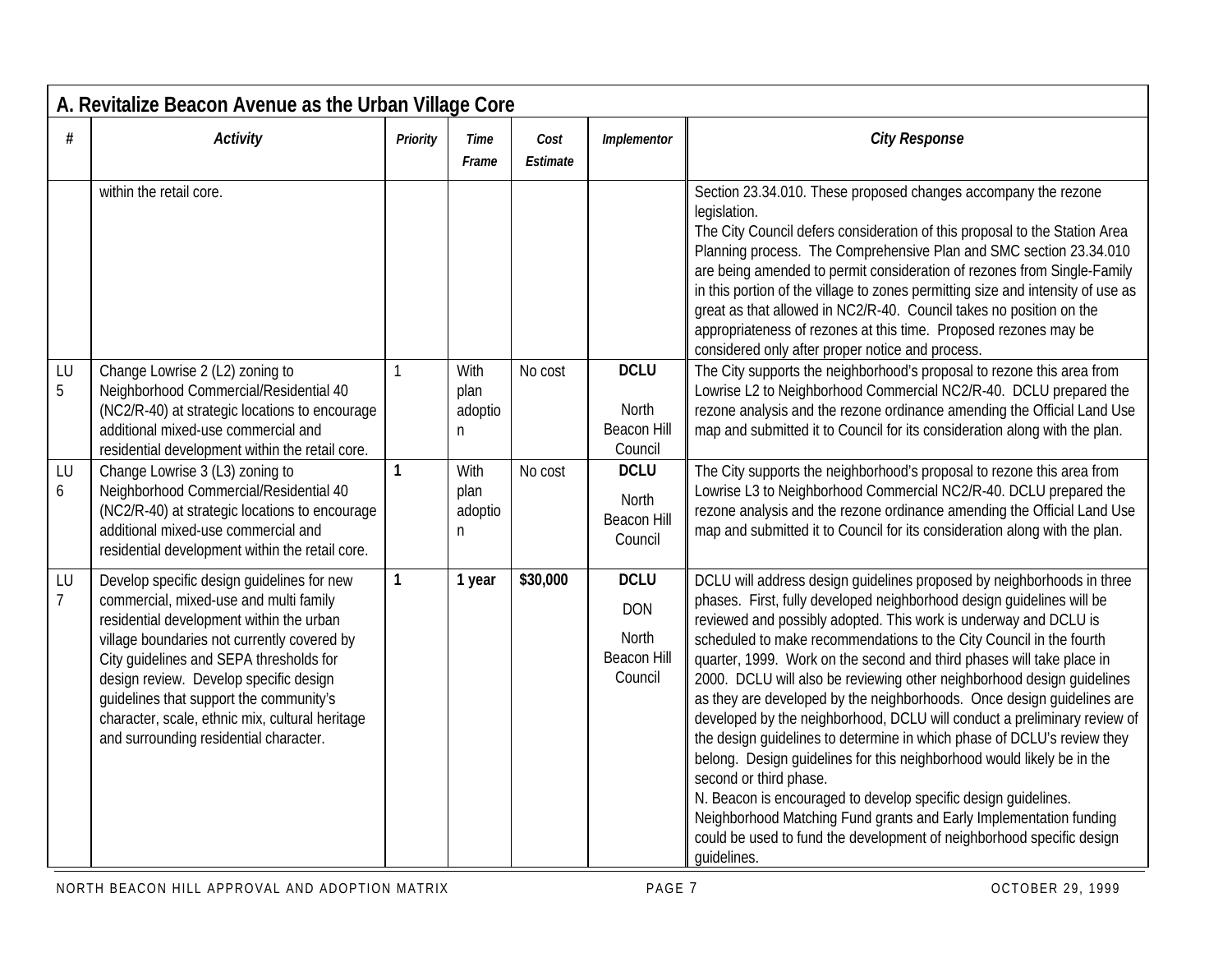## A. Revitalize Beacon Avenue as the Urban Village Core

| # | *Activity* | *Priority* | *Time Frame* | *Cost Estimate* | *Implementor* | *City Response* |
|---|---|---|---|---|---|---|
| | within the retail core. | | | | | Section 23.34.010. These proposed changes accompany the rezone legislation. The City Council defers consideration of this proposal to the Station Area Planning process. The Comprehensive Plan and SMC section 23.34.010 are being amended to permit consideration of rezones from Single-Family in this portion of the village to zones permitting size and intensity of use as great as that allowed in NC2/R-40. Council takes no position on the appropriateness of rezones at this time. Proposed rezones may be considered only after proper notice and process. |
| LU 5 | Change Lowrise 2 (L2) zoning to Neighborhood Commercial/Residential 40 (NC2/R-40) at strategic locations to encourage additional mixed-use commercial and residential development within the retail core. | 1 | With plan adoption | No cost | **DCLU** North Beacon Hill Council | The City supports the neighborhood's proposal to rezone this area from Lowrise L2 to Neighborhood Commercial NC2/R-40. DCLU prepared the rezone analysis and the rezone ordinance amending the Official Land Use map and submitted it to Council for its consideration along with the plan. |
| LU 6 | Change Lowrise 3 (L3) zoning to Neighborhood Commercial/Residential 40 (NC2/R-40) at strategic locations to encourage additional mixed-use commercial and residential development within the retail core. | **1** | With plan adoption | No cost | **DCLU** North Beacon Hill Council | The City supports the neighborhood's proposal to rezone this area from Lowrise L3 to Neighborhood Commercial NC2/R-40. DCLU prepared the rezone analysis and the rezone ordinance amending the Official Land Use map and submitted it to Council for its consideration along with the plan. |
| LU 7 | Develop specific design guidelines for new commercial, mixed-use and multi family residential development within the urban village boundaries not currently covered by City guidelines and SEPA thresholds for design review. Develop specific design guidelines that support the community's character, scale, ethnic mix, cultural heritage and surrounding residential character. | **1** | **1 year** | **$30,000** | **DCLU** DON North Beacon Hill Council | DCLU will address design guidelines proposed by neighborhoods in three phases. First, fully developed neighborhood design guidelines will be reviewed and possibly adopted. This work is underway and DCLU is scheduled to make recommendations to the City Council in the fourth quarter, 1999. Work on the second and third phases will take place in 2000. DCLU will also be reviewing other neighborhood design guidelines as they are developed by the neighborhoods. Once design guidelines are developed by the neighborhood, DCLU will conduct a preliminary review of the design guidelines to determine in which phase of DCLU's review they belong. Design guidelines for this neighborhood would likely be in the second or third phase. N. Beacon is encouraged to develop specific design guidelines. Neighborhood Matching Fund grants and Early Implementation funding could be used to fund the development of neighborhood specific design guidelines. |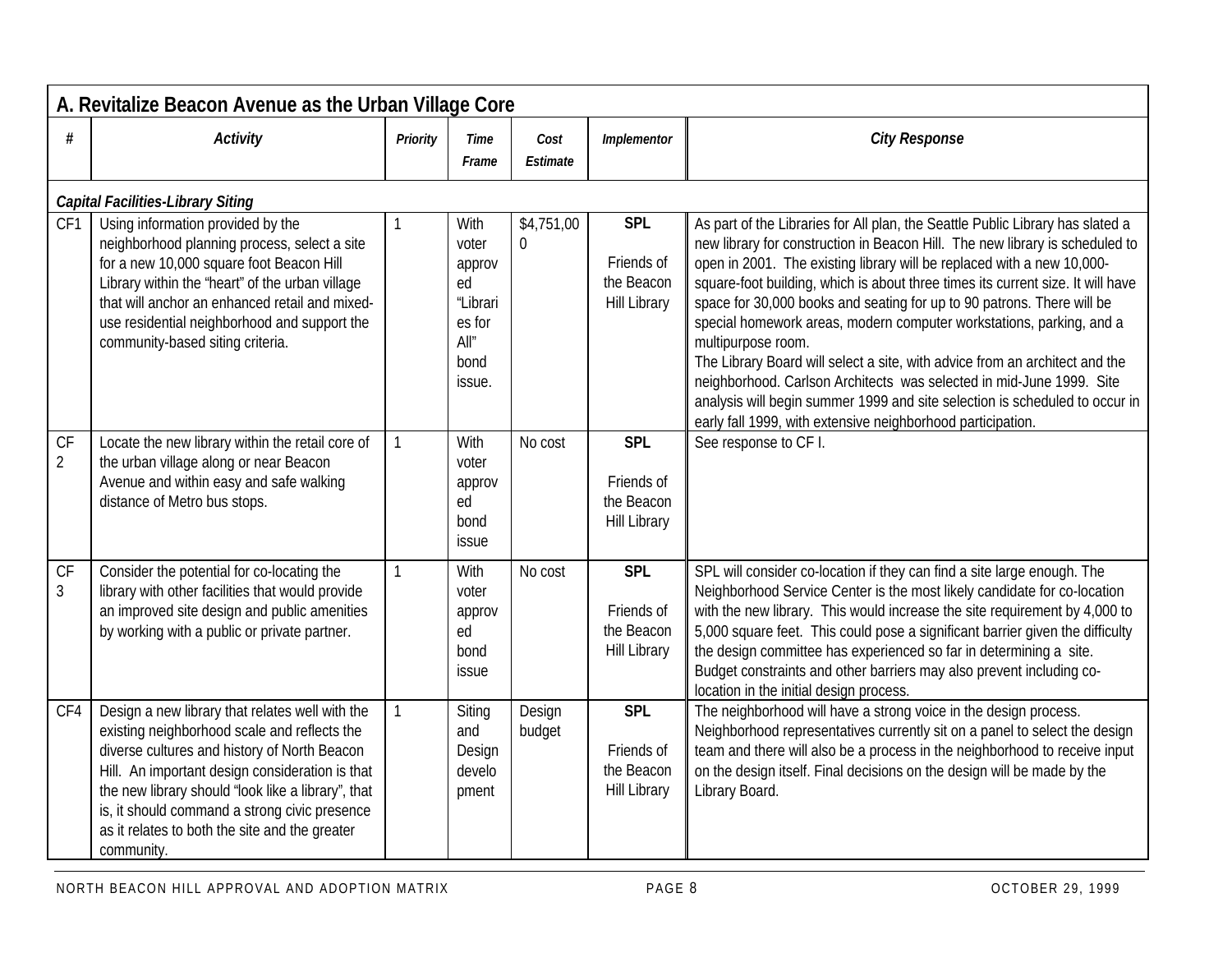## A. Revitalize Beacon Avenue as the Urban Village Core

| # | Activity | Priority | Time Frame | Cost Estimate | Implementor | City Response |
|---|---|---|---|---|---|---|
| ***Capital Facilities-Library Siting*** | | | | | | |
| CF1 | Using information provided by the neighborhood planning process, select a site for a new 10,000 square foot Beacon Hill Library within the "heart" of the urban village that will anchor an enhanced retail and mixed-use residential neighborhood and support the community-based siting criteria. | 1 | With voter approved "Libraries for All" bond issue. | $4,751,000 | **SPL** Friends of the Beacon Hill Library | As part of the Libraries for All plan, the Seattle Public Library has slated a new library for construction in Beacon Hill. The new library is scheduled to open in 2001. The existing library will be replaced with a new 10,000-square-foot building, which is about three times its current size. It will have space for 30,000 books and seating for up to 90 patrons. There will be special homework areas, modern computer workstations, parking, and a multipurpose room. The Library Board will select a site, with advice from an architect and the neighborhood. Carlson Architects was selected in mid-June 1999. Site analysis will begin summer 1999 and site selection is scheduled to occur in early fall 1999, with extensive neighborhood participation. |
| CF 2 | Locate the new library within the retail core of the urban village along or near Beacon Avenue and within easy and safe walking distance of Metro bus stops. | 1 | With voter approved bond issue | No cost | **SPL** Friends of the Beacon Hill Library | See response to CF I. |
| CF 3 | Consider the potential for co-locating the library with other facilities that would provide an improved site design and public amenities by working with a public or private partner. | 1 | With voter approved bond issue | No cost | **SPL** Friends of the Beacon Hill Library | SPL will consider co-location if they can find a site large enough. The Neighborhood Service Center is the most likely candidate for co-location with the new library. This would increase the site requirement by 4,000 to 5,000 square feet. This could pose a significant barrier given the difficulty the design committee has experienced so far in determining a site. Budget constraints and other barriers may also prevent including co-location in the initial design process. |
| CF4 | Design a new library that relates well with the existing neighborhood scale and reflects the diverse cultures and history of North Beacon Hill. An important design consideration is that the new library should "look like a library", that is, it should command a strong civic presence as it relates to both the site and the greater community. | 1 | Siting and Design development | Design budget | **SPL** Friends of the Beacon Hill Library | The neighborhood will have a strong voice in the design process. Neighborhood representatives currently sit on a panel to select the design team and there will also be a process in the neighborhood to receive input on the design itself. Final decisions on the design will be made by the Library Board. |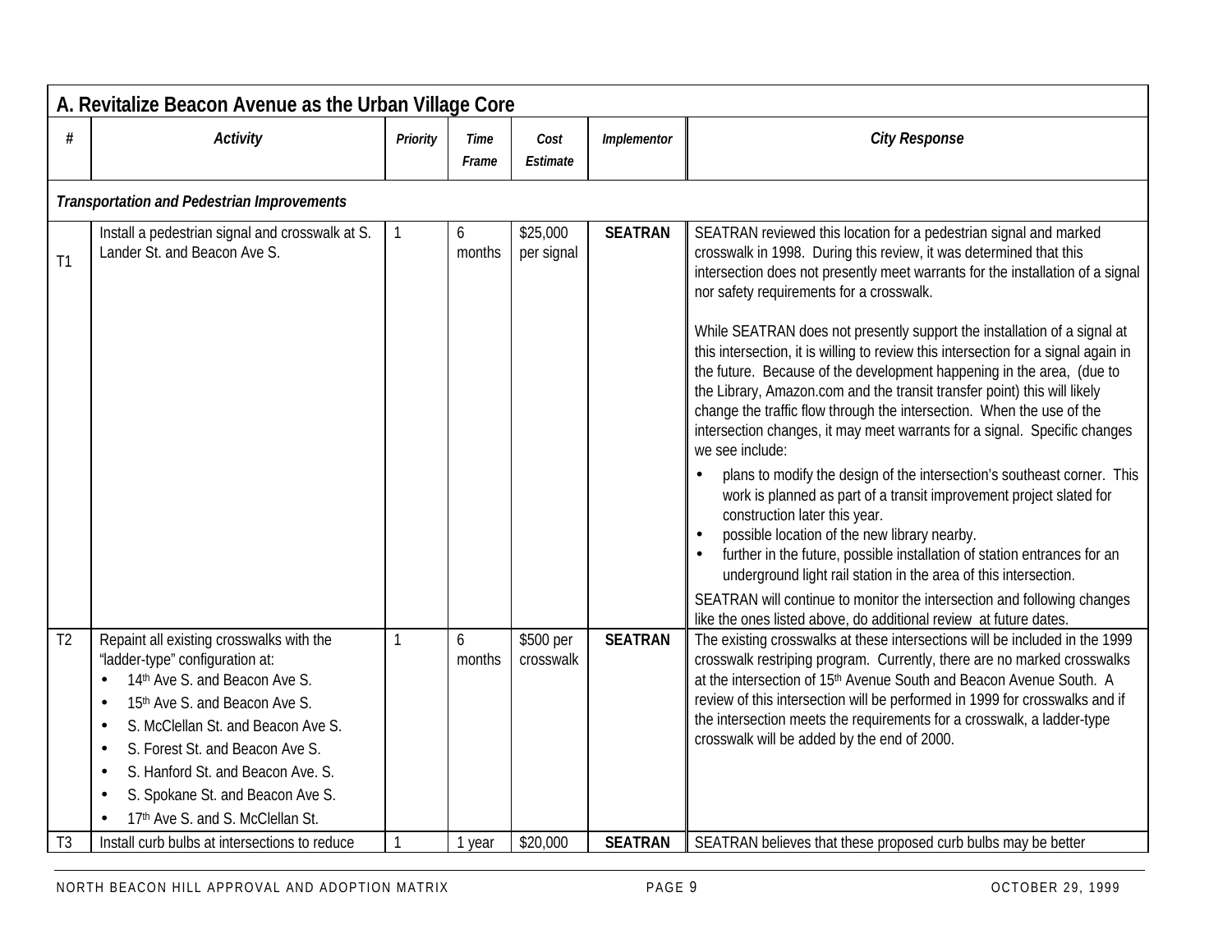## A. Revitalize Beacon Avenue as the Urban Village Core

| # | Activity | Priority | Time Frame | Cost Estimate | Implementor | City Response |
|---|---|---|---|---|---|---|
| ***Transportation and Pedestrian Improvements*** | | | | | | |
| T1 | Install a pedestrian signal and crosswalk at S. Lander St. and Beacon Ave S. | 1 | 6 months | $25,000 per signal | **SEATRAN** | SEATRAN reviewed this location for a pedestrian signal and marked crosswalk in 1998. During this review, it was determined that this intersection does not presently meet warrants for the installation of a signal nor safety requirements for a crosswalk.<br><br>While SEATRAN does not presently support the installation of a signal at this intersection, it is willing to review this intersection for a signal again in the future. Because of the development happening in the area, (due to the Library, Amazon.com and the transit transfer point) this will likely change the traffic flow through the intersection. When the use of the intersection changes, it may meet warrants for a signal. Specific changes we see include:<br>• plans to modify the design of the intersection's southeast corner. This work is planned as part of a transit improvement project slated for construction later this year.<br>• possible location of the new library nearby.<br>• further in the future, possible installation of station entrances for an underground light rail station in the area of this intersection.<br><br>SEATRAN will continue to monitor the intersection and following changes like the ones listed above, do additional review at future dates. |
| T2 | Repaint all existing crosswalks with the "ladder-type" configuration at:<br>• 14th Ave S. and Beacon Ave S.<br>• 15th Ave S. and Beacon Ave S.<br>• S. McClellan St. and Beacon Ave S.<br>• S. Forest St. and Beacon Ave S.<br>• S. Hanford St. and Beacon Ave. S.<br>• S. Spokane St. and Beacon Ave S.<br>• 17th Ave S. and S. McClellan St. | 1 | 6 months | $500 per crosswalk | **SEATRAN** | The existing crosswalks at these intersections will be included in the 1999 crosswalk restriping program. Currently, there are no marked crosswalks at the intersection of 15th Avenue South and Beacon Avenue South. A review of this intersection will be performed in 1999 for crosswalks and if the intersection meets the requirements for a crosswalk, a ladder-type crosswalk will be added by the end of 2000. |
| T3 | Install curb bulbs at intersections to reduce | 1 | 1 year | $20,000 | **SEATRAN** | SEATRAN believes that these proposed curb bulbs may be better |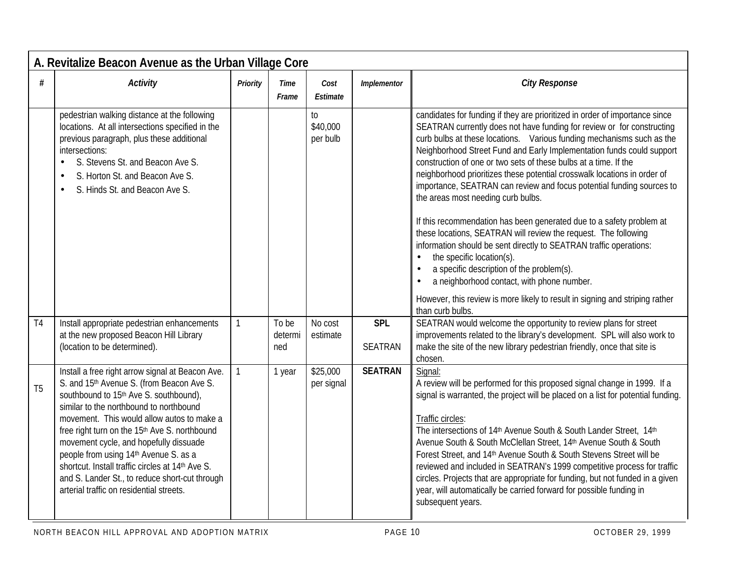## A. Revitalize Beacon Avenue as the Urban Village Core

| # | *Activity* | *Priority* | *Time Frame* | *Cost Estimate* | *Implementor* | *City Response* |
|---|---|---|---|---|---|---|
| | pedestrian walking distance at the following locations. At all intersections specified in the previous paragraph, plus these additional intersections: • S. Stevens St. and Beacon Ave S. • S. Horton St. and Beacon Ave S. • S. Hinds St. and Beacon Ave S. | | | to $40,000 per bulb | | candidates for funding if they are prioritized in order of importance since SEATRAN currently does not have funding for review or for constructing curb bulbs at these locations. Various funding mechanisms such as the Neighborhood Street Fund and Early Implementation funds could support construction of one or two sets of these bulbs at a time. If the neighborhood prioritizes these potential crosswalk locations in order of importance, SEATRAN can review and focus potential funding sources to the areas most needing curb bulbs. <br><br> If this recommendation has been generated due to a safety problem at these locations, SEATRAN will review the request. The following information should be sent directly to SEATRAN traffic operations: • the specific location(s). • a specific description of the problem(s). • a neighborhood contact, with phone number. <br><br> However, this review is more likely to result in signing and striping rather than curb bulbs. |
| T4 | Install appropriate pedestrian enhancements at the new proposed Beacon Hill Library (location to be determined). | 1 | To be determined | No cost estimate | **SPL** <br> SEATRAN | SEATRAN would welcome the opportunity to review plans for street improvements related to the library's development. SPL will also work to make the site of the new library pedestrian friendly, once that site is chosen. |
| T5 | Install a free right arrow signal at Beacon Ave. S. and 15th Avenue S. (from Beacon Ave S. southbound to 15th Ave S. southbound), similar to the northbound to northbound movement. This would allow autos to make a free right turn on the 15th Ave S. northbound movement cycle, and hopefully dissuade people from using 14th Avenue S. as a shortcut. Install traffic circles at 14th Ave S. and S. Lander St., to reduce short-cut through arterial traffic on residential streets. | 1 | 1 year | $25,000 per signal | **SEATRAN** | Signal: <br> A review will be performed for this proposed signal change in 1999. If a signal is warranted, the project will be placed on a list for potential funding. <br><br> Traffic circles: <br> The intersections of 14th Avenue South & South Lander Street, 14th Avenue South & South McClellan Street, 14th Avenue South & South Forest Street, and 14th Avenue South & South Stevens Street will be reviewed and included in SEATRAN's 1999 competitive process for traffic circles. Projects that are appropriate for funding, but not funded in a given year, will automatically be carried forward for possible funding in subsequent years. |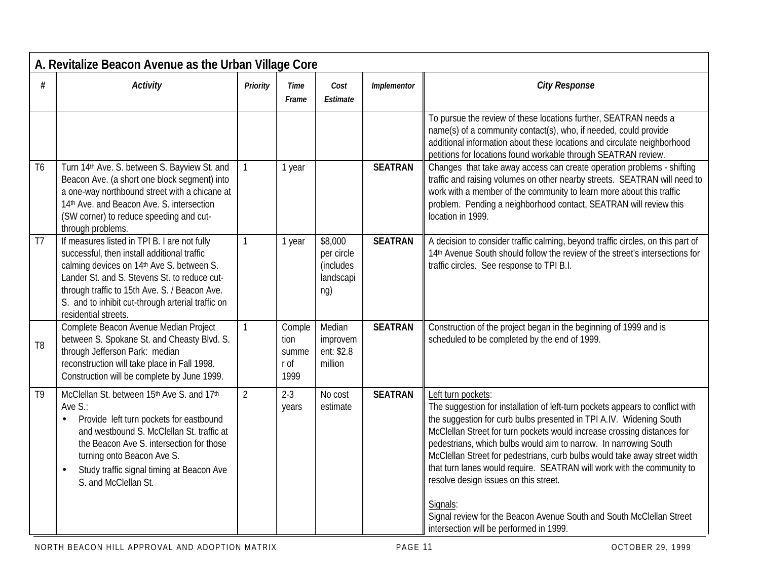## A. Revitalize Beacon Avenue as the Urban Village Core

| # | Activity | Priority | Time Frame | Cost Estimate | Implementor | City Response |
|---|---|---|---|---|---|---|
| | | | | | | To pursue the review of these locations further, SEATRAN needs a name(s) of a community contact(s), who, if needed, could provide additional information about these locations and circulate neighborhood petitions for locations found workable through SEATRAN review. |
| T6 | Turn 14th Ave. S. between S. Bayview St. and Beacon Ave. (a short one block segment) into a one-way northbound street with a chicane at 14th Ave. and Beacon Ave. S. intersection (SW corner) to reduce speeding and cut-through problems. | 1 | 1 year | | **SEATRAN** | Changes that take away access can create operation problems - shifting traffic and raising volumes on other nearby streets. SEATRAN will need to work with a member of the community to learn more about this traffic problem. Pending a neighborhood contact, SEATRAN will review this location in 1999. |
| T7 | If measures listed in TPI B. I are not fully successful, then install additional traffic calming devices on 14th Ave S. between S. Lander St. and S. Stevens St. to reduce cut-through traffic to 15th Ave. S. / Beacon Ave. S. and to inhibit cut-through arterial traffic on residential streets. | 1 | 1 year | $8,000 per circle (includes landscaping) | **SEATRAN** | A decision to consider traffic calming, beyond traffic circles, on this part of 14th Avenue South should follow the review of the street's intersections for traffic circles. See response to TPI B.I. |
| T8 | Complete Beacon Avenue Median Project between S. Spokane St. and Cheasty Blvd. S. through Jefferson Park: median reconstruction will take place in Fall 1998. Construction will be complete by June 1999. | 1 | Completion summer of 1999 | Median improvement: $2.8 million | **SEATRAN** | Construction of the project began in the beginning of 1999 and is scheduled to be completed by the end of 1999. |
| T9 | McClellan St. between 15th Ave S. and 17th Ave S.:<br>• Provide left turn pockets for eastbound and westbound S. McClellan St. traffic at the Beacon Ave S. intersection for those turning onto Beacon Ave S.<br>• Study traffic signal timing at Beacon Ave S. and McClellan St. | 2 | 2-3 years | No cost estimate | **SEATRAN** | Left turn pockets:<br>The suggestion for installation of left-turn pockets appears to conflict with the suggestion for curb bulbs presented in TPI A.IV. Widening South McClellan Street for turn pockets would increase crossing distances for pedestrians, which bulbs would aim to narrow. In narrowing South McClellan Street for pedestrians, curb bulbs would take away street width that turn lanes would require. SEATRAN will work with the community to resolve design issues on this street.<br><br>Signals:<br>Signal review for the Beacon Avenue South and South McClellan Street intersection will be performed in 1999. |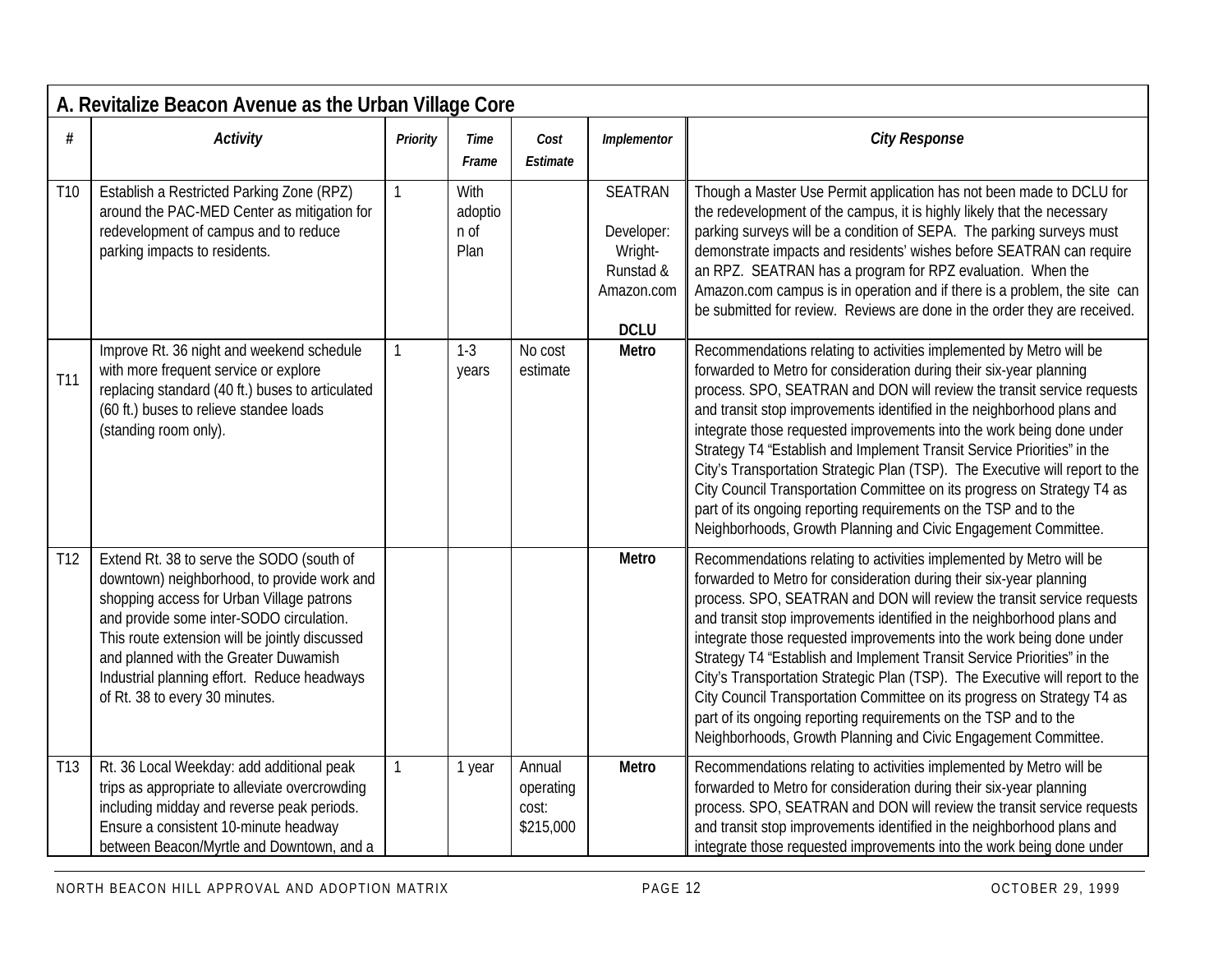| A. Revitalize Beacon Avenue as the Urban Village Core | | | | | | |
|---|---|---|---|---|---|---|
| **#** | ***Activity*** | ***Priority*** | ***Time Frame*** | ***Cost Estimate*** | ***Implementor*** | ***City Response*** |
| T10 | Establish a Restricted Parking Zone (RPZ) around the PAC-MED Center as mitigation for redevelopment of campus and to reduce parking impacts to residents. | 1 | With adoption of Plan | | SEATRAN<br><br>Developer: Wright-Runstad & Amazon.com<br><br>**DCLU** | Though a Master Use Permit application has not been made to DCLU for the redevelopment of the campus, it is highly likely that the necessary parking surveys will be a condition of SEPA. The parking surveys must demonstrate impacts and residents' wishes before SEATRAN can require an RPZ. SEATRAN has a program for RPZ evaluation. When the Amazon.com campus is in operation and if there is a problem, the site can be submitted for review. Reviews are done in the order they are received. |
| T11 | Improve Rt. 36 night and weekend schedule with more frequent service or explore replacing standard (40 ft.) buses to articulated (60 ft.) buses to relieve standee loads (standing room only). | 1 | 1-3 years | No cost estimate | **Metro** | Recommendations relating to activities implemented by Metro will be forwarded to Metro for consideration during their six-year planning process. SPO, SEATRAN and DON will review the transit service requests and transit stop improvements identified in the neighborhood plans and integrate those requested improvements into the work being done under Strategy T4 "Establish and Implement Transit Service Priorities" in the City's Transportation Strategic Plan (TSP). The Executive will report to the City Council Transportation Committee on its progress on Strategy T4 as part of its ongoing reporting requirements on the TSP and to the Neighborhoods, Growth Planning and Civic Engagement Committee. |
| T12 | Extend Rt. 38 to serve the SODO (south of downtown) neighborhood, to provide work and shopping access for Urban Village patrons and provide some inter-SODO circulation. This route extension will be jointly discussed and planned with the Greater Duwamish Industrial planning effort. Reduce headways of Rt. 38 to every 30 minutes. | | | | **Metro** | Recommendations relating to activities implemented by Metro will be forwarded to Metro for consideration during their six-year planning process. SPO, SEATRAN and DON will review the transit service requests and transit stop improvements identified in the neighborhood plans and integrate those requested improvements into the work being done under Strategy T4 "Establish and Implement Transit Service Priorities" in the City's Transportation Strategic Plan (TSP). The Executive will report to the City Council Transportation Committee on its progress on Strategy T4 as part of its ongoing reporting requirements on the TSP and to the Neighborhoods, Growth Planning and Civic Engagement Committee. |
| T13 | Rt. 36 Local Weekday: add additional peak trips as appropriate to alleviate overcrowding including midday and reverse peak periods. Ensure a consistent 10-minute headway between Beacon/Myrtle and Downtown, and a | 1 | 1 year | Annual operating cost: $215,000 | **Metro** | Recommendations relating to activities implemented by Metro will be forwarded to Metro for consideration during their six-year planning process. SPO, SEATRAN and DON will review the transit service requests and transit stop improvements identified in the neighborhood plans and integrate those requested improvements into the work being done under |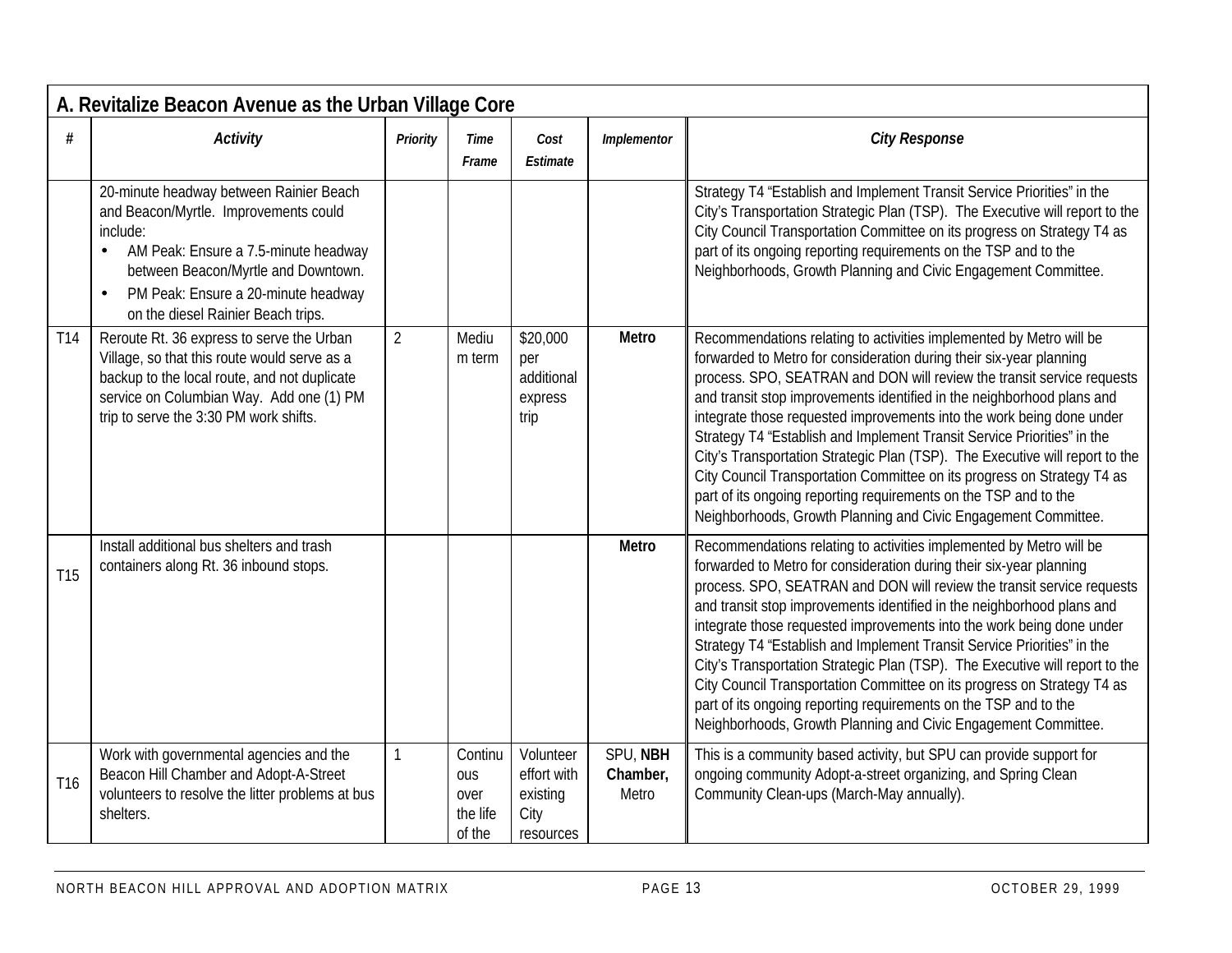## A. Revitalize Beacon Avenue as the Urban Village Core

| # | Activity | Priority | Time Frame | Cost Estimate | Implementor | City Response |
|---|---|---|---|---|---|---|
| | 20-minute headway between Rainier Beach and Beacon/Myrtle. Improvements could include: <br>• AM Peak: Ensure a 7.5-minute headway between Beacon/Myrtle and Downtown. <br>• PM Peak: Ensure a 20-minute headway on the diesel Rainier Beach trips. | | | | | Strategy T4 "Establish and Implement Transit Service Priorities" in the City's Transportation Strategic Plan (TSP). The Executive will report to the City Council Transportation Committee on its progress on Strategy T4 as part of its ongoing reporting requirements on the TSP and to the Neighborhoods, Growth Planning and Civic Engagement Committee. |
| T14 | Reroute Rt. 36 express to serve the Urban Village, so that this route would serve as a backup to the local route, and not duplicate service on Columbian Way. Add one (1) PM trip to serve the 3:30 PM work shifts. | 2 | Medium term | $20,000 per additional express trip | **Metro** | Recommendations relating to activities implemented by Metro will be forwarded to Metro for consideration during their six-year planning process. SPO, SEATRAN and DON will review the transit service requests and transit stop improvements identified in the neighborhood plans and integrate those requested improvements into the work being done under Strategy T4 "Establish and Implement Transit Service Priorities" in the City's Transportation Strategic Plan (TSP). The Executive will report to the City Council Transportation Committee on its progress on Strategy T4 as part of its ongoing reporting requirements on the TSP and to the Neighborhoods, Growth Planning and Civic Engagement Committee. |
| T15 | Install additional bus shelters and trash containers along Rt. 36 inbound stops. | | | | **Metro** | Recommendations relating to activities implemented by Metro will be forwarded to Metro for consideration during their six-year planning process. SPO, SEATRAN and DON will review the transit service requests and transit stop improvements identified in the neighborhood plans and integrate those requested improvements into the work being done under Strategy T4 "Establish and Implement Transit Service Priorities" in the City's Transportation Strategic Plan (TSP). The Executive will report to the City Council Transportation Committee on its progress on Strategy T4 as part of its ongoing reporting requirements on the TSP and to the Neighborhoods, Growth Planning and Civic Engagement Committee. |
| T16 | Work with governmental agencies and the Beacon Hill Chamber and Adopt-A-Street volunteers to resolve the litter problems at bus shelters. | 1 | Continuous over the life of the | Volunteer effort with existing City resources | SPU, **NBH Chamber,** Metro | This is a community based activity, but SPU can provide support for ongoing community Adopt-a-street organizing, and Spring Clean Community Clean-ups (March-May annually). |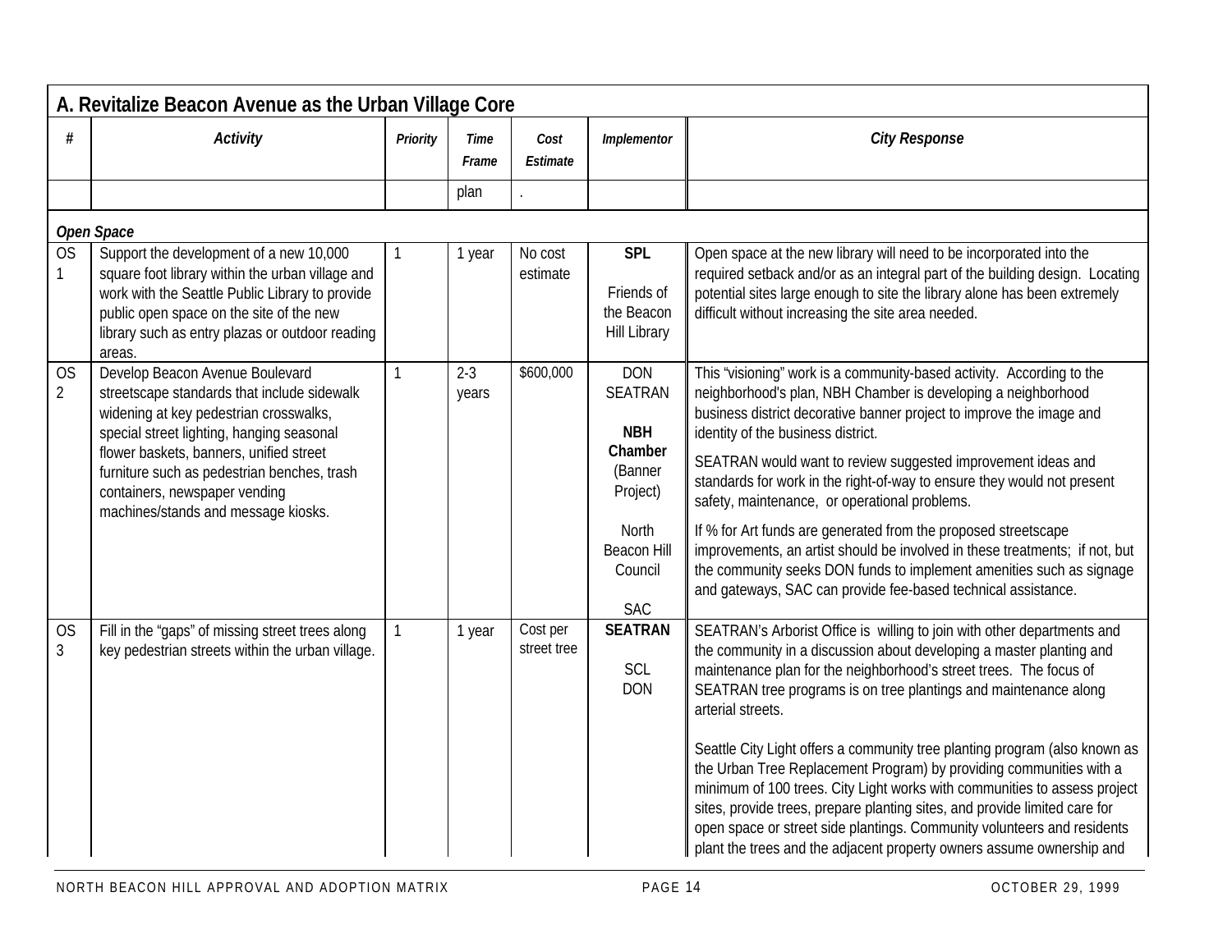## A. Revitalize Beacon Avenue as the Urban Village Core

| # | *Activity* | *Priority* | *Time Frame* | *Cost Estimate* | *Implementor* | *City Response* |
|---|---|---|---|---|---|---|
| | | | plan | . | | |
| ***Open Space*** | | | | | | |
| OS 1 | Support the development of a new 10,000 square foot library within the urban village and work with the Seattle Public Library to provide public open space on the site of the new library such as entry plazas or outdoor reading areas. | 1 | 1 year | No cost estimate | **SPL**<br><br>Friends of the Beacon Hill Library | Open space at the new library will need to be incorporated into the required setback and/or as an integral part of the building design. Locating potential sites large enough to site the library alone has been extremely difficult without increasing the site area needed. |
| OS 2 | Develop Beacon Avenue Boulevard streetscape standards that include sidewalk widening at key pedestrian crosswalks, special street lighting, hanging seasonal flower baskets, banners, unified street furniture such as pedestrian benches, trash containers, newspaper vending machines/stands and message kiosks. | 1 | 2-3 years | $600,000 | DON<br>SEATRAN<br><br>**NBH Chamber**<br>(Banner Project)<br><br>North Beacon Hill Council<br><br>SAC | This "visioning" work is a community-based activity. According to the neighborhood's plan, NBH Chamber is developing a neighborhood business district decorative banner project to improve the image and identity of the business district.<br><br>SEATRAN would want to review suggested improvement ideas and standards for work in the right-of-way to ensure they would not present safety, maintenance, or operational problems.<br><br>If % for Art funds are generated from the proposed streetscape improvements, an artist should be involved in these treatments; if not, but the community seeks DON funds to implement amenities such as signage and gateways, SAC can provide fee-based technical assistance. |
| OS 3 | Fill in the "gaps" of missing street trees along key pedestrian streets within the urban village. | 1 | 1 year | Cost per street tree | **SEATRAN**<br><br>SCL<br>DON | SEATRAN's Arborist Office is willing to join with other departments and the community in a discussion about developing a master planting and maintenance plan for the neighborhood's street trees. The focus of SEATRAN tree programs is on tree plantings and maintenance along arterial streets.<br><br>Seattle City Light offers a community tree planting program (also known as the Urban Tree Replacement Program) by providing communities with a minimum of 100 trees. City Light works with communities to assess project sites, provide trees, prepare planting sites, and provide limited care for open space or street side plantings. Community volunteers and residents plant the trees and the adjacent property owners assume ownership and |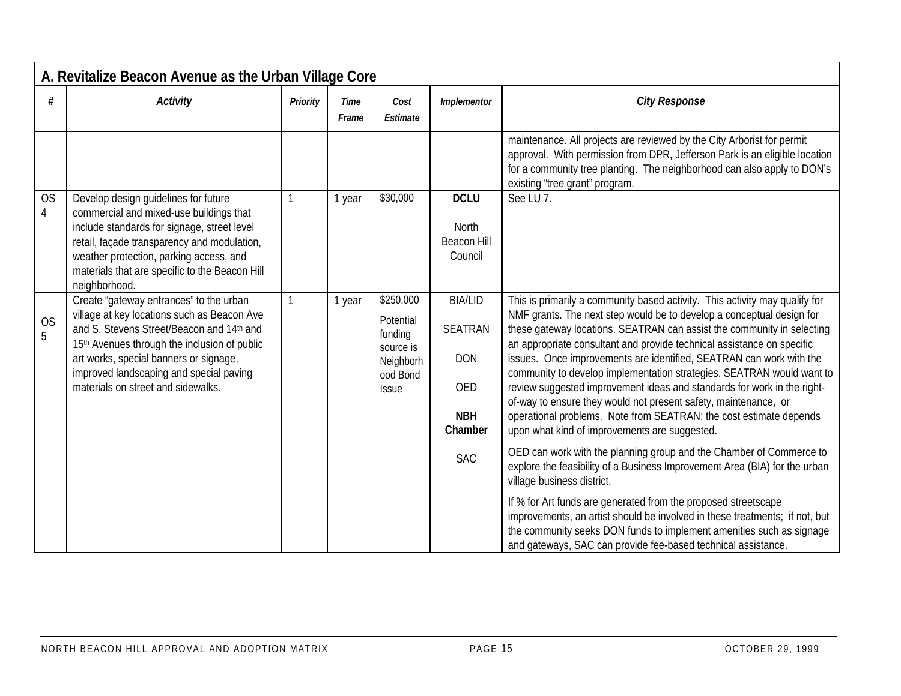## A. Revitalize Beacon Avenue as the Urban Village Core

| # | *Activity* | *Priority* | *Time Frame* | *Cost Estimate* | *Implementor* | *City Response* |
|---|---|---|---|---|---|---|
| | | | | | | maintenance. All projects are reviewed by the City Arborist for permit approval. With permission from DPR, Jefferson Park is an eligible location for a community tree planting. The neighborhood can also apply to DON's existing "tree grant" program. |
| OS 4 | Develop design guidelines for future commercial and mixed-use buildings that include standards for signage, street level retail, façade transparency and modulation, weather protection, parking access, and materials that are specific to the Beacon Hill neighborhood. | 1 | 1 year | $30,000 | **DCLU**<br><br>North Beacon Hill Council | See LU 7. |
| OS 5 | Create "gateway entrances" to the urban village at key locations such as Beacon Ave and S. Stevens Street/Beacon and 14th and 15th Avenues through the inclusion of public art works, special banners or signage, improved landscaping and special paving materials on street and sidewalks. | 1 | 1 year | $250,000<br><br>Potential funding source is Neighborhood Bond Issue | BIA/LID<br><br>SEATRAN<br><br>DON<br><br>OED<br><br>**NBH Chamber**<br><br>SAC | This is primarily a community based activity. This activity may qualify for NMF grants. The next step would be to develop a conceptual design for these gateway locations. SEATRAN can assist the community in selecting an appropriate consultant and provide technical assistance on specific issues. Once improvements are identified, SEATRAN can work with the community to develop implementation strategies. SEATRAN would want to review suggested improvement ideas and standards for work in the right-of-way to ensure they would not present safety, maintenance, or operational problems. Note from SEATRAN: the cost estimate depends upon what kind of improvements are suggested.<br><br>OED can work with the planning group and the Chamber of Commerce to explore the feasibility of a Business Improvement Area (BIA) for the urban village business district.<br><br>If % for Art funds are generated from the proposed streetscape improvements, an artist should be involved in these treatments; if not, but the community seeks DON funds to implement amenities such as signage and gateways, SAC can provide fee-based technical assistance. |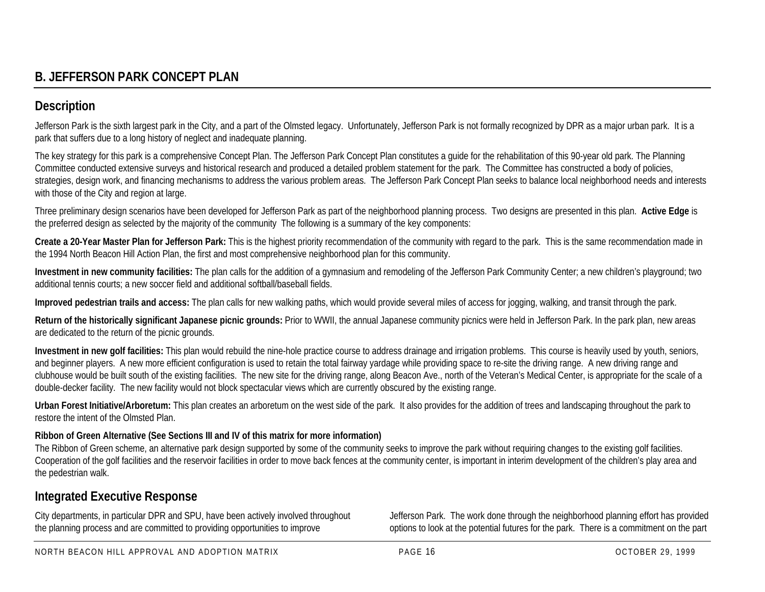## B. JEFFERSON PARK CONCEPT PLAN

## Description

Jefferson Park is the sixth largest park in the City, and a part of the Olmsted legacy. Unfortunately, Jefferson Park is not formally recognized by DPR as a major urban park. It is a park that suffers due to a long history of neglect and inadequate planning.

The key strategy for this park is a comprehensive Concept Plan. The Jefferson Park Concept Plan constitutes a guide for the rehabilitation of this 90-year old park. The Planning Committee conducted extensive surveys and historical research and produced a detailed problem statement for the park. The Committee has constructed a body of policies, strategies, design work, and financing mechanisms to address the various problem areas. The Jefferson Park Concept Plan seeks to balance local neighborhood needs and interests with those of the City and region at large.

Three preliminary design scenarios have been developed for Jefferson Park as part of the neighborhood planning process. Two designs are presented in this plan. **Active Edge** is the preferred design as selected by the majority of the community The following is a summary of the key components:

**Create a 20-Year Master Plan for Jefferson Park:** This is the highest priority recommendation of the community with regard to the park. This is the same recommendation made in the 1994 North Beacon Hill Action Plan, the first and most comprehensive neighborhood plan for this community.

**Investment in new community facilities:** The plan calls for the addition of a gymnasium and remodeling of the Jefferson Park Community Center; a new children's playground; two additional tennis courts; a new soccer field and additional softball/baseball fields.

**Improved pedestrian trails and access:** The plan calls for new walking paths, which would provide several miles of access for jogging, walking, and transit through the park.

**Return of the historically significant Japanese picnic grounds:** Prior to WWII, the annual Japanese community picnics were held in Jefferson Park. In the park plan, new areas are dedicated to the return of the picnic grounds.

**Investment in new golf facilities:** This plan would rebuild the nine-hole practice course to address drainage and irrigation problems. This course is heavily used by youth, seniors, and beginner players. A new more efficient configuration is used to retain the total fairway yardage while providing space to re-site the driving range. A new driving range and clubhouse would be built south of the existing facilities. The new site for the driving range, along Beacon Ave., north of the Veteran's Medical Center, is appropriate for the scale of a double-decker facility. The new facility would not block spectacular views which are currently obscured by the existing range.

**Urban Forest Initiative/Arboretum:** This plan creates an arboretum on the west side of the park. It also provides for the addition of trees and landscaping throughout the park to restore the intent of the Olmsted Plan.

**Ribbon of Green Alternative (See Sections III and IV of this matrix for more information)**
The Ribbon of Green scheme, an alternative park design supported by some of the community seeks to improve the park without requiring changes to the existing golf facilities. Cooperation of the golf facilities and the reservoir facilities in order to move back fences at the community center, is important in interim development of the children's play area and the pedestrian walk.

## Integrated Executive Response

City departments, in particular DPR and SPU, have been actively involved throughout the planning process and are committed to providing opportunities to improve Jefferson Park. The work done through the neighborhood planning effort has provided options to look at the potential futures for the park. There is a commitment on the part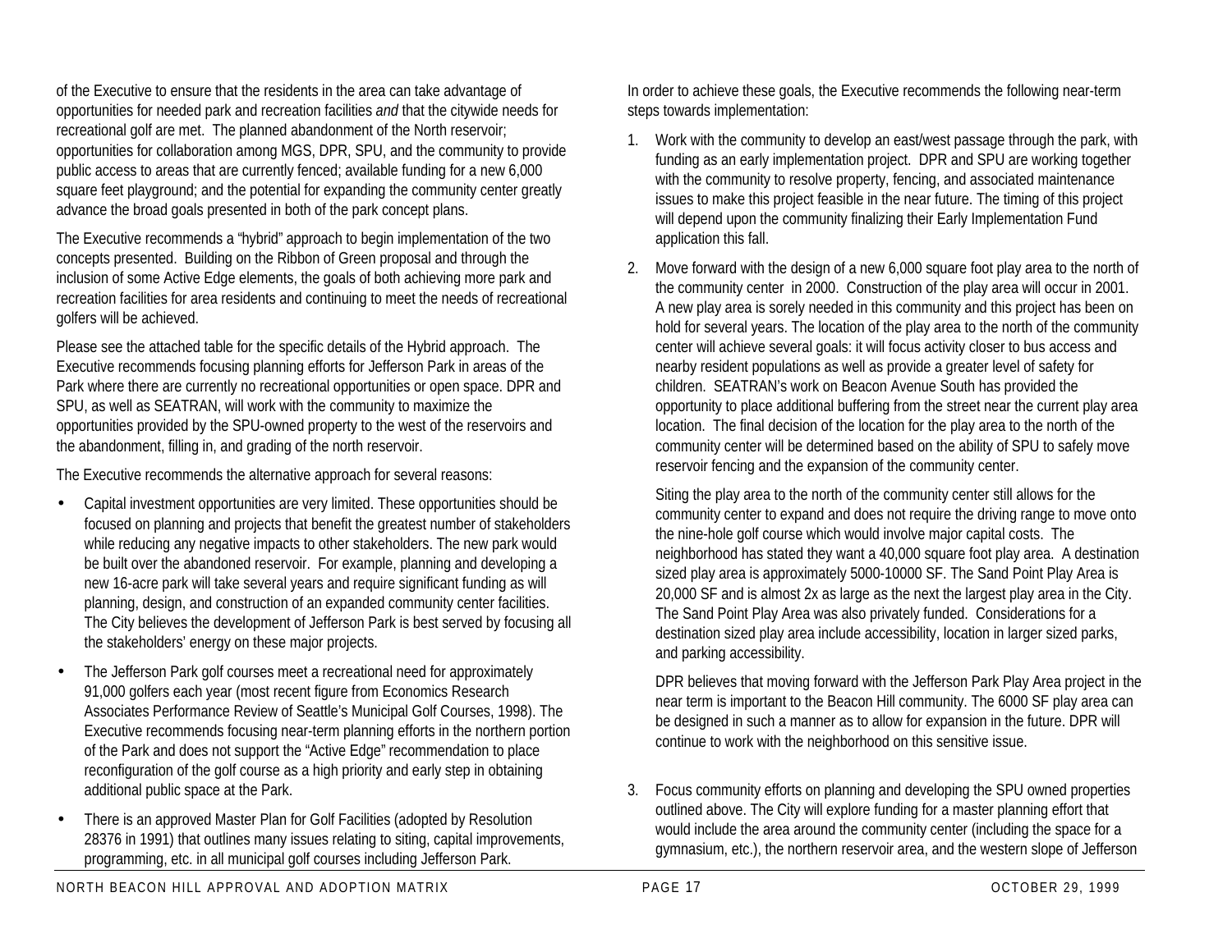of the Executive to ensure that the residents in the area can take advantage of opportunities for needed park and recreation facilities *and* that the citywide needs for recreational golf are met. The planned abandonment of the North reservoir; opportunities for collaboration among MGS, DPR, SPU, and the community to provide public access to areas that are currently fenced; available funding for a new 6,000 square feet playground; and the potential for expanding the community center greatly advance the broad goals presented in both of the park concept plans.

The Executive recommends a "hybrid" approach to begin implementation of the two concepts presented. Building on the Ribbon of Green proposal and through the inclusion of some Active Edge elements, the goals of both achieving more park and recreation facilities for area residents and continuing to meet the needs of recreational golfers will be achieved.

Please see the attached table for the specific details of the Hybrid approach. The Executive recommends focusing planning efforts for Jefferson Park in areas of the Park where there are currently no recreational opportunities or open space. DPR and SPU, as well as SEATRAN, will work with the community to maximize the opportunities provided by the SPU-owned property to the west of the reservoirs and the abandonment, filling in, and grading of the north reservoir.

The Executive recommends the alternative approach for several reasons:

- Capital investment opportunities are very limited. These opportunities should be focused on planning and projects that benefit the greatest number of stakeholders while reducing any negative impacts to other stakeholders. The new park would be built over the abandoned reservoir. For example, planning and developing a new 16-acre park will take several years and require significant funding as will planning, design, and construction of an expanded community center facilities. The City believes the development of Jefferson Park is best served by focusing all the stakeholders' energy on these major projects.
- The Jefferson Park golf courses meet a recreational need for approximately 91,000 golfers each year (most recent figure from Economics Research Associates Performance Review of Seattle's Municipal Golf Courses, 1998). The Executive recommends focusing near-term planning efforts in the northern portion of the Park and does not support the "Active Edge" recommendation to place reconfiguration of the golf course as a high priority and early step in obtaining additional public space at the Park.
- There is an approved Master Plan for Golf Facilities (adopted by Resolution 28376 in 1991) that outlines many issues relating to siting, capital improvements, programming, etc. in all municipal golf courses including Jefferson Park.

In order to achieve these goals, the Executive recommends the following near-term steps towards implementation:

1. Work with the community to develop an east/west passage through the park, with funding as an early implementation project. DPR and SPU are working together with the community to resolve property, fencing, and associated maintenance issues to make this project feasible in the near future. The timing of this project will depend upon the community finalizing their Early Implementation Fund application this fall.
2. Move forward with the design of a new 6,000 square foot play area to the north of the community center in 2000. Construction of the play area will occur in 2001. A new play area is sorely needed in this community and this project has been on hold for several years. The location of the play area to the north of the community center will achieve several goals: it will focus activity closer to bus access and nearby resident populations as well as provide a greater level of safety for children. SEATRAN's work on Beacon Avenue South has provided the opportunity to place additional buffering from the street near the current play area location. The final decision of the location for the play area to the north of the community center will be determined based on the ability of SPU to safely move reservoir fencing and the expansion of the community center.

   Siting the play area to the north of the community center still allows for the community center to expand and does not require the driving range to move onto the nine-hole golf course which would involve major capital costs. The neighborhood has stated they want a 40,000 square foot play area. A destination sized play area is approximately 5000-10000 SF. The Sand Point Play Area is 20,000 SF and is almost 2x as large as the next the largest play area in the City. The Sand Point Play Area was also privately funded. Considerations for a destination sized play area include accessibility, location in larger sized parks, and parking accessibility.

   DPR believes that moving forward with the Jefferson Park Play Area project in the near term is important to the Beacon Hill community. The 6000 SF play area can be designed in such a manner as to allow for expansion in the future. DPR will continue to work with the neighborhood on this sensitive issue.

3. Focus community efforts on planning and developing the SPU owned properties outlined above. The City will explore funding for a master planning effort that would include the area around the community center (including the space for a gymnasium, etc.), the northern reservoir area, and the western slope of Jefferson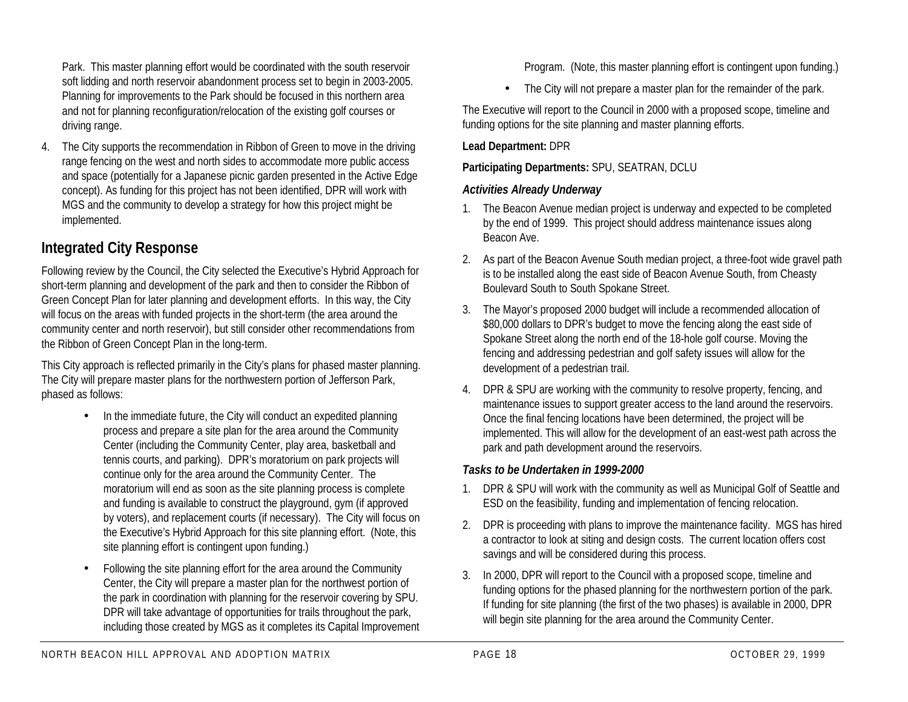Park. This master planning effort would be coordinated with the south reservoir soft lidding and north reservoir abandonment process set to begin in 2003-2005. Planning for improvements to the Park should be focused in this northern area and not for planning reconfiguration/relocation of the existing golf courses or driving range.

4. The City supports the recommendation in Ribbon of Green to move in the driving range fencing on the west and north sides to accommodate more public access and space (potentially for a Japanese picnic garden presented in the Active Edge concept). As funding for this project has not been identified, DPR will work with MGS and the community to develop a strategy for how this project might be implemented.

## Integrated City Response

Following review by the Council, the City selected the Executive's Hybrid Approach for short-term planning and development of the park and then to consider the Ribbon of Green Concept Plan for later planning and development efforts. In this way, the City will focus on the areas with funded projects in the short-term (the area around the community center and north reservoir), but still consider other recommendations from the Ribbon of Green Concept Plan in the long-term.

This City approach is reflected primarily in the City's plans for phased master planning. The City will prepare master plans for the northwestern portion of Jefferson Park, phased as follows:

- In the immediate future, the City will conduct an expedited planning process and prepare a site plan for the area around the Community Center (including the Community Center, play area, basketball and tennis courts, and parking). DPR's moratorium on park projects will continue only for the area around the Community Center. The moratorium will end as soon as the site planning process is complete and funding is available to construct the playground, gym (if approved by voters), and replacement courts (if necessary). The City will focus on the Executive's Hybrid Approach for this site planning effort. (Note, this site planning effort is contingent upon funding.)
- Following the site planning effort for the area around the Community Center, the City will prepare a master plan for the northwest portion of the park in coordination with planning for the reservoir covering by SPU. DPR will take advantage of opportunities for trails throughout the park, including those created by MGS as it completes its Capital Improvement Program. (Note, this master planning effort is contingent upon funding.)
- The City will not prepare a master plan for the remainder of the park.

The Executive will report to the Council in 2000 with a proposed scope, timeline and funding options for the site planning and master planning efforts.

**Lead Department:** DPR

**Participating Departments:** SPU, SEATRAN, DCLU

***Activities Already Underway***

1. The Beacon Avenue median project is underway and expected to be completed by the end of 1999. This project should address maintenance issues along Beacon Ave.
2. As part of the Beacon Avenue South median project, a three-foot wide gravel path is to be installed along the east side of Beacon Avenue South, from Cheasty Boulevard South to South Spokane Street.
3. The Mayor's proposed 2000 budget will include a recommended allocation of \$80,000 dollars to DPR's budget to move the fencing along the east side of Spokane Street along the north end of the 18-hole golf course. Moving the fencing and addressing pedestrian and golf safety issues will allow for the development of a pedestrian trail.
4. DPR & SPU are working with the community to resolve property, fencing, and maintenance issues to support greater access to the land around the reservoirs. Once the final fencing locations have been determined, the project will be implemented. This will allow for the development of an east-west path across the park and path development around the reservoirs.

***Tasks to be Undertaken in 1999-2000***

1. DPR & SPU will work with the community as well as Municipal Golf of Seattle and ESD on the feasibility, funding and implementation of fencing relocation.
2. DPR is proceeding with plans to improve the maintenance facility. MGS has hired a contractor to look at siting and design costs. The current location offers cost savings and will be considered during this process.
3. In 2000, DPR will report to the Council with a proposed scope, timeline and funding options for the phased planning for the northwestern portion of the park. If funding for site planning (the first of the two phases) is available in 2000, DPR will begin site planning for the area around the Community Center.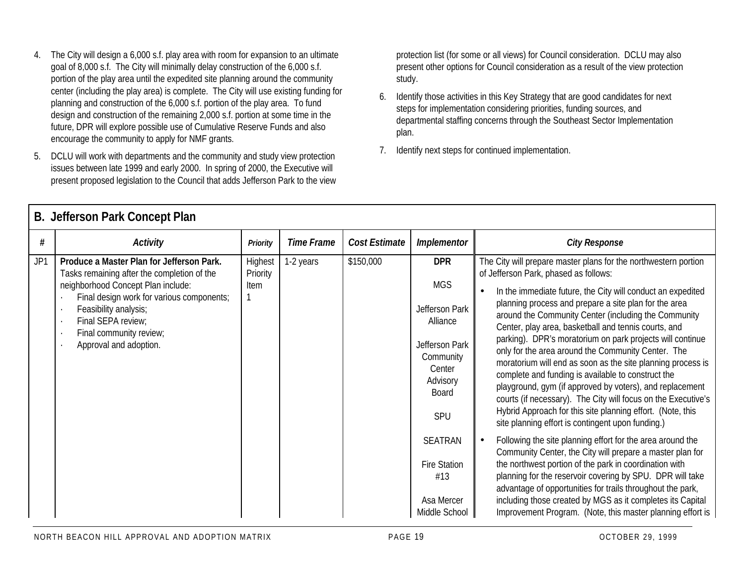4. The City will design a 6,000 s.f. play area with room for expansion to an ultimate goal of 8,000 s.f. The City will minimally delay construction of the 6,000 s.f. portion of the play area until the expedited site planning around the community center (including the play area) is complete. The City will use existing funding for planning and construction of the 6,000 s.f. portion of the play area. To fund design and construction of the remaining 2,000 s.f. portion at some time in the future, DPR will explore possible use of Cumulative Reserve Funds and also encourage the community to apply for NMF grants.

5. DCLU will work with departments and the community and study view protection issues between late 1999 and early 2000. In spring of 2000, the Executive will present proposed legislation to the Council that adds Jefferson Park to the view protection list (for some or all views) for Council consideration. DCLU may also present other options for Council consideration as a result of the view protection study.

6. Identify those activities in this Key Strategy that are good candidates for next steps for implementation considering priorities, funding sources, and departmental staffing concerns through the Southeast Sector Implementation plan.

7. Identify next steps for continued implementation.

## B. Jefferson Park Concept Plan

| # | *Activity* | *Priority* | *Time Frame* | *Cost Estimate* | *Implementor* | *City Response* |
|---|---|---|---|---|---|---|
| JP1 | **Produce a Master Plan for Jefferson Park.** Tasks remaining after the completion of the neighborhood Concept Plan include:<br>· Final design work for various components;<br>· Feasibility analysis;<br>· Final SEPA review;<br>· Final community review;<br>· Approval and adoption. | Highest Priority Item 1 | 1-2 years | \$150,000 | **DPR**<br><br>MGS<br><br>Jefferson Park Alliance<br><br>Jefferson Park Community Center Advisory Board<br><br>SPU<br><br>SEATRAN<br><br>Fire Station #13<br><br>Asa Mercer Middle School | The City will prepare master plans for the northwestern portion of Jefferson Park, phased as follows:<br>• In the immediate future, the City will conduct an expedited planning process and prepare a site plan for the area around the Community Center (including the Community Center, play area, basketball and tennis courts, and parking). DPR's moratorium on park projects will continue only for the area around the Community Center. The moratorium will end as soon as the site planning process is complete and funding is available to construct the playground, gym (if approved by voters), and replacement courts (if necessary). The City will focus on the Executive's Hybrid Approach for this site planning effort. (Note, this site planning effort is contingent upon funding.)<br>• Following the site planning effort for the area around the Community Center, the City will prepare a master plan for the northwest portion of the park in coordination with planning for the reservoir covering by SPU. DPR will take advantage of opportunities for trails throughout the park, including those created by MGS as it completes its Capital Improvement Program. (Note, this master planning effort is |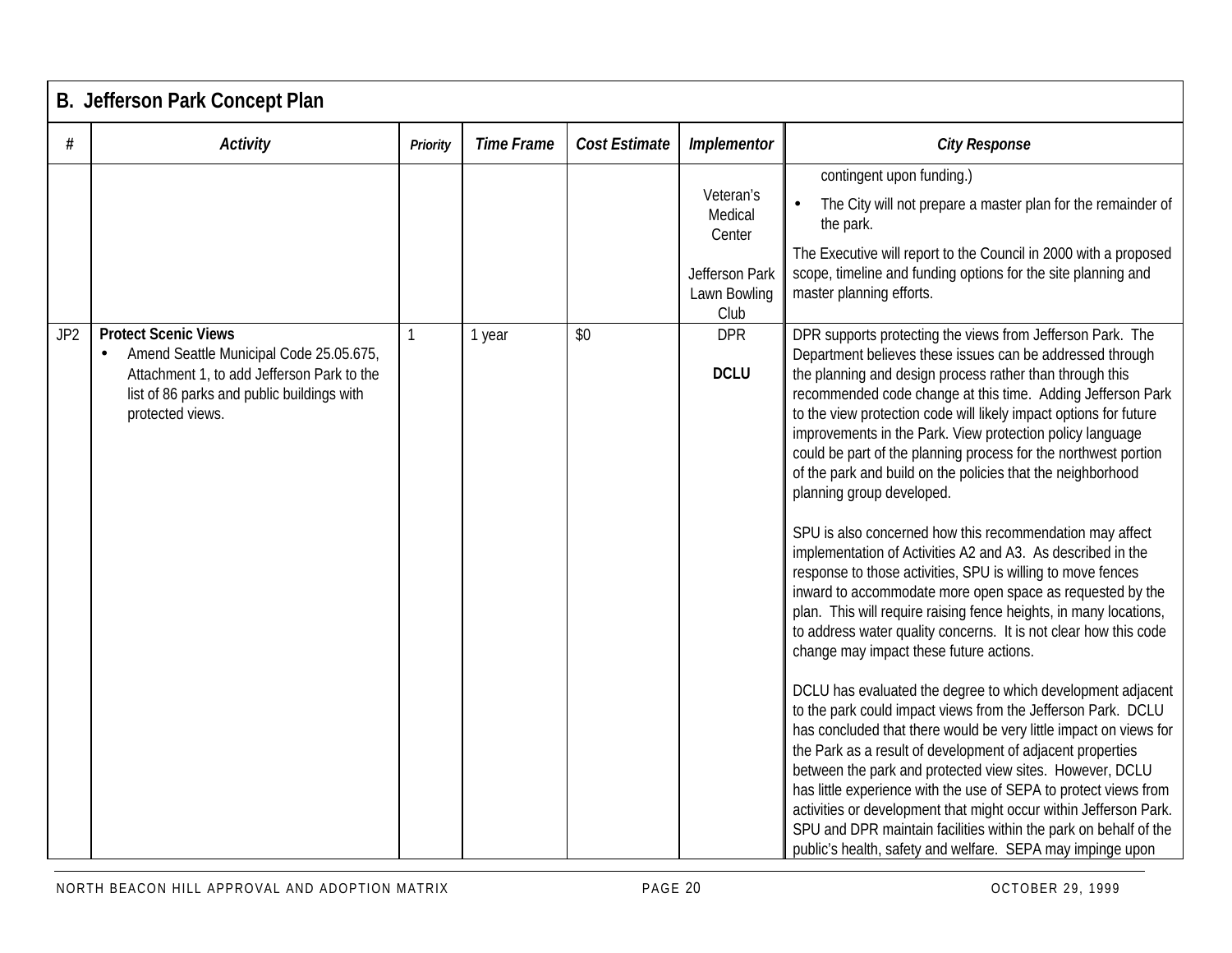## B. Jefferson Park Concept Plan

| # | Activity | Priority | Time Frame | Cost Estimate | Implementor | City Response |
|---|---|---|---|---|---|---|
| | | | | | Veteran's Medical Center<br><br>Jefferson Park Lawn Bowling Club | contingent upon funding.)<br>• The City will not prepare a master plan for the remainder of the park.<br><br>The Executive will report to the Council in 2000 with a proposed scope, timeline and funding options for the site planning and master planning efforts. |
| JP2 | **Protect Scenic Views**<br>• Amend Seattle Municipal Code 25.05.675, Attachment 1, to add Jefferson Park to the list of 86 parks and public buildings with protected views. | 1 | 1 year | $0 | DPR<br><br>**DCLU** | DPR supports protecting the views from Jefferson Park. The Department believes these issues can be addressed through the planning and design process rather than through this recommended code change at this time. Adding Jefferson Park to the view protection code will likely impact options for future improvements in the Park. View protection policy language could be part of the planning process for the northwest portion of the park and build on the policies that the neighborhood planning group developed.<br><br>SPU is also concerned how this recommendation may affect implementation of Activities A2 and A3. As described in the response to those activities, SPU is willing to move fences inward to accommodate more open space as requested by the plan. This will require raising fence heights, in many locations, to address water quality concerns. It is not clear how this code change may impact these future actions.<br><br>DCLU has evaluated the degree to which development adjacent to the park could impact views from the Jefferson Park. DCLU has concluded that there would be very little impact on views for the Park as a result of development of adjacent properties between the park and protected view sites. However, DCLU has little experience with the use of SEPA to protect views from activities or development that might occur within Jefferson Park. SPU and DPR maintain facilities within the park on behalf of the public's health, safety and welfare. SEPA may impinge upon |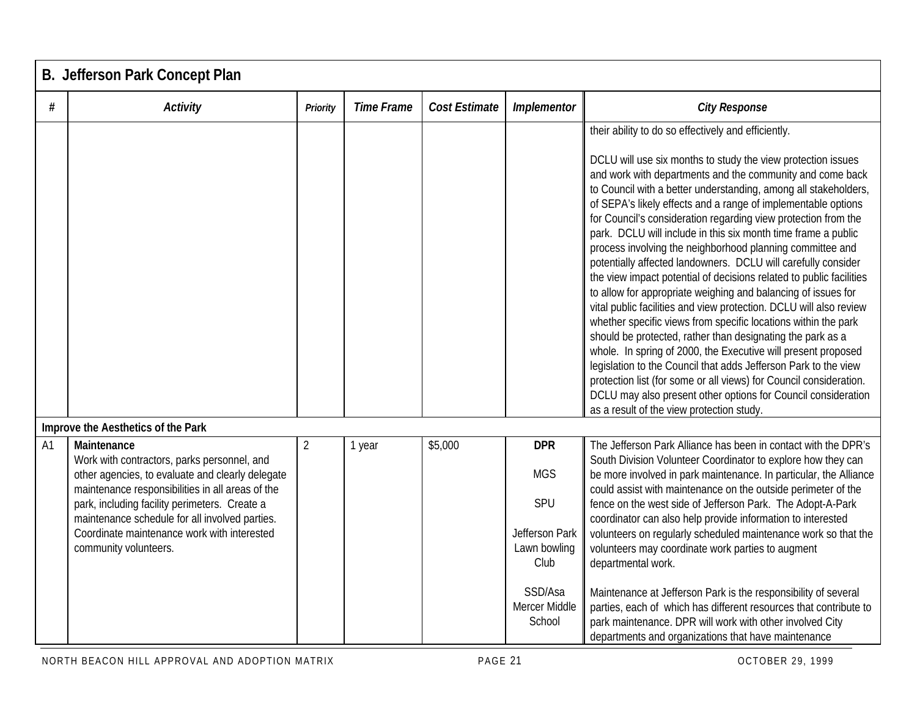## B. Jefferson Park Concept Plan

| # | Activity | Priority | Time Frame | Cost Estimate | Implementor | City Response |
|---|---|---|---|---|---|---|
| | | | | | | their ability to do so effectively and efficiently.<br><br>DCLU will use six months to study the view protection issues and work with departments and the community and come back to Council with a better understanding, among all stakeholders, of SEPA's likely effects and a range of implementable options for Council's consideration regarding view protection from the park. DCLU will include in this six month time frame a public process involving the neighborhood planning committee and potentially affected landowners. DCLU will carefully consider the view impact potential of decisions related to public facilities to allow for appropriate weighing and balancing of issues for vital public facilities and view protection. DCLU will also review whether specific views from specific locations within the park should be protected, rather than designating the park as a whole. In spring of 2000, the Executive will present proposed legislation to the Council that adds Jefferson Park to the view protection list (for some or all views) for Council consideration. DCLU may also present other options for Council consideration as a result of the view protection study. |
| **Improve the Aesthetics of the Park** | | | | | | |
| A1 | **Maintenance**<br>Work with contractors, parks personnel, and other agencies, to evaluate and clearly delegate maintenance responsibilities in all areas of the park, including facility perimeters. Create a maintenance schedule for all involved parties. Coordinate maintenance work with interested community volunteers. | 2 | 1 year | $5,000 | **DPR**<br><br>MGS<br><br>SPU<br><br>Jefferson Park Lawn bowling Club<br><br>SSD/Asa Mercer Middle School | The Jefferson Park Alliance has been in contact with the DPR's South Division Volunteer Coordinator to explore how they can be more involved in park maintenance. In particular, the Alliance could assist with maintenance on the outside perimeter of the fence on the west side of Jefferson Park. The Adopt-A-Park coordinator can also help provide information to interested volunteers on regularly scheduled maintenance work so that the volunteers may coordinate work parties to augment departmental work.<br><br>Maintenance at Jefferson Park is the responsibility of several parties, each of which has different resources that contribute to park maintenance. DPR will work with other involved City departments and organizations that have maintenance |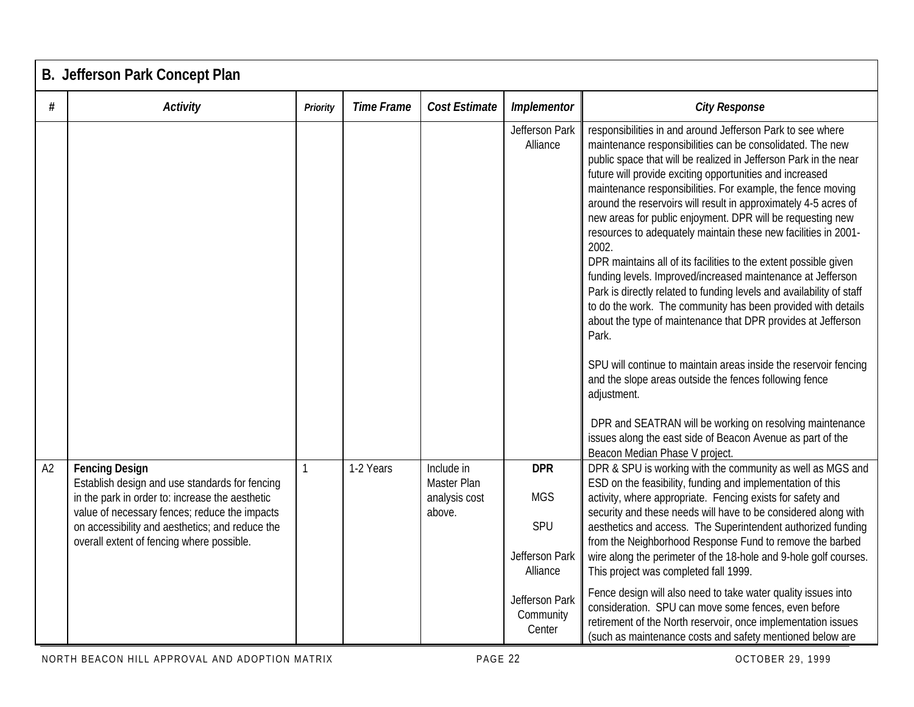## B. Jefferson Park Concept Plan

| # | Activity | Priority | Time Frame | Cost Estimate | Implementor | City Response |
|---|---|---|---|---|---|---|
| | | | | | Jefferson Park Alliance | responsibilities in and around Jefferson Park to see where maintenance responsibilities can be consolidated. The new public space that will be realized in Jefferson Park in the near future will provide exciting opportunities and increased maintenance responsibilities. For example, the fence moving around the reservoirs will result in approximately 4-5 acres of new areas for public enjoyment. DPR will be requesting new resources to adequately maintain these new facilities in 2001-2002.<br>DPR maintains all of its facilities to the extent possible given funding levels. Improved/increased maintenance at Jefferson Park is directly related to funding levels and availability of staff to do the work. The community has been provided with details about the type of maintenance that DPR provides at Jefferson Park.<br><br>SPU will continue to maintain areas inside the reservoir fencing and the slope areas outside the fences following fence adjustment.<br><br>DPR and SEATRAN will be working on resolving maintenance issues along the east side of Beacon Avenue as part of the Beacon Median Phase V project. |
| A2 | **Fencing Design**<br>Establish design and use standards for fencing in the park in order to: increase the aesthetic value of necessary fences; reduce the impacts on accessibility and aesthetics; and reduce the overall extent of fencing where possible. | 1 | 1-2 Years | Include in Master Plan analysis cost above. | **DPR**<br><br>MGS<br><br>SPU<br><br>Jefferson Park Alliance<br><br>Jefferson Park Community Center | DPR & SPU is working with the community as well as MGS and ESD on the feasibility, funding and implementation of this activity, where appropriate. Fencing exists for safety and security and these needs will have to be considered along with aesthetics and access. The Superintendent authorized funding from the Neighborhood Response Fund to remove the barbed wire along the perimeter of the 18-hole and 9-hole golf courses. This project was completed fall 1999.<br><br>Fence design will also need to take water quality issues into consideration. SPU can move some fences, even before retirement of the North reservoir, once implementation issues (such as maintenance costs and safety mentioned below are |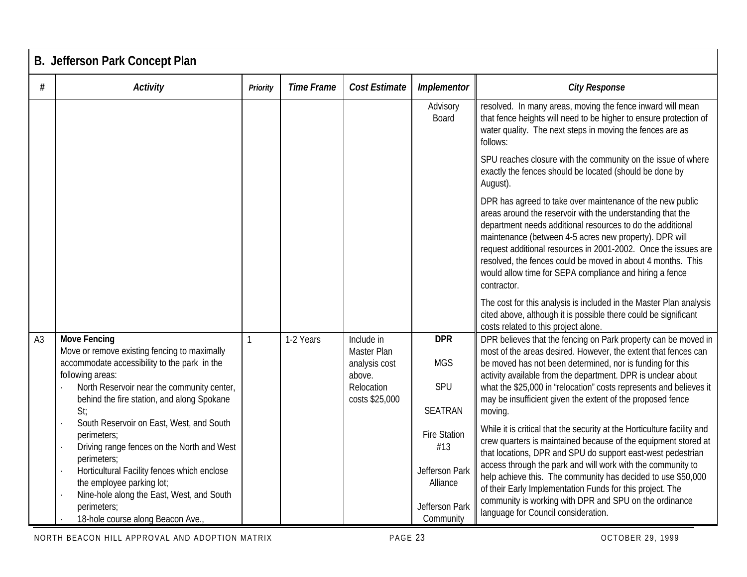## B. Jefferson Park Concept Plan

| # | Activity | Priority | Time Frame | Cost Estimate | Implementor | City Response |
|---|---|---|---|---|---|---|
| | | | | | Advisory Board | resolved. In many areas, moving the fence inward will mean that fence heights will need to be higher to ensure protection of water quality. The next steps in moving the fences are as follows:<br><br>SPU reaches closure with the community on the issue of where exactly the fences should be located (should be done by August).<br><br>DPR has agreed to take over maintenance of the new public areas around the reservoir with the understanding that the department needs additional resources to do the additional maintenance (between 4-5 acres new property). DPR will request additional resources in 2001-2002. Once the issues are resolved, the fences could be moved in about 4 months. This would allow time for SEPA compliance and hiring a fence contractor.<br><br>The cost for this analysis is included in the Master Plan analysis cited above, although it is possible there could be significant costs related to this project alone. |
| A3 | **Move Fencing**<br>Move or remove existing fencing to maximally accommodate accessibility to the park in the following areas:<br>· North Reservoir near the community center, behind the fire station, and along Spokane St;<br>· South Reservoir on East, West, and South perimeters;<br>· Driving range fences on the North and West perimeters;<br>· Horticultural Facility fences which enclose the employee parking lot;<br>· Nine-hole along the East, West, and South perimeters;<br>· 18-hole course along Beacon Ave., | 1 | 1-2 Years | Include in Master Plan analysis cost above. Relocation costs $25,000 | **DPR**<br><br>MGS<br><br>SPU<br><br>SEATRAN<br><br>Fire Station #13<br><br>Jefferson Park Alliance<br><br>Jefferson Park Community | DPR believes that the fencing on Park property can be moved in most of the areas desired. However, the extent that fences can be moved has not been determined, nor is funding for this activity available from the department. DPR is unclear about what the $25,000 in "relocation" costs represents and believes it may be insufficient given the extent of the proposed fence moving.<br><br>While it is critical that the security at the Horticulture facility and crew quarters is maintained because of the equipment stored at that locations, DPR and SPU do support east-west pedestrian access through the park and will work with the community to help achieve this. The community has decided to use $50,000 of their Early Implementation Funds for this project. The community is working with DPR and SPU on the ordinance language for Council consideration. |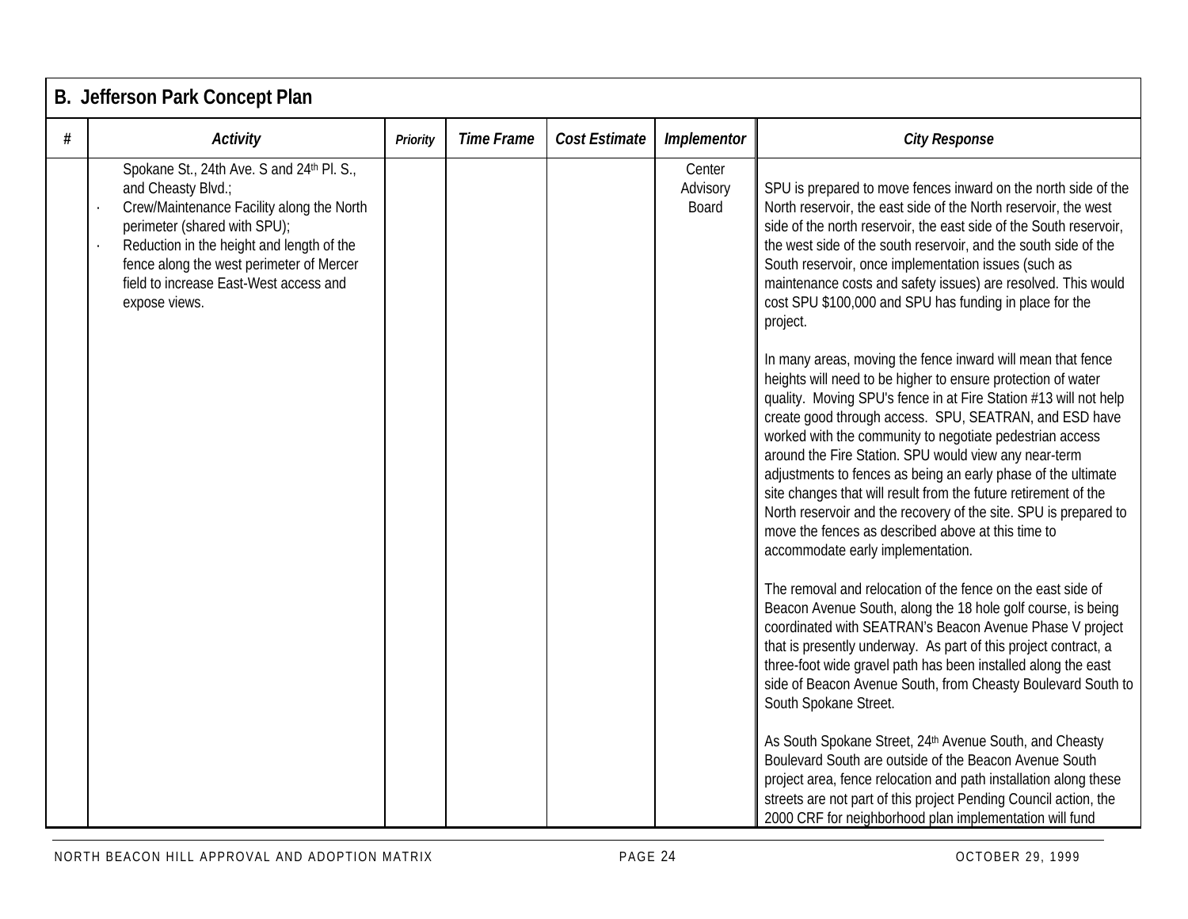## B. Jefferson Park Concept Plan

| # | Activity | Priority | Time Frame | Cost Estimate | Implementor | City Response |
|---|---|---|---|---|---|---|
| | Spokane St., 24th Ave. S and 24th Pl. S., and Cheasty Blvd.;<br>· Crew/Maintenance Facility along the North perimeter (shared with SPU);<br>· Reduction in the height and length of the fence along the west perimeter of Mercer field to increase East-West access and expose views. | | | | Center Advisory Board | SPU is prepared to move fences inward on the north side of the North reservoir, the east side of the North reservoir, the west side of the north reservoir, the east side of the South reservoir, the west side of the south reservoir, and the south side of the South reservoir, once implementation issues (such as maintenance costs and safety issues) are resolved. This would cost SPU \$100,000 and SPU has funding in place for the project.<br><br>In many areas, moving the fence inward will mean that fence heights will need to be higher to ensure protection of water quality. Moving SPU's fence in at Fire Station #13 will not help create good through access. SPU, SEATRAN, and ESD have worked with the community to negotiate pedestrian access around the Fire Station. SPU would view any near-term adjustments to fences as being an early phase of the ultimate site changes that will result from the future retirement of the North reservoir and the recovery of the site. SPU is prepared to move the fences as described above at this time to accommodate early implementation.<br><br>The removal and relocation of the fence on the east side of Beacon Avenue South, along the 18 hole golf course, is being coordinated with SEATRAN's Beacon Avenue Phase V project that is presently underway. As part of this project contract, a three-foot wide gravel path has been installed along the east side of Beacon Avenue South, from Cheasty Boulevard South to South Spokane Street.<br><br>As South Spokane Street, 24th Avenue South, and Cheasty Boulevard South are outside of the Beacon Avenue South project area, fence relocation and path installation along these streets are not part of this project Pending Council action, the 2000 CRF for neighborhood plan implementation will fund |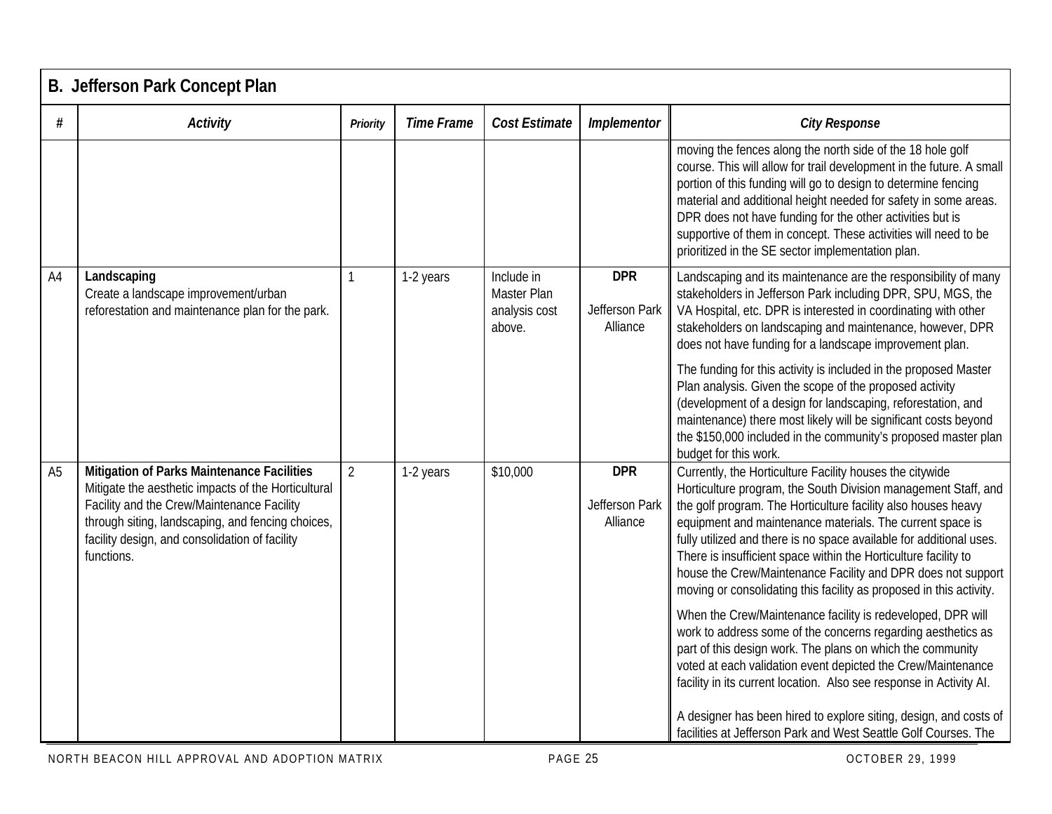## B. Jefferson Park Concept Plan

| # | Activity | Priority | Time Frame | Cost Estimate | Implementor | City Response |
|---|---|---|---|---|---|---|
| | | | | | | moving the fences along the north side of the 18 hole golf course. This will allow for trail development in the future. A small portion of this funding will go to design to determine fencing material and additional height needed for safety in some areas. DPR does not have funding for the other activities but is supportive of them in concept. These activities will need to be prioritized in the SE sector implementation plan. |
| A4 | **Landscaping** Create a landscape improvement/urban reforestation and maintenance plan for the park. | 1 | 1-2 years | Include in Master Plan analysis cost above. | **DPR** Jefferson Park Alliance | Landscaping and its maintenance are the responsibility of many stakeholders in Jefferson Park including DPR, SPU, MGS, the VA Hospital, etc. DPR is interested in coordinating with other stakeholders on landscaping and maintenance, however, DPR does not have funding for a landscape improvement plan. The funding for this activity is included in the proposed Master Plan analysis. Given the scope of the proposed activity (development of a design for landscaping, reforestation, and maintenance) there most likely will be significant costs beyond the $150,000 included in the community's proposed master plan budget for this work. |
| A5 | **Mitigation of Parks Maintenance Facilities** Mitigate the aesthetic impacts of the Horticultural Facility and the Crew/Maintenance Facility through siting, landscaping, and fencing choices, facility design, and consolidation of facility functions. | 2 | 1-2 years | $10,000 | **DPR** Jefferson Park Alliance | Currently, the Horticulture Facility houses the citywide Horticulture program, the South Division management Staff, and the golf program. The Horticulture facility also houses heavy equipment and maintenance materials. The current space is fully utilized and there is no space available for additional uses. There is insufficient space within the Horticulture facility to house the Crew/Maintenance Facility and DPR does not support moving or consolidating this facility as proposed in this activity. When the Crew/Maintenance facility is redeveloped, DPR will work to address some of the concerns regarding aesthetics as part of this design work. The plans on which the community voted at each validation event depicted the Crew/Maintenance facility in its current location. Also see response in Activity AI. A designer has been hired to explore siting, design, and costs of facilities at Jefferson Park and West Seattle Golf Courses. The |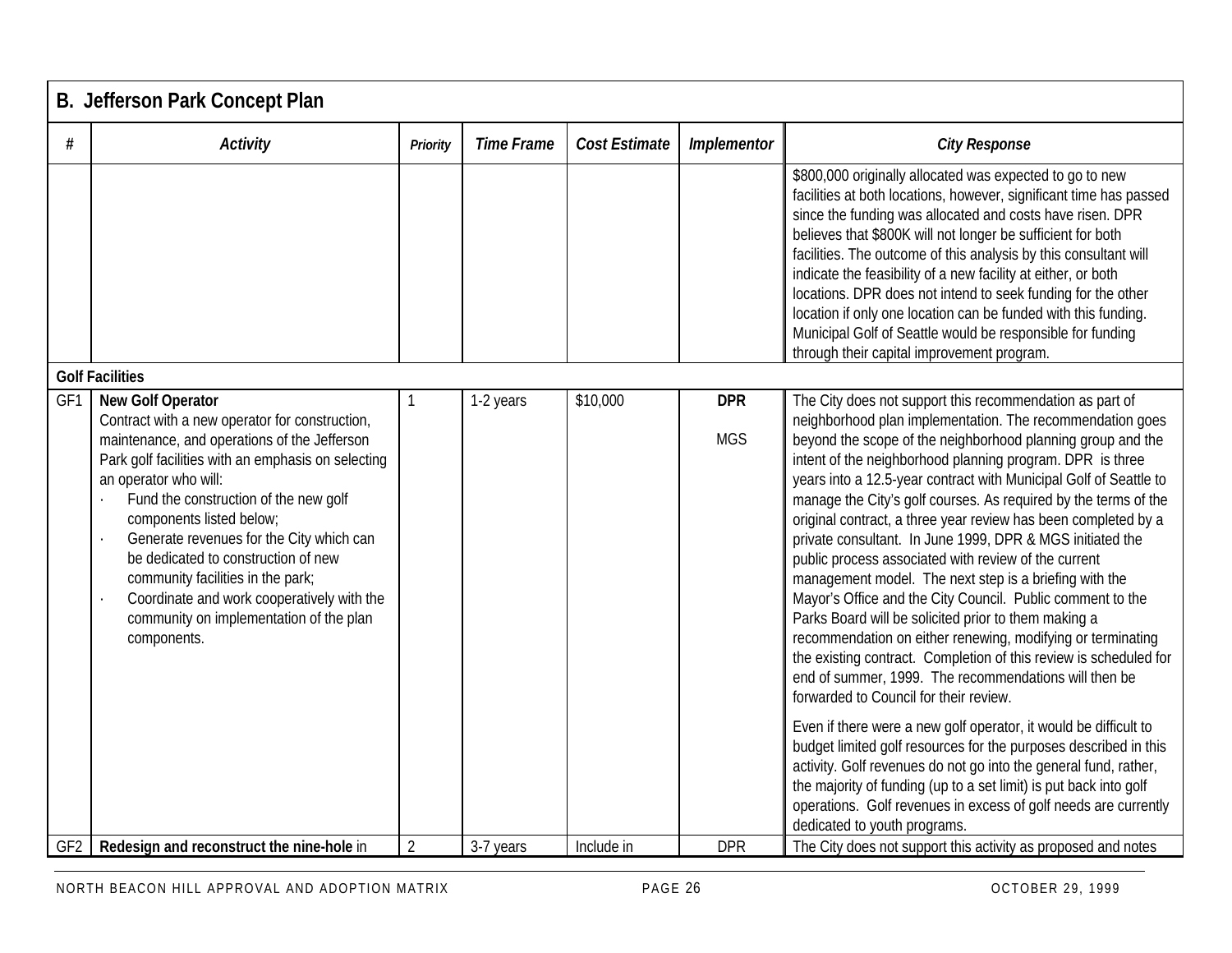## B. Jefferson Park Concept Plan

| # | Activity | Priority | Time Frame | Cost Estimate | Implementor | City Response |
|---|---|---|---|---|---|---|
| | | | | | | $800,000 originally allocated was expected to go to new facilities at both locations, however, significant time has passed since the funding was allocated and costs have risen. DPR believes that $800K will not longer be sufficient for both facilities. The outcome of this analysis by this consultant will indicate the feasibility of a new facility at either, or both locations. DPR does not intend to seek funding for the other location if only one location can be funded with this funding. Municipal Golf of Seattle would be responsible for funding through their capital improvement program. |
| **Golf Facilities** | | | | | | |
| GF1 | **New Golf Operator**<br>Contract with a new operator for construction, maintenance, and operations of the Jefferson Park golf facilities with an emphasis on selecting an operator who will:<br>· Fund the construction of the new golf components listed below;<br>· Generate revenues for the City which can be dedicated to construction of new community facilities in the park;<br>· Coordinate and work cooperatively with the community on implementation of the plan components. | 1 | 1-2 years | $10,000 | **DPR**<br><br>MGS | The City does not support this recommendation as part of neighborhood plan implementation. The recommendation goes beyond the scope of the neighborhood planning group and the intent of the neighborhood planning program. DPR is three years into a 12.5-year contract with Municipal Golf of Seattle to manage the City's golf courses. As required by the terms of the original contract, a three year review has been completed by a private consultant. In June 1999, DPR & MGS initiated the public process associated with review of the current management model. The next step is a briefing with the Mayor's Office and the City Council. Public comment to the Parks Board will be solicited prior to them making a recommendation on either renewing, modifying or terminating the existing contract. Completion of this review is scheduled for end of summer, 1999. The recommendations will then be forwarded to Council for their review.<br><br>Even if there were a new golf operator, it would be difficult to budget limited golf resources for the purposes described in this activity. Golf revenues do not go into the general fund, rather, the majority of funding (up to a set limit) is put back into golf operations. Golf revenues in excess of golf needs are currently dedicated to youth programs. |
| GF2 | **Redesign and reconstruct the nine-hole** in | 2 | 3-7 years | Include in | DPR | The City does not support this activity as proposed and notes |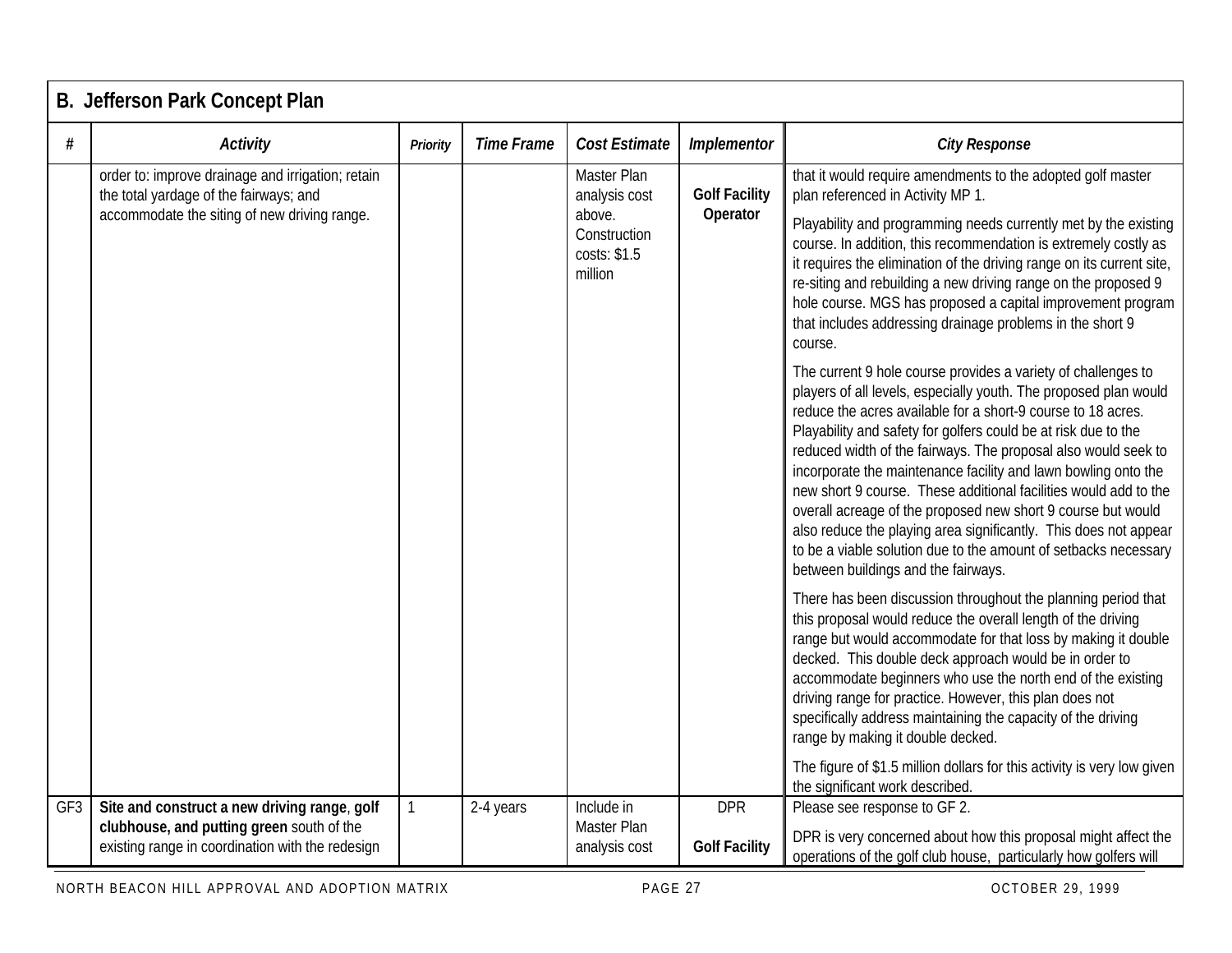## B. Jefferson Park Concept Plan

| # | *Activity* | *Priority* | *Time Frame* | *Cost Estimate* | *Implementor* | *City Response* |
|---|---|---|---|---|---|---|
| | order to: improve drainage and irrigation; retain the total yardage of the fairways; and accommodate the siting of new driving range. | | | Master Plan analysis cost above. Construction costs: $1.5 million | **Golf Facility Operator** | that it would require amendments to the adopted golf master plan referenced in Activity MP 1.<br><br>Playability and programming needs currently met by the existing course. In addition, this recommendation is extremely costly as it requires the elimination of the driving range on its current site, re-siting and rebuilding a new driving range on the proposed 9 hole course. MGS has proposed a capital improvement program that includes addressing drainage problems in the short 9 course.<br><br>The current 9 hole course provides a variety of challenges to players of all levels, especially youth. The proposed plan would reduce the acres available for a short-9 course to 18 acres. Playability and safety for golfers could be at risk due to the reduced width of the fairways. The proposal also would seek to incorporate the maintenance facility and lawn bowling onto the new short 9 course. These additional facilities would add to the overall acreage of the proposed new short 9 course but would also reduce the playing area significantly. This does not appear to be a viable solution due to the amount of setbacks necessary between buildings and the fairways.<br><br>There has been discussion throughout the planning period that this proposal would reduce the overall length of the driving range but would accommodate for that loss by making it double decked. This double deck approach would be in order to accommodate beginners who use the north end of the existing driving range for practice. However, this plan does not specifically address maintaining the capacity of the driving range by making it double decked.<br><br>The figure of $1.5 million dollars for this activity is very low given the significant work described. |
| GF3 | **Site and construct a new driving range**, **golf clubhouse, and putting green** south of the existing range in coordination with the redesign | 1 | 2-4 years | Include in Master Plan analysis cost | DPR<br><br>**Golf Facility** | Please see response to GF 2.<br><br>DPR is very concerned about how this proposal might affect the operations of the golf club house, particularly how golfers will |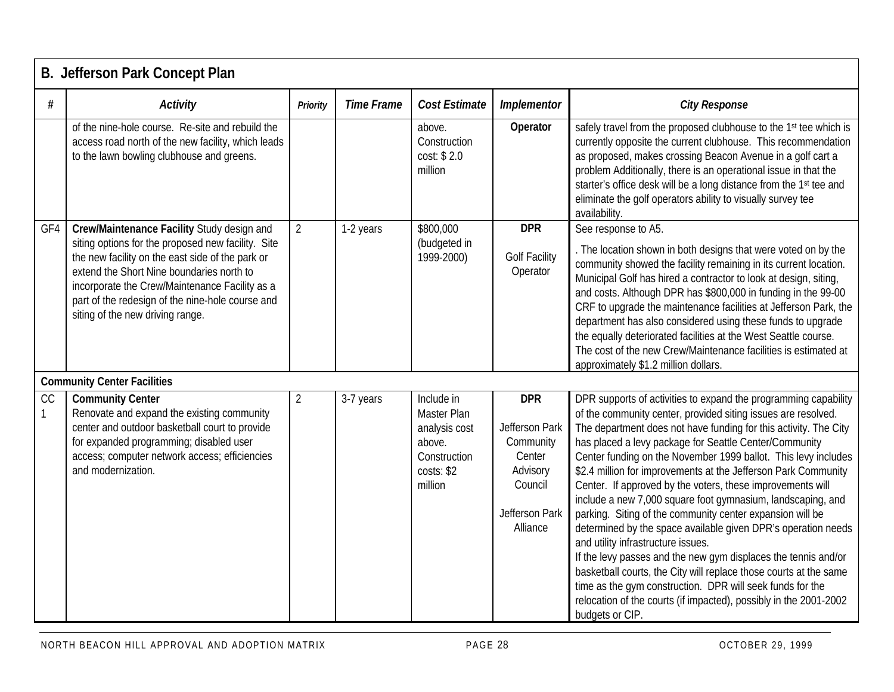## B. Jefferson Park Concept Plan

| # | Activity | Priority | Time Frame | Cost Estimate | Implementor | City Response |
|---|---|---|---|---|---|---|
| | of the nine-hole course. Re-site and rebuild the access road north of the new facility, which leads to the lawn bowling clubhouse and greens. | | | above. Construction cost: $ 2.0 million | **Operator** | safely travel from the proposed clubhouse to the 1st tee which is currently opposite the current clubhouse. This recommendation as proposed, makes crossing Beacon Avenue in a golf cart a problem Additionally, there is an operational issue in that the starter's office desk will be a long distance from the 1st tee and eliminate the golf operators ability to visually survey tee availability. |
| GF4 | **Crew/Maintenance Facility** Study design and siting options for the proposed new facility. Site the new facility on the east side of the park or extend the Short Nine boundaries north to incorporate the Crew/Maintenance Facility as a part of the redesign of the nine-hole course and siting of the new driving range. | 2 | 1-2 years | $800,000 (budgeted in 1999-2000) | **DPR**<br><br>Golf Facility Operator | See response to A5.<br><br>. The location shown in both designs that were voted on by the community showed the facility remaining in its current location. Municipal Golf has hired a contractor to look at design, siting, and costs. Although DPR has $800,000 in funding in the 99-00 CRF to upgrade the maintenance facilities at Jefferson Park, the department has also considered using these funds to upgrade the equally deteriorated facilities at the West Seattle course. The cost of the new Crew/Maintenance facilities is estimated at approximately $1.2 million dollars. |
| **Community Center Facilities** | | | | | | |
| CC 1 | **Community Center**<br>Renovate and expand the existing community center and outdoor basketball court to provide for expanded programming; disabled user access; computer network access; efficiencies and modernization. | 2 | 3-7 years | Include in Master Plan analysis cost above. Construction costs: $2 million | **DPR**<br><br>Jefferson Park Community Center Advisory Council<br><br>Jefferson Park Alliance | DPR supports of activities to expand the programming capability of the community center, provided siting issues are resolved. The department does not have funding for this activity. The City has placed a levy package for Seattle Center/Community Center funding on the November 1999 ballot. This levy includes $2.4 million for improvements at the Jefferson Park Community Center. If approved by the voters, these improvements will include a new 7,000 square foot gymnasium, landscaping, and parking. Siting of the community center expansion will be determined by the space available given DPR's operation needs and utility infrastructure issues.<br>If the levy passes and the new gym displaces the tennis and/or basketball courts, the City will replace those courts at the same time as the gym construction. DPR will seek funds for the relocation of the courts (if impacted), possibly in the 2001-2002 budgets or CIP. |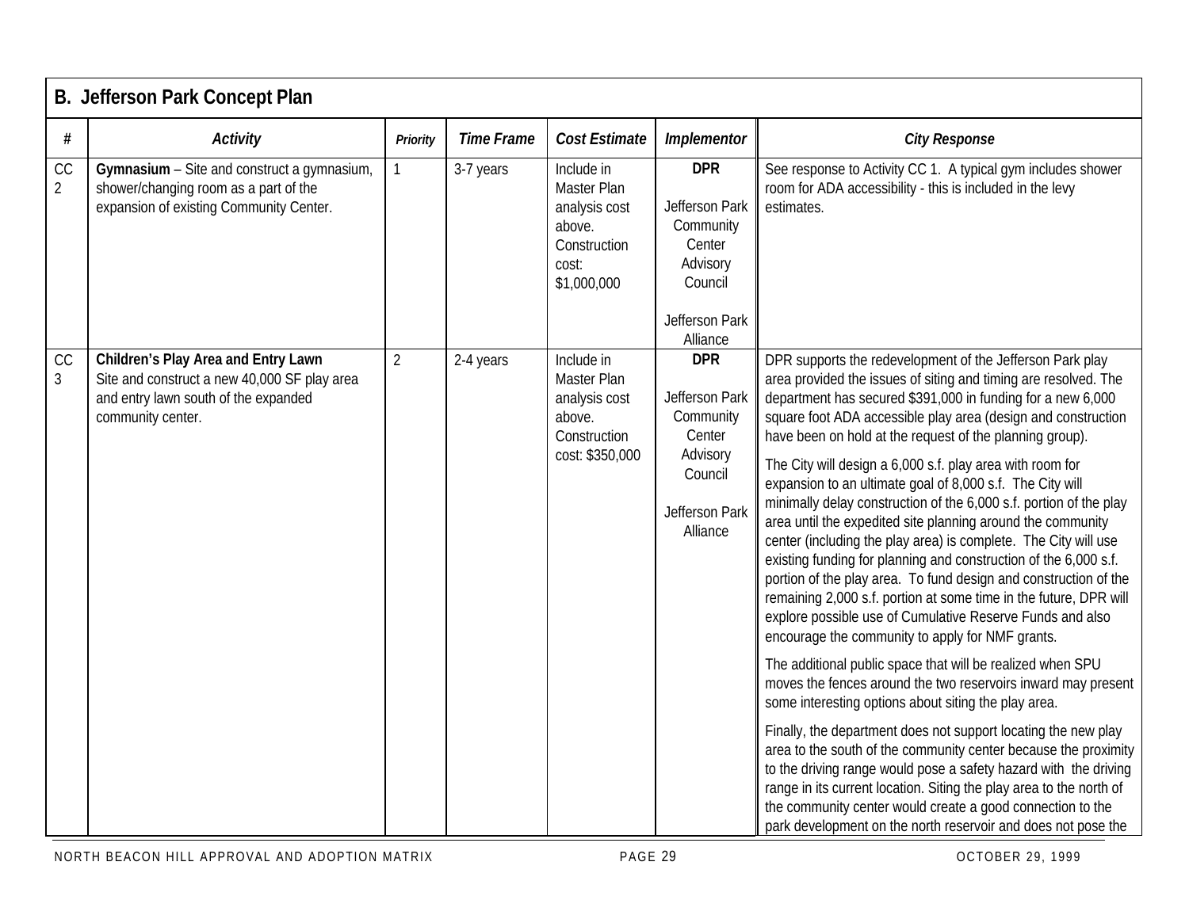## B. Jefferson Park Concept Plan

| # | Activity | Priority | Time Frame | Cost Estimate | Implementor | City Response |
|---|---|---|---|---|---|---|
| CC 2 | **Gymnasium** – Site and construct a gymnasium, shower/changing room as a part of the expansion of existing Community Center. | 1 | 3-7 years | Include in Master Plan analysis cost above. Construction cost: $1,000,000 | **DPR**<br><br>Jefferson Park Community Center Advisory Council<br><br>Jefferson Park Alliance | See response to Activity CC 1. A typical gym includes shower room for ADA accessibility - this is included in the levy estimates. |
| CC 3 | **Children's Play Area and Entry Lawn**<br>Site and construct a new 40,000 SF play area and entry lawn south of the expanded community center. | 2 | 2-4 years | Include in Master Plan analysis cost above. Construction cost: $350,000 | **DPR**<br><br>Jefferson Park Community Center Advisory Council<br><br>Jefferson Park Alliance | DPR supports the redevelopment of the Jefferson Park play area provided the issues of siting and timing are resolved. The department has secured $391,000 in funding for a new 6,000 square foot ADA accessible play area (design and construction have been on hold at the request of the planning group).<br><br>The City will design a 6,000 s.f. play area with room for expansion to an ultimate goal of 8,000 s.f. The City will minimally delay construction of the 6,000 s.f. portion of the play area until the expedited site planning around the community center (including the play area) is complete. The City will use existing funding for planning and construction of the 6,000 s.f. portion of the play area. To fund design and construction of the remaining 2,000 s.f. portion at some time in the future, DPR will explore possible use of Cumulative Reserve Funds and also encourage the community to apply for NMF grants.<br><br>The additional public space that will be realized when SPU moves the fences around the two reservoirs inward may present some interesting options about siting the play area.<br><br>Finally, the department does not support locating the new play area to the south of the community center because the proximity to the driving range would pose a safety hazard with the driving range in its current location. Siting the play area to the north of the community center would create a good connection to the park development on the north reservoir and does not pose the |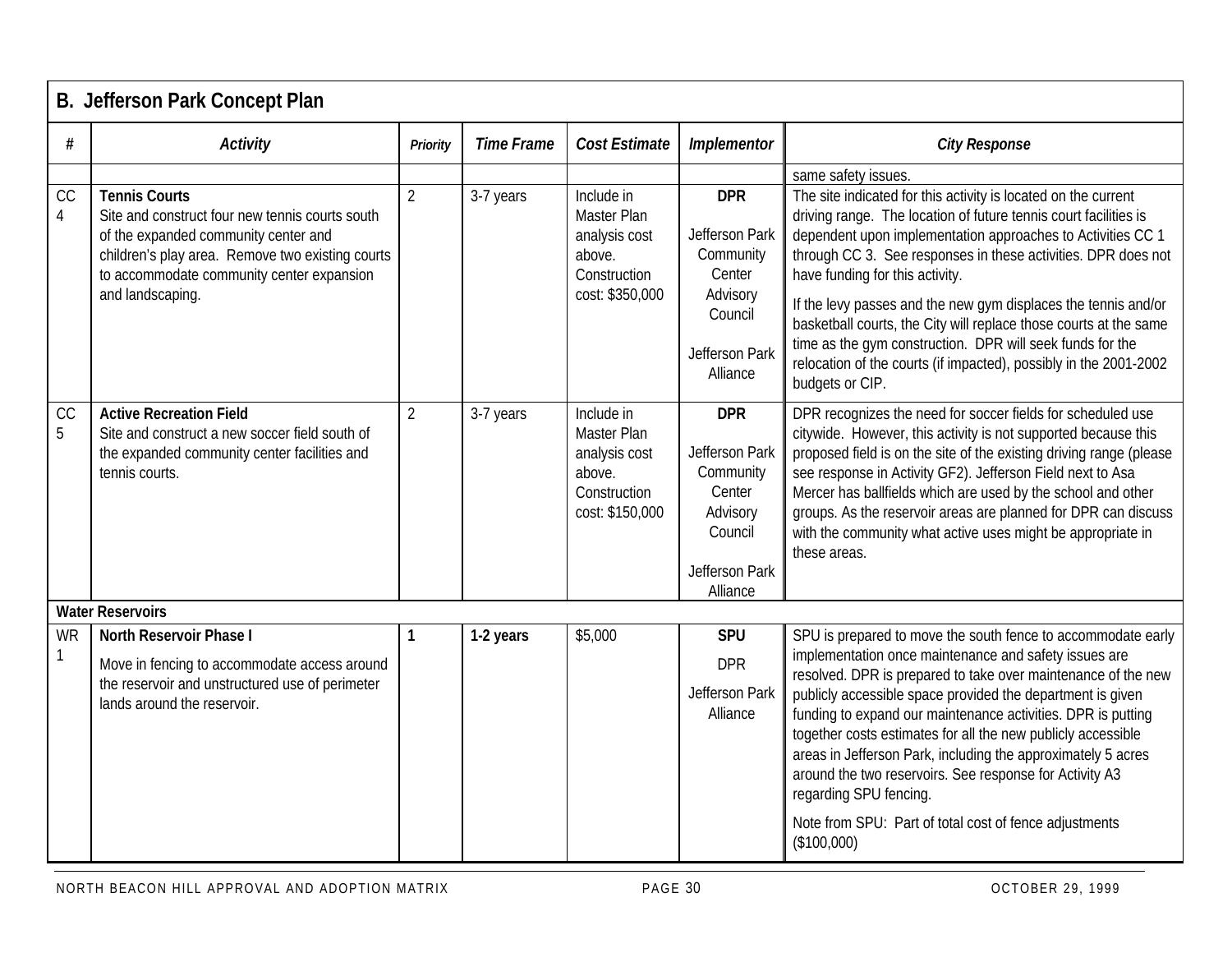## B. Jefferson Park Concept Plan

| # | Activity | Priority | Time Frame | Cost Estimate | Implementor | City Response |
|---|---|---|---|---|---|---|
| | | | | | | same safety issues. |
| CC 4 | **Tennis Courts**<br>Site and construct four new tennis courts south of the expanded community center and children's play area. Remove two existing courts to accommodate community center expansion and landscaping. | 2 | 3-7 years | Include in Master Plan analysis cost above. Construction cost: $350,000 | **DPR**<br><br>Jefferson Park Community Center Advisory Council<br><br>Jefferson Park Alliance | The site indicated for this activity is located on the current driving range. The location of future tennis court facilities is dependent upon implementation approaches to Activities CC 1 through CC 3. See responses in these activities. DPR does not have funding for this activity.<br><br>If the levy passes and the new gym displaces the tennis and/or basketball courts, the City will replace those courts at the same time as the gym construction. DPR will seek funds for the relocation of the courts (if impacted), possibly in the 2001-2002 budgets or CIP. |
| CC 5 | **Active Recreation Field**<br>Site and construct a new soccer field south of the expanded community center facilities and tennis courts. | 2 | 3-7 years | Include in Master Plan analysis cost above. Construction cost: $150,000 | **DPR**<br><br>Jefferson Park Community Center Advisory Council<br><br>Jefferson Park Alliance | DPR recognizes the need for soccer fields for scheduled use citywide. However, this activity is not supported because this proposed field is on the site of the existing driving range (please see response in Activity GF2). Jefferson Field next to Asa Mercer has ballfields which are used by the school and other groups. As the reservoir areas are planned for DPR can discuss with the community what active uses might be appropriate in these areas. |
| **Water Reservoirs** | | | | | | |
| WR 1 | **North Reservoir Phase I**<br><br>Move in fencing to accommodate access around the reservoir and unstructured use of perimeter lands around the reservoir. | **1** | **1-2 years** | $5,000 | **SPU**<br><br>DPR<br><br>Jefferson Park Alliance | SPU is prepared to move the south fence to accommodate early implementation once maintenance and safety issues are resolved. DPR is prepared to take over maintenance of the new publicly accessible space provided the department is given funding to expand our maintenance activities. DPR is putting together costs estimates for all the new publicly accessible areas in Jefferson Park, including the approximately 5 acres around the two reservoirs. See response for Activity A3 regarding SPU fencing.<br><br>Note from SPU: Part of total cost of fence adjustments ($100,000) |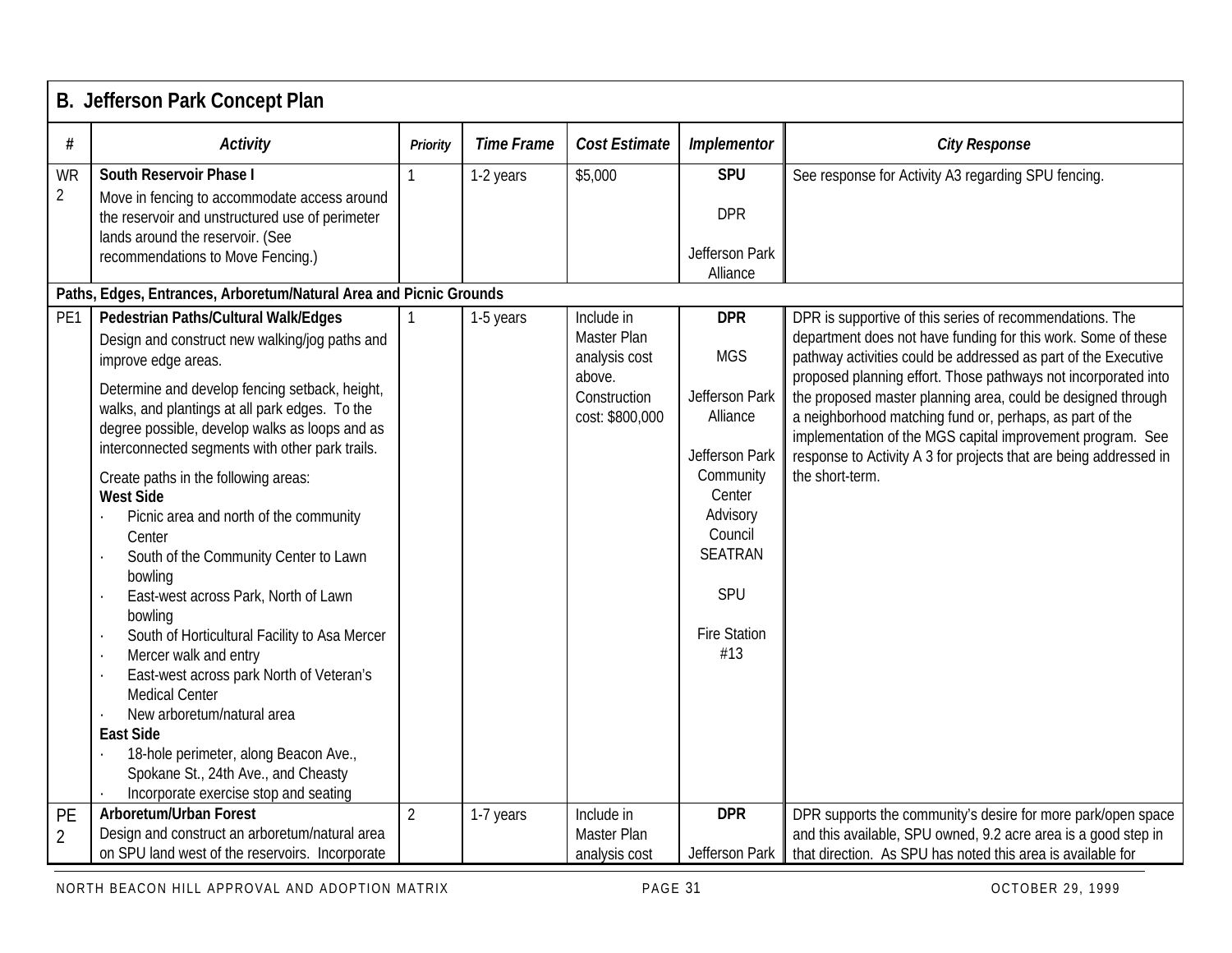## B. Jefferson Park Concept Plan

| # | Activity | Priority | Time Frame | Cost Estimate | Implementor | City Response |
|---|---|---|---|---|---|---|
| WR 2 | **South Reservoir Phase I**<br>Move in fencing to accommodate access around the reservoir and unstructured use of perimeter lands around the reservoir. (See recommendations to Move Fencing.) | 1 | 1-2 years | $5,000 | **SPU**<br><br>DPR<br><br>Jefferson Park Alliance | See response for Activity A3 regarding SPU fencing. |
| **Paths, Edges, Entrances, Arboretum/Natural Area and Picnic Grounds** | | | | | | |
| PE1 | **Pedestrian Paths/Cultural Walk/Edges**<br>Design and construct new walking/jog paths and improve edge areas.<br><br>Determine and develop fencing setback, height, walks, and plantings at all park edges. To the degree possible, develop walks as loops and as interconnected segments with other park trails.<br><br>Create paths in the following areas:<br>**West Side**<br>· Picnic area and north of the community Center<br>· South of the Community Center to Lawn bowling<br>· East-west across Park, North of Lawn bowling<br>· South of Horticultural Facility to Asa Mercer<br>· Mercer walk and entry<br>· East-west across park North of Veteran's Medical Center<br>· New arboretum/natural area<br>**East Side**<br>· 18-hole perimeter, along Beacon Ave., Spokane St., 24th Ave., and Cheasty<br>· Incorporate exercise stop and seating | 1 | 1-5 years | Include in Master Plan analysis cost above. Construction cost: $800,000 | **DPR**<br><br>MGS<br><br>Jefferson Park Alliance<br><br>Jefferson Park Community Center Advisory Council<br>SEATRAN<br><br>SPU<br><br>Fire Station #13 | DPR is supportive of this series of recommendations. The department does not have funding for this work. Some of these pathway activities could be addressed as part of the Executive proposed planning effort. Those pathways not incorporated into the proposed master planning area, could be designed through a neighborhood matching fund or, perhaps, as part of the implementation of the MGS capital improvement program. See response to Activity A 3 for projects that are being addressed in the short-term. |
| PE 2 | **Arboretum/Urban Forest**<br>Design and construct an arboretum/natural area on SPU land west of the reservoirs. Incorporate | 2 | 1-7 years | Include in Master Plan analysis cost | **DPR**<br><br>Jefferson Park | DPR supports the community's desire for more park/open space and this available, SPU owned, 9.2 acre area is a good step in that direction. As SPU has noted this area is available for |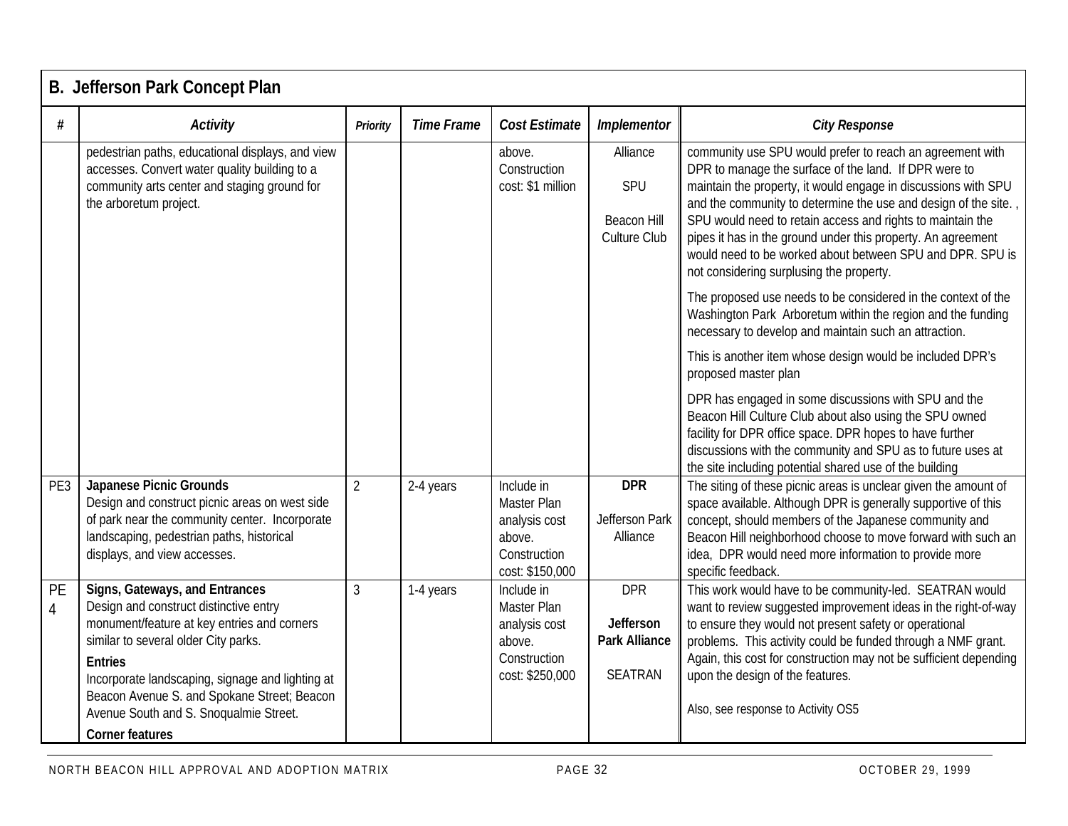## B. Jefferson Park Concept Plan

| # | Activity | Priority | Time Frame | Cost Estimate | Implementor | City Response |
|---|---|---|---|---|---|---|
| | pedestrian paths, educational displays, and view accesses. Convert water quality building to a community arts center and staging ground for the arboretum project. | | | above. Construction cost: $1 million | Alliance<br><br>SPU<br><br>Beacon Hill Culture Club | community use SPU would prefer to reach an agreement with DPR to manage the surface of the land. If DPR were to maintain the property, it would engage in discussions with SPU and the community to determine the use and design of the site. , SPU would need to retain access and rights to maintain the pipes it has in the ground under this property. An agreement would need to be worked about between SPU and DPR. SPU is not considering surplusing the property.<br><br>The proposed use needs to be considered in the context of the Washington Park Arboretum within the region and the funding necessary to develop and maintain such an attraction.<br><br>This is another item whose design would be included DPR's proposed master plan<br><br>DPR has engaged in some discussions with SPU and the Beacon Hill Culture Club about also using the SPU owned facility for DPR office space. DPR hopes to have further discussions with the community and SPU as to future uses at the site including potential shared use of the building |
| PE3 | **Japanese Picnic Grounds**<br>Design and construct picnic areas on west side of park near the community center. Incorporate landscaping, pedestrian paths, historical displays, and view accesses. | 2 | 2-4 years | Include in Master Plan analysis cost above. Construction cost: $150,000 | **DPR**<br><br>Jefferson Park Alliance | The siting of these picnic areas is unclear given the amount of space available. Although DPR is generally supportive of this concept, should members of the Japanese community and Beacon Hill neighborhood choose to move forward with such an idea, DPR would need more information to provide more specific feedback. |
| PE 4 | **Signs, Gateways, and Entrances**<br>Design and construct distinctive entry monument/feature at key entries and corners similar to several older City parks.<br><br>**Entries**<br>Incorporate landscaping, signage and lighting at Beacon Avenue S. and Spokane Street; Beacon Avenue South and S. Snoqualmie Street.<br><br>**Corner features** | 3 | 1-4 years | Include in Master Plan analysis cost above. Construction cost: $250,000 | DPR<br><br>**Jefferson Park Alliance**<br><br>SEATRAN | This work would have to be community-led. SEATRAN would want to review suggested improvement ideas in the right-of-way to ensure they would not present safety or operational problems. This activity could be funded through a NMF grant. Again, this cost for construction may not be sufficient depending upon the design of the features.<br><br>Also, see response to Activity OS5 |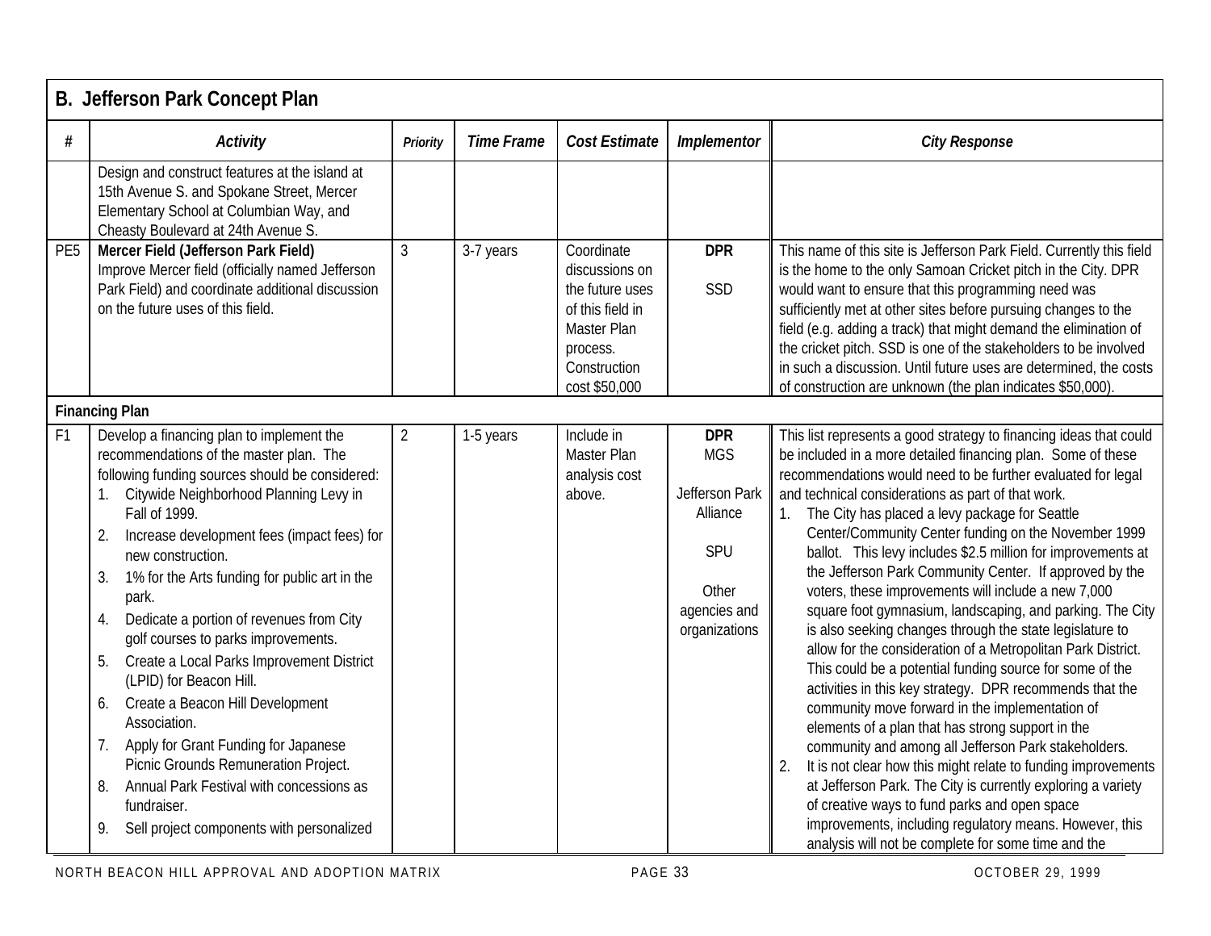## B. Jefferson Park Concept Plan

| # | Activity | Priority | Time Frame | Cost Estimate | Implementor | City Response |
|---|---|---|---|---|---|---|
| | Design and construct features at the island at 15th Avenue S. and Spokane Street, Mercer Elementary School at Columbian Way, and Cheasty Boulevard at 24th Avenue S. | | | | | |
| PE5 | **Mercer Field (Jefferson Park Field)** Improve Mercer field (officially named Jefferson Park Field) and coordinate additional discussion on the future uses of this field. | 3 | 3-7 years | Coordinate discussions on the future uses of this field in Master Plan process. Construction cost $50,000 | **DPR** SSD | This name of this site is Jefferson Park Field. Currently this field is the home to the only Samoan Cricket pitch in the City. DPR would want to ensure that this programming need was sufficiently met at other sites before pursuing changes to the field (e.g. adding a track) that might demand the elimination of the cricket pitch. SSD is one of the stakeholders to be involved in such a discussion. Until future uses are determined, the costs of construction are unknown (the plan indicates $50,000). |
| **Financing Plan** | | | | | | |
| F1 | Develop a financing plan to implement the recommendations of the master plan. The following funding sources should be considered: 1. Citywide Neighborhood Planning Levy in Fall of 1999. 2. Increase development fees (impact fees) for new construction. 3. 1% for the Arts funding for public art in the park. 4. Dedicate a portion of revenues from City golf courses to parks improvements. 5. Create a Local Parks Improvement District (LPID) for Beacon Hill. 6. Create a Beacon Hill Development Association. 7. Apply for Grant Funding for Japanese Picnic Grounds Remuneration Project. 8. Annual Park Festival with concessions as fundraiser. 9. Sell project components with personalized | 2 | 1-5 years | Include in Master Plan analysis cost above. | **DPR** MGS Jefferson Park Alliance SPU Other agencies and organizations | This list represents a good strategy to financing ideas that could be included in a more detailed financing plan. Some of these recommendations would need to be further evaluated for legal and technical considerations as part of that work. 1. The City has placed a levy package for Seattle Center/Community Center funding on the November 1999 ballot. This levy includes $2.5 million for improvements at the Jefferson Park Community Center. If approved by the voters, these improvements will include a new 7,000 square foot gymnasium, landscaping, and parking. The City is also seeking changes through the state legislature to allow for the consideration of a Metropolitan Park District. This could be a potential funding source for some of the activities in this key strategy. DPR recommends that the community move forward in the implementation of elements of a plan that has strong support in the community and among all Jefferson Park stakeholders. 2. It is not clear how this might relate to funding improvements at Jefferson Park. The City is currently exploring a variety of creative ways to fund parks and open space improvements, including regulatory means. However, this analysis will not be complete for some time and the |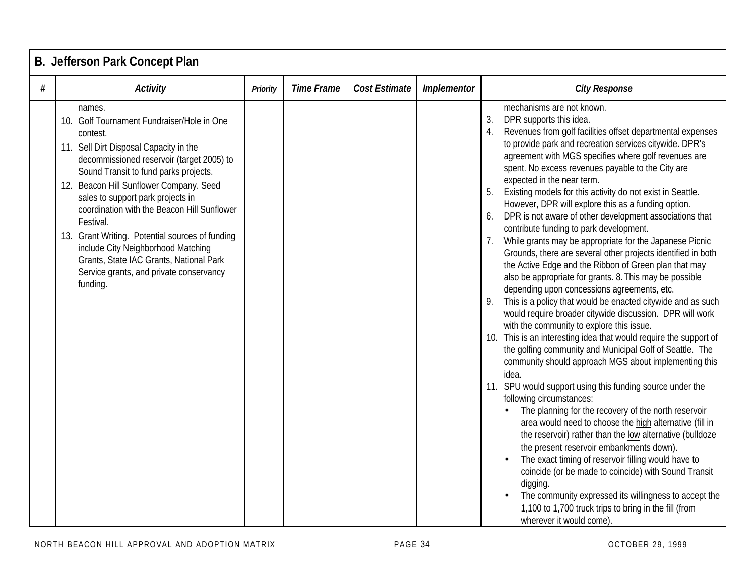## B. Jefferson Park Concept Plan

| # | Activity | Priority | Time Frame | Cost Estimate | Implementor | City Response |
|---|---|---|---|---|---|---|
| | names.<br>10. Golf Tournament Fundraiser/Hole in One contest.<br>11. Sell Dirt Disposal Capacity in the decommissioned reservoir (target 2005) to Sound Transit to fund parks projects.<br>12. Beacon Hill Sunflower Company. Seed sales to support park projects in coordination with the Beacon Hill Sunflower Festival.<br>13. Grant Writing. Potential sources of funding include City Neighborhood Matching Grants, State IAC Grants, National Park Service grants, and private conservancy funding. | | | | | mechanisms are not known.<br>3. DPR supports this idea.<br>4. Revenues from golf facilities offset departmental expenses to provide park and recreation services citywide. DPR's agreement with MGS specifies where golf revenues are spent. No excess revenues payable to the City are expected in the near term.<br>5. Existing models for this activity do not exist in Seattle. However, DPR will explore this as a funding option.<br>6. DPR is not aware of other development associations that contribute funding to park development.<br>7. While grants may be appropriate for the Japanese Picnic Grounds, there are several other projects identified in both the Active Edge and the Ribbon of Green plan that may also be appropriate for grants. 8. This may be possible depending upon concessions agreements, etc.<br>9. This is a policy that would be enacted citywide and as such would require broader citywide discussion. DPR will work with the community to explore this issue.<br>10. This is an interesting idea that would require the support of the golfing community and Municipal Golf of Seattle. The community should approach MGS about implementing this idea.<br>11. SPU would support using this funding source under the following circumstances:<br>• The planning for the recovery of the north reservoir area would need to choose the high alternative (fill in the reservoir) rather than the low alternative (bulldoze the present reservoir embankments down).<br>• The exact timing of reservoir filling would have to coincide (or be made to coincide) with Sound Transit digging.<br>• The community expressed its willingness to accept the 1,100 to 1,700 truck trips to bring in the fill (from wherever it would come). |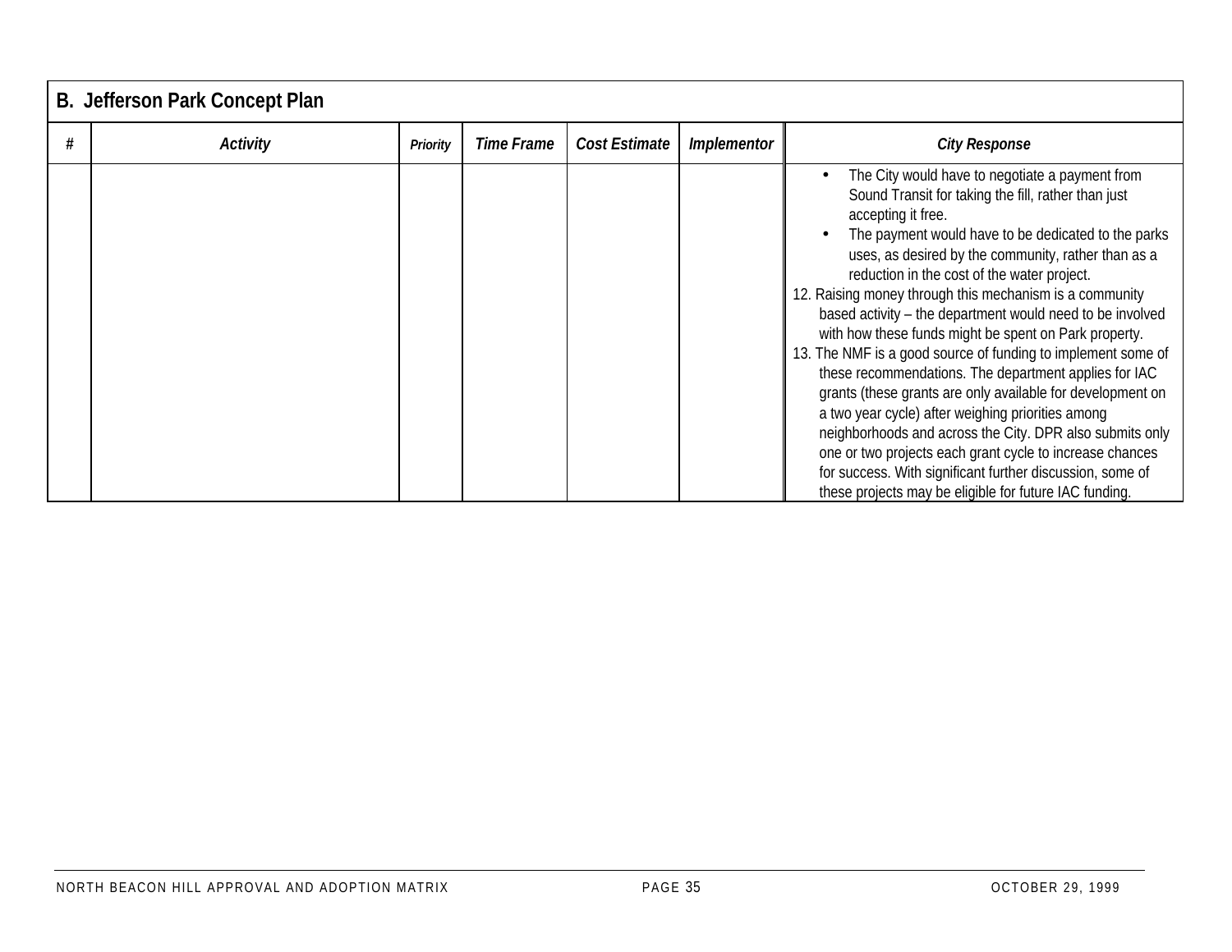| B. Jefferson Park Concept Plan | | | | | | |
|---|---|---|---|---|---|---|
| # | *Activity* | *Priority* | *Time Frame* | *Cost Estimate* | *Implementor* | *City Response* |
| | | | | | | • The City would have to negotiate a payment from Sound Transit for taking the fill, rather than just accepting it free.<br>• The payment would have to be dedicated to the parks uses, as desired by the community, rather than as a reduction in the cost of the water project.<br>12. Raising money through this mechanism is a community based activity – the department would need to be involved with how these funds might be spent on Park property.<br>13. The NMF is a good source of funding to implement some of these recommendations. The department applies for IAC grants (these grants are only available for development on a two year cycle) after weighing priorities among neighborhoods and across the City. DPR also submits only one or two projects each grant cycle to increase chances for success. With significant further discussion, some of these projects may be eligible for future IAC funding. |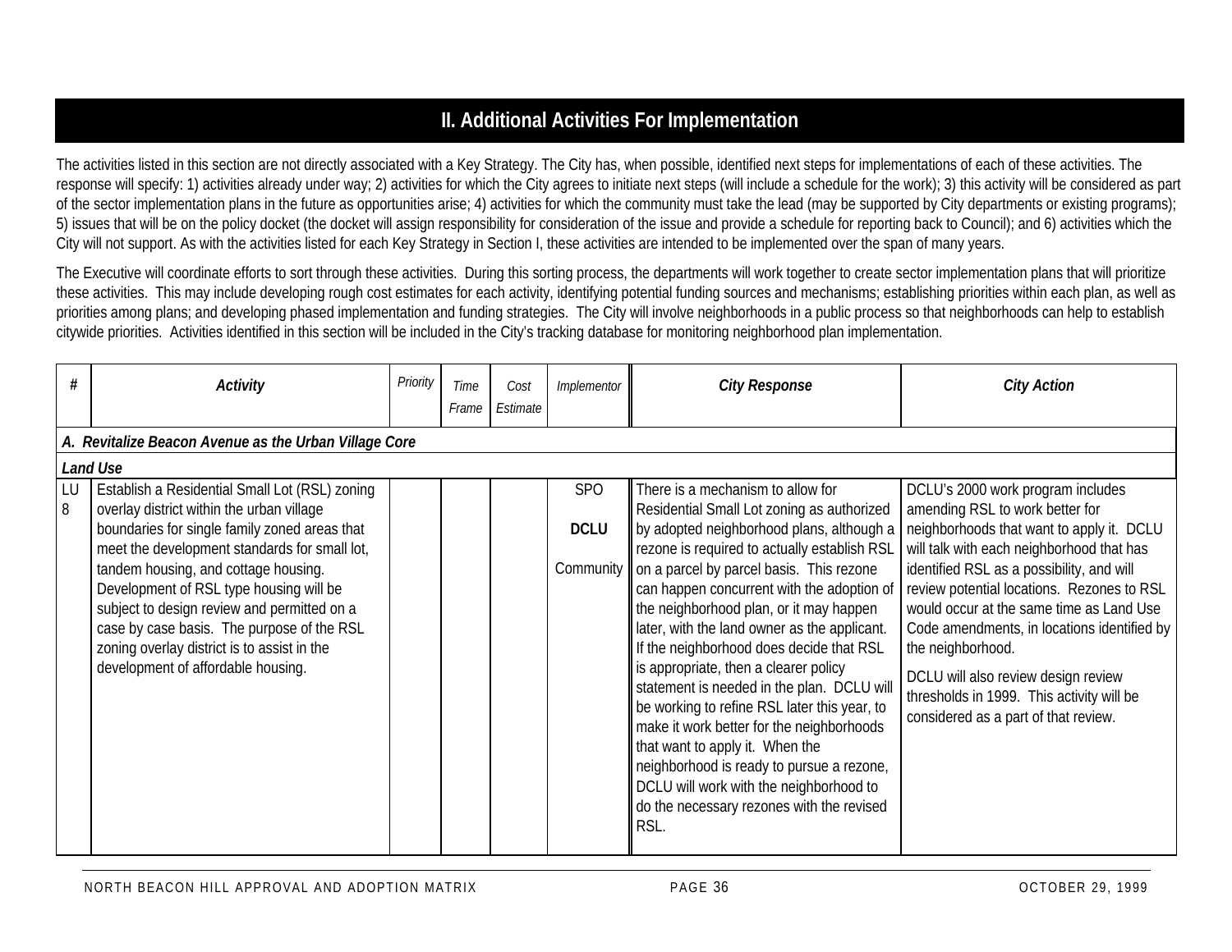## II. Additional Activities For Implementation

The activities listed in this section are not directly associated with a Key Strategy. The City has, when possible, identified next steps for implementations of each of these activities. The response will specify: 1) activities already under way; 2) activities for which the City agrees to initiate next steps (will include a schedule for the work); 3) this activity will be considered as part of the sector implementation plans in the future as opportunities arise; 4) activities for which the community must take the lead (may be supported by City departments or existing programs); 5) issues that will be on the policy docket (the docket will assign responsibility for consideration of the issue and provide a schedule for reporting back to Council); and 6) activities which the City will not support. As with the activities listed for each Key Strategy in Section I, these activities are intended to be implemented over the span of many years.

The Executive will coordinate efforts to sort through these activities. During this sorting process, the departments will work together to create sector implementation plans that will prioritize these activities. This may include developing rough cost estimates for each activity, identifying potential funding sources and mechanisms; establishing priorities within each plan, as well as priorities among plans; and developing phased implementation and funding strategies. The City will involve neighborhoods in a public process so that neighborhoods can help to establish citywide priorities. Activities identified in this section will be included in the City's tracking database for monitoring neighborhood plan implementation.

| # | *Activity* | *Priority* | *Time Frame* | *Cost Estimate* | *Implementor* | *City Response* | *City Action* |
|---|---|---|---|---|---|---|---|
| ***A. Revitalize Beacon Avenue as the Urban Village Core*** | | | | | | | |
| ***Land Use*** | | | | | | | |
| LU 8 | Establish a Residential Small Lot (RSL) zoning overlay district within the urban village boundaries for single family zoned areas that meet the development standards for small lot, tandem housing, and cottage housing. Development of RSL type housing will be subject to design review and permitted on a case by case basis. The purpose of the RSL zoning overlay district is to assist in the development of affordable housing. | | | | SPO **DCLU** Community | There is a mechanism to allow for Residential Small Lot zoning as authorized by adopted neighborhood plans, although a rezone is required to actually establish RSL on a parcel by parcel basis. This rezone can happen concurrent with the adoption of the neighborhood plan, or it may happen later, with the land owner as the applicant. If the neighborhood does decide that RSL is appropriate, then a clearer policy statement is needed in the plan. DCLU will be working to refine RSL later this year, to make it work better for the neighborhoods that want to apply it. When the neighborhood is ready to pursue a rezone, DCLU will work with the neighborhood to do the necessary rezones with the revised RSL. | DCLU's 2000 work program includes amending RSL to work better for neighborhoods that want to apply it. DCLU will talk with each neighborhood that has identified RSL as a possibility, and will review potential locations. Rezones to RSL would occur at the same time as Land Use Code amendments, in locations identified by the neighborhood. DCLU will also review design review thresholds in 1999. This activity will be considered as a part of that review. |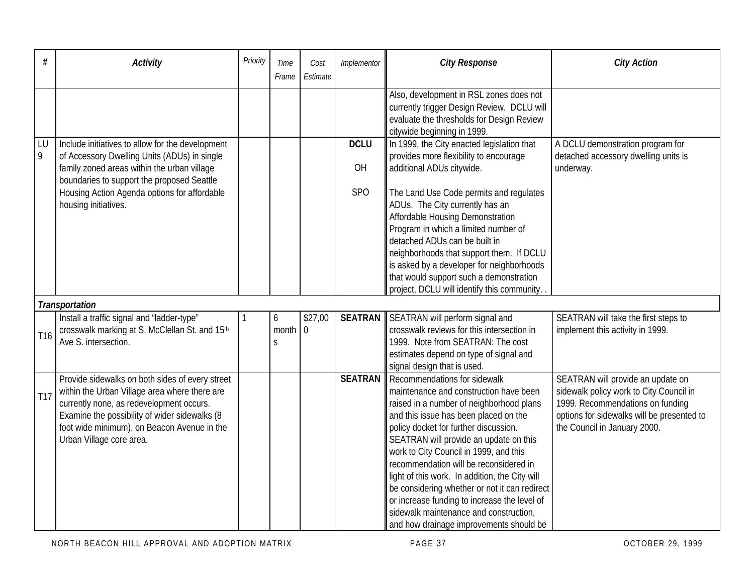| # | Activity | Priority | Time Frame | Cost Estimate | Implementor | City Response | City Action |
|---|---|---|---|---|---|---|---|
| | | | | | | Also, development in RSL zones does not currently trigger Design Review. DCLU will evaluate the thresholds for Design Review citywide beginning in 1999. | |
| LU 9 | Include initiatives to allow for the development of Accessory Dwelling Units (ADUs) in single family zoned areas within the urban village boundaries to support the proposed Seattle Housing Action Agenda options for affordable housing initiatives. | | | | **DCLU**<br><br>OH<br><br>SPO | In 1999, the City enacted legislation that provides more flexibility to encourage additional ADUs citywide.<br><br>The Land Use Code permits and regulates ADUs. The City currently has an Affordable Housing Demonstration Program in which a limited number of detached ADUs can be built in neighborhoods that support them. If DCLU is asked by a developer for neighborhoods that would support such a demonstration project, DCLU will identify this community. . | A DCLU demonstration program for detached accessory dwelling units is underway. |
| ***Transportation*** | | | | | | | |
| T16 | Install a traffic signal and "ladder-type" crosswalk marking at S. McClellan St. and 15th Ave S. intersection. | 1 | 6 months | $27,000 | **SEATRAN** | SEATRAN will perform signal and crosswalk reviews for this intersection in 1999. Note from SEATRAN: The cost estimates depend on type of signal and signal design that is used. | SEATRAN will take the first steps to implement this activity in 1999. |
| T17 | Provide sidewalks on both sides of every street within the Urban Village area where there are currently none, as redevelopment occurs. Examine the possibility of wider sidewalks (8 foot wide minimum), on Beacon Avenue in the Urban Village core area. | | | | **SEATRAN** | Recommendations for sidewalk maintenance and construction have been raised in a number of neighborhood plans and this issue has been placed on the policy docket for further discussion. SEATRAN will provide an update on this work to City Council in 1999, and this recommendation will be reconsidered in light of this work. In addition, the City will be considering whether or not it can redirect or increase funding to increase the level of sidewalk maintenance and construction, and how drainage improvements should be | SEATRAN will provide an update on sidewalk policy work to City Council in 1999. Recommendations on funding options for sidewalks will be presented to the Council in January 2000. |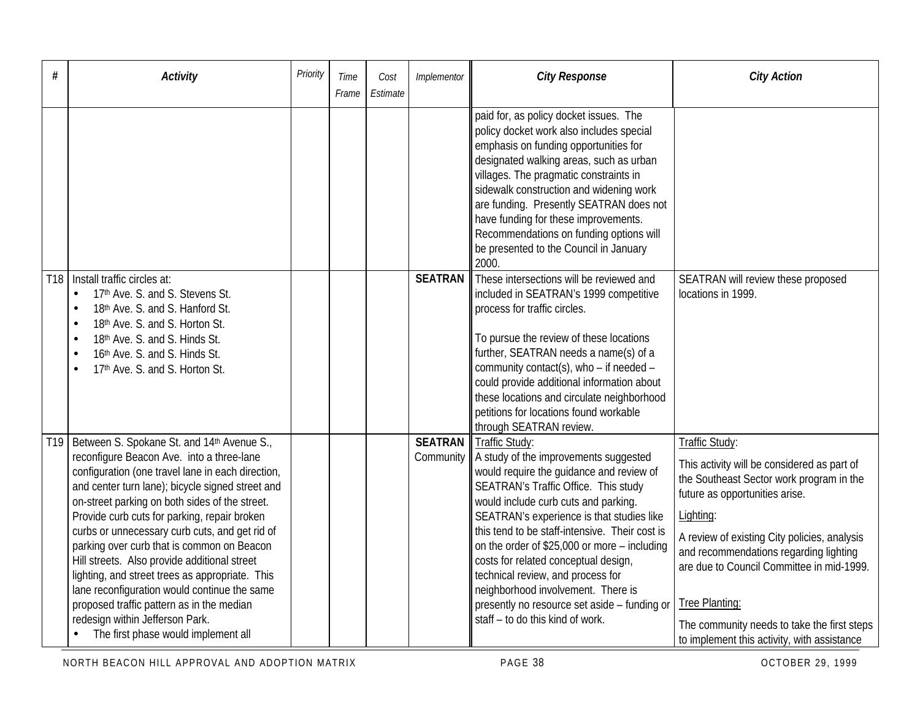| # | Activity | Priority | Time Frame | Cost Estimate | Implementor | City Response | City Action |
|---|---|---|---|---|---|---|---|
| | | | | | | paid for, as policy docket issues. The policy docket work also includes special emphasis on funding opportunities for designated walking areas, such as urban villages. The pragmatic constraints in sidewalk construction and widening work are funding. Presently SEATRAN does not have funding for these improvements. Recommendations on funding options will be presented to the Council in January 2000. | |
| T18 | Install traffic circles at:<br>• 17th Ave. S. and S. Stevens St.<br>• 18th Ave. S. and S. Hanford St.<br>• 18th Ave. S. and S. Horton St.<br>• 18th Ave. S. and S. Hinds St.<br>• 16th Ave. S. and S. Hinds St.<br>• 17th Ave. S. and S. Horton St. | | | | **SEATRAN** | These intersections will be reviewed and included in SEATRAN's 1999 competitive process for traffic circles.<br><br>To pursue the review of these locations further, SEATRAN needs a name(s) of a community contact(s), who – if needed – could provide additional information about these locations and circulate neighborhood petitions for locations found workable through SEATRAN review. | SEATRAN will review these proposed locations in 1999. |
| T19 | Between S. Spokane St. and 14th Avenue S., reconfigure Beacon Ave. into a three-lane configuration (one travel lane in each direction, and center turn lane); bicycle signed street and on-street parking on both sides of the street. Provide curb cuts for parking, repair broken curbs or unnecessary curb cuts, and get rid of parking over curb that is common on Beacon Hill streets. Also provide additional street lighting, and street trees as appropriate. This lane reconfiguration would continue the same proposed traffic pattern as in the median redesign within Jefferson Park.<br>• The first phase would implement all | | | | **SEATRAN** Community | Traffic Study:<br>A study of the improvements suggested would require the guidance and review of SEATRAN's Traffic Office. This study would include curb cuts and parking. SEATRAN's experience is that studies like this tend to be staff-intensive. Their cost is on the order of $25,000 or more – including costs for related conceptual design, technical review, and process for neighborhood involvement. There is presently no resource set aside – funding or staff – to do this kind of work. | Traffic Study:<br>This activity will be considered as part of the Southeast Sector work program in the future as opportunities arise.<br>Lighting:<br>A review of existing City policies, analysis and recommendations regarding lighting are due to Council Committee in mid-1999.<br><br>Tree Planting:<br>The community needs to take the first steps to implement this activity, with assistance |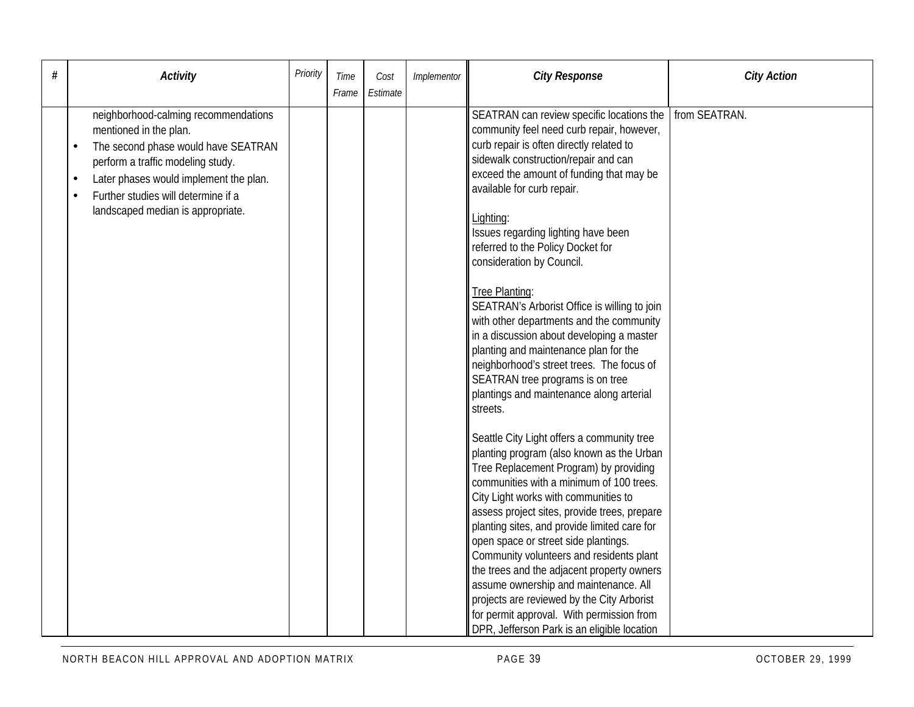| # | Activity | Priority | Time Frame | Cost Estimate | Implementor | City Response | City Action |
|---|---|---|---|---|---|---|---|
| | neighborhood-calming recommendations mentioned in the plan.<br>• The second phase would have SEATRAN perform a traffic modeling study.<br>• Later phases would implement the plan.<br>• Further studies will determine if a landscaped median is appropriate. | | | | | SEATRAN can review specific locations the community feel need curb repair, however, curb repair is often directly related to sidewalk construction/repair and can exceed the amount of funding that may be available for curb repair.<br><br>Lighting:<br>Issues regarding lighting have been referred to the Policy Docket for consideration by Council.<br><br>Tree Planting:<br>SEATRAN's Arborist Office is willing to join with other departments and the community in a discussion about developing a master planting and maintenance plan for the neighborhood's street trees. The focus of SEATRAN tree programs is on tree plantings and maintenance along arterial streets.<br><br>Seattle City Light offers a community tree planting program (also known as the Urban Tree Replacement Program) by providing communities with a minimum of 100 trees. City Light works with communities to assess project sites, provide trees, prepare planting sites, and provide limited care for open space or street side plantings. Community volunteers and residents plant the trees and the adjacent property owners assume ownership and maintenance. All projects are reviewed by the City Arborist for permit approval. With permission from DPR, Jefferson Park is an eligible location | from SEATRAN. |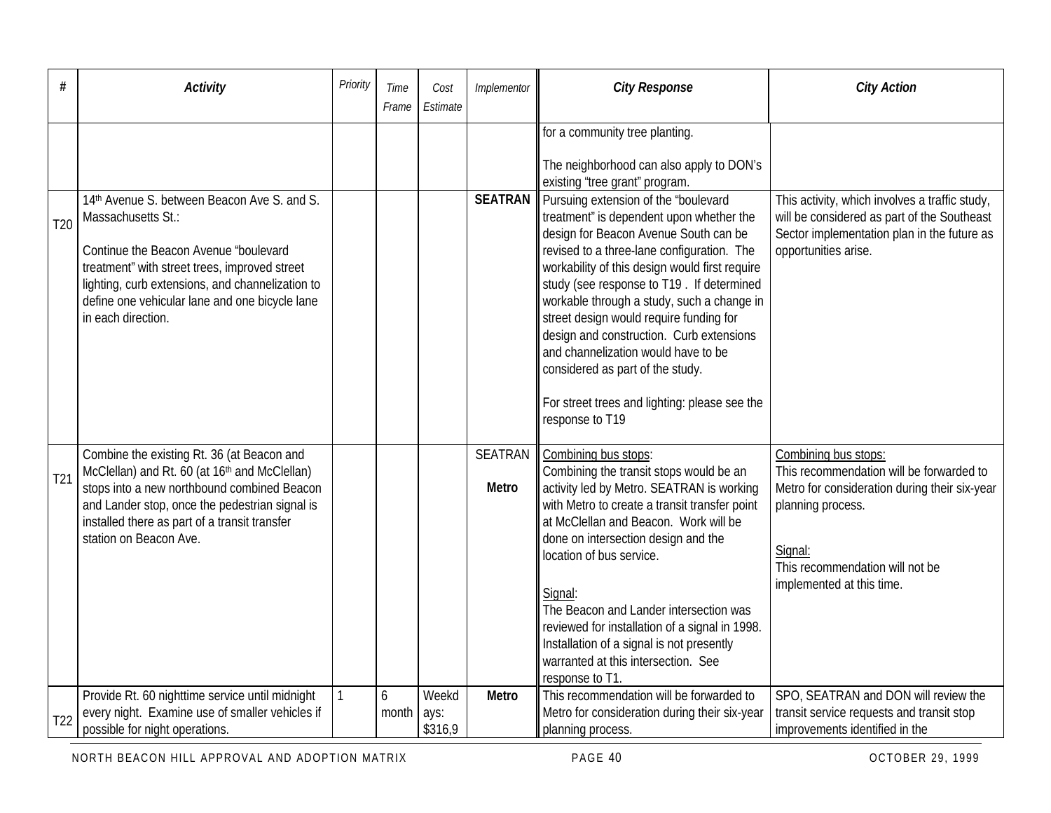| # | Activity | Priority | Time Frame | Cost Estimate | Implementor | City Response | City Action |
|---|---|---|---|---|---|---|---|
| | | | | | | for a community tree planting.<br><br>The neighborhood can also apply to DON's existing "tree grant" program. | |
| T20 | 14th Avenue S. between Beacon Ave S. and S. Massachusetts St.:<br><br>Continue the Beacon Avenue "boulevard treatment" with street trees, improved street lighting, curb extensions, and channelization to define one vehicular lane and one bicycle lane in each direction. | | | | **SEATRAN** | Pursuing extension of the "boulevard treatment" is dependent upon whether the design for Beacon Avenue South can be revised to a three-lane configuration. The workability of this design would first require study (see response to T19 . If determined workable through a study, such a change in street design would require funding for design and construction. Curb extensions and channelization would have to be considered as part of the study.<br><br>For street trees and lighting: please see the response to T19 | This activity, which involves a traffic study, will be considered as part of the Southeast Sector implementation plan in the future as opportunities arise. |
| T21 | Combine the existing Rt. 36 (at Beacon and McClellan) and Rt. 60 (at 16th and McClellan) stops into a new northbound combined Beacon and Lander stop, once the pedestrian signal is installed there as part of a transit transfer station on Beacon Ave. | | | | SEATRAN<br><br>**Metro** | Combining bus stops:<br>Combining the transit stops would be an activity led by Metro. SEATRAN is working with Metro to create a transit transfer point at McClellan and Beacon. Work will be done on intersection design and the location of bus service.<br><br>Signal:<br>The Beacon and Lander intersection was reviewed for installation of a signal in 1998. Installation of a signal is not presently warranted at this intersection. See response to T1. | Combining bus stops:<br>This recommendation will be forwarded to Metro for consideration during their six-year planning process.<br><br>Signal:<br>This recommendation will not be implemented at this time. |
| T22 | Provide Rt. 60 nighttime service until midnight every night. Examine use of smaller vehicles if possible for night operations. | 1 | 6 month | Weekdays: $316,9 | **Metro** | This recommendation will be forwarded to Metro for consideration during their six-year planning process. | SPO, SEATRAN and DON will review the transit service requests and transit stop improvements identified in the |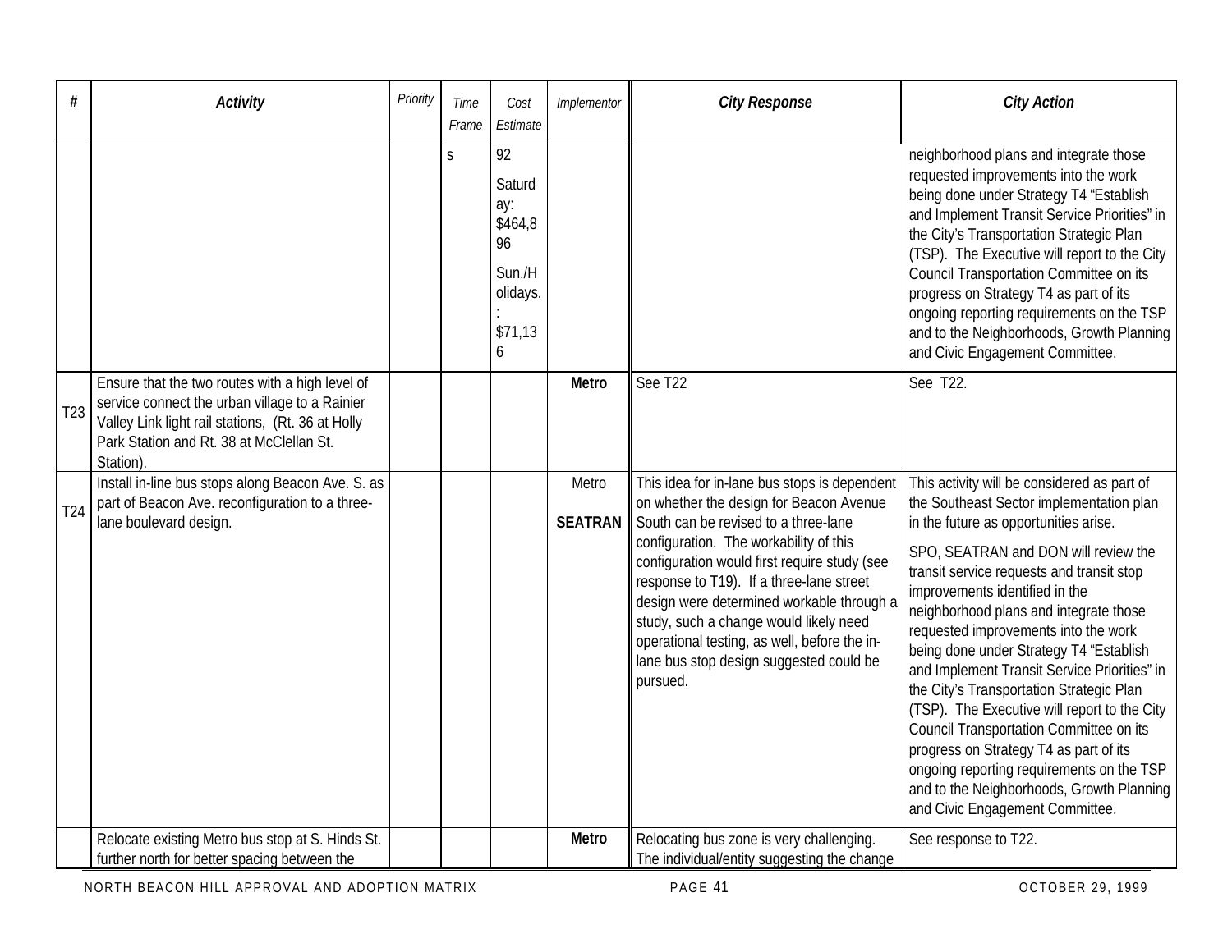| # | Activity | Priority | Time Frame | Cost Estimate | Implementor | City Response | City Action |
|---|---|---|---|---|---|---|---|
| | | | s | 92<br><br>Saturday: $464,896<br><br>Sun./Holidays.: $71,136 | | | neighborhood plans and integrate those requested improvements into the work being done under Strategy T4 "Establish and Implement Transit Service Priorities" in the City's Transportation Strategic Plan (TSP). The Executive will report to the City Council Transportation Committee on its progress on Strategy T4 as part of its ongoing reporting requirements on the TSP and to the Neighborhoods, Growth Planning and Civic Engagement Committee. |
| T23 | Ensure that the two routes with a high level of service connect the urban village to a Rainier Valley Link light rail stations, (Rt. 36 at Holly Park Station and Rt. 38 at McClellan St. Station). | | | | **Metro** | See T22 | See T22. |
| T24 | Install in-line bus stops along Beacon Ave. S. as part of Beacon Ave. reconfiguration to a three-lane boulevard design. | | | | Metro<br><br>**SEATRAN** | This idea for in-lane bus stops is dependent on whether the design for Beacon Avenue South can be revised to a three-lane configuration. The workability of this configuration would first require study (see response to T19). If a three-lane street design were determined workable through a study, such a change would likely need operational testing, as well, before the in-lane bus stop design suggested could be pursued. | This activity will be considered as part of the Southeast Sector implementation plan in the future as opportunities arise.<br><br>SPO, SEATRAN and DON will review the transit service requests and transit stop improvements identified in the neighborhood plans and integrate those requested improvements into the work being done under Strategy T4 "Establish and Implement Transit Service Priorities" in the City's Transportation Strategic Plan (TSP). The Executive will report to the City Council Transportation Committee on its progress on Strategy T4 as part of its ongoing reporting requirements on the TSP and to the Neighborhoods, Growth Planning and Civic Engagement Committee. |
| | Relocate existing Metro bus stop at S. Hinds St. further north for better spacing between the | | | | **Metro** | Relocating bus zone is very challenging. The individual/entity suggesting the change | See response to T22. |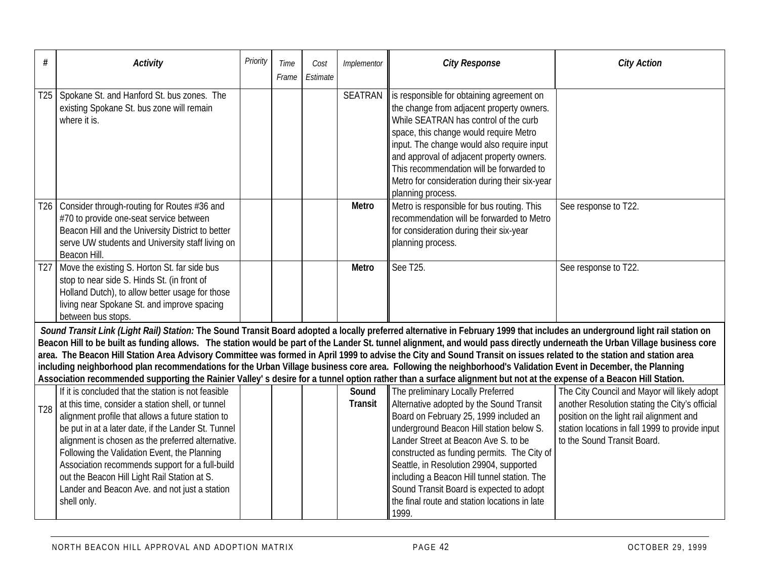| # | *Activity* | *Priority* | *Time Frame* | *Cost Estimate* | *Implementor* | *City Response* | *City Action* |
|---|---|---|---|---|---|---|---|
| T25 | Spokane St. and Hanford St. bus zones. The existing Spokane St. bus zone will remain where it is. | | | | SEATRAN | is responsible for obtaining agreement on the change from adjacent property owners. While SEATRAN has control of the curb space, this change would require Metro input. The change would also require input and approval of adjacent property owners. This recommendation will be forwarded to Metro for consideration during their six-year planning process. | |
| T26 | Consider through-routing for Routes #36 and #70 to provide one-seat service between Beacon Hill and the University District to better serve UW students and University staff living on Beacon Hill. | | | | **Metro** | Metro is responsible for bus routing. This recommendation will be forwarded to Metro for consideration during their six-year planning process. | See response to T22. |
| T27 | Move the existing S. Horton St. far side bus stop to near side S. Hinds St. (in front of Holland Dutch), to allow better usage for those living near Spokane St. and improve spacing between bus stops. | | | | **Metro** | See T25. | See response to T22. |
| ***Sound Transit Link (Light Rail) Station:*** **The Sound Transit Board adopted a locally preferred alternative in February 1999 that includes an underground light rail station on Beacon Hill to be built as funding allows. The station would be part of the Lander St. tunnel alignment, and would pass directly underneath the Urban Village business core area. The Beacon Hill Station Area Advisory Committee was formed in April 1999 to advise the City and Sound Transit on issues related to the station and station area including neighborhood plan recommendations for the Urban Village business core area. Following the neighborhood's Validation Event in December, the Planning Association recommended supporting the Rainier Valley' s desire for a tunnel option rather than a surface alignment but not at the expense of a Beacon Hill Station.** | | | | | | | |
| T28 | If it is concluded that the station is not feasible at this time, consider a station shell, or tunnel alignment profile that allows a future station to be put in at a later date, if the Lander St. Tunnel alignment is chosen as the preferred alternative. Following the Validation Event, the Planning Association recommends support for a full-build out the Beacon Hill Light Rail Station at S. Lander and Beacon Ave. and not just a station shell only. | | | | **Sound Transit** | The preliminary Locally Preferred Alternative adopted by the Sound Transit Board on February 25, 1999 included an underground Beacon Hill station below S. Lander Street at Beacon Ave S. to be constructed as funding permits. The City of Seattle, in Resolution 29904, supported including a Beacon Hill tunnel station. The Sound Transit Board is expected to adopt the final route and station locations in late 1999. | The City Council and Mayor will likely adopt another Resolution stating the City's official position on the light rail alignment and station locations in fall 1999 to provide input to the Sound Transit Board. |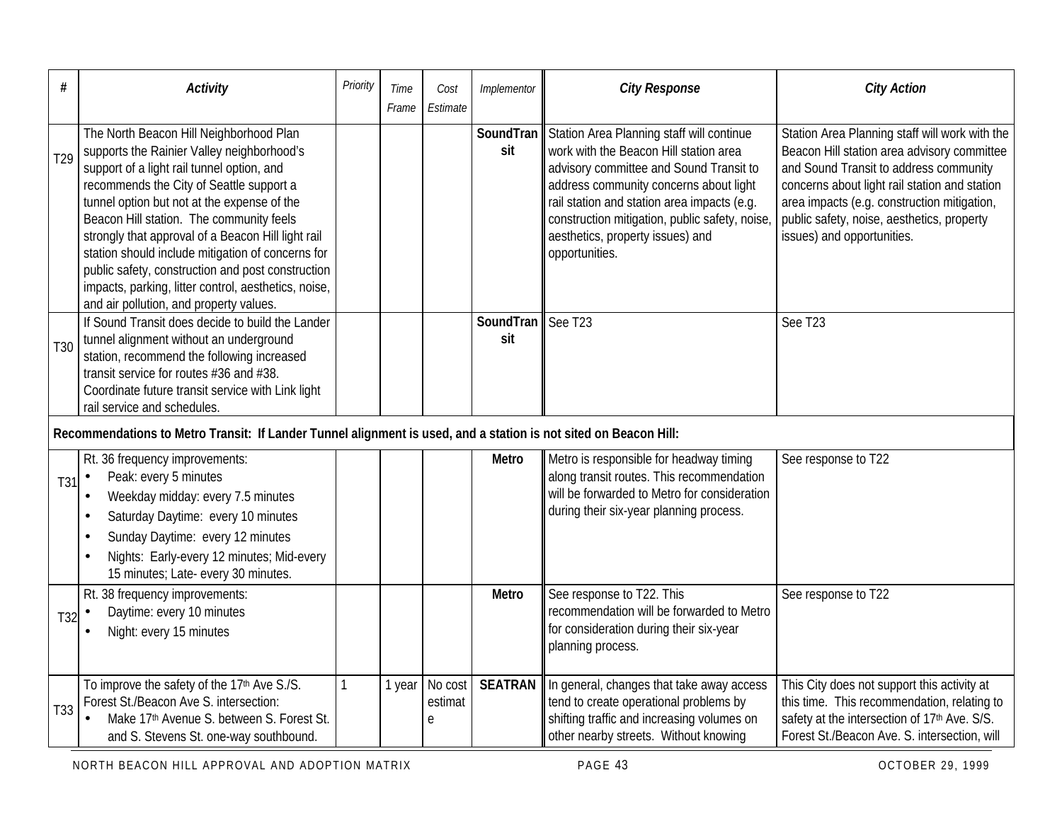| # | Activity | Priority | Time Frame | Cost Estimate | Implementor | City Response | City Action |
|---|---|---|---|---|---|---|---|
| T29 | The North Beacon Hill Neighborhood Plan supports the Rainier Valley neighborhood's support of a light rail tunnel option, and recommends the City of Seattle support a tunnel option but not at the expense of the Beacon Hill station. The community feels strongly that approval of a Beacon Hill light rail station should include mitigation of concerns for public safety, construction and post construction impacts, parking, litter control, aesthetics, noise, and air pollution, and property values. | | | | SoundTransit | Station Area Planning staff will continue work with the Beacon Hill station area advisory committee and Sound Transit to address community concerns about light rail station and station area impacts (e.g. construction mitigation, public safety, noise, aesthetics, property issues) and opportunities. | Station Area Planning staff will work with the Beacon Hill station area advisory committee and Sound Transit to address community concerns about light rail station and station area impacts (e.g. construction mitigation, public safety, noise, aesthetics, property issues) and opportunities. |
| T30 | If Sound Transit does decide to build the Lander tunnel alignment without an underground station, recommend the following increased transit service for routes #36 and #38. Coordinate future transit service with Link light rail service and schedules. | | | | SoundTransit | See T23 | See T23 |
| **Recommendations to Metro Transit: If Lander Tunnel alignment is used, and a station is not sited on Beacon Hill:** | | | | | | | |
| T31 | Rt. 36 frequency improvements:<br>• Peak: every 5 minutes<br>• Weekday midday: every 7.5 minutes<br>• Saturday Daytime: every 10 minutes<br>• Sunday Daytime: every 12 minutes<br>• Nights: Early-every 12 minutes; Mid-every 15 minutes; Late- every 30 minutes. | | | | Metro | Metro is responsible for headway timing along transit routes. This recommendation will be forwarded to Metro for consideration during their six-year planning process. | See response to T22 |
| T32 | Rt. 38 frequency improvements:<br>• Daytime: every 10 minutes<br>• Night: every 15 minutes | | | | Metro | See response to T22. This recommendation will be forwarded to Metro for consideration during their six-year planning process. | See response to T22 |
| T33 | To improve the safety of the 17th Ave S./S. Forest St./Beacon Ave S. intersection:<br>• Make 17th Avenue S. between S. Forest St. and S. Stevens St. one-way southbound. | 1 | 1 year | No cost estimate | SEATRAN | In general, changes that take away access tend to create operational problems by shifting traffic and increasing volumes on other nearby streets. Without knowing | This City does not support this activity at this time. This recommendation, relating to safety at the intersection of 17th Ave. S/S. Forest St./Beacon Ave. S. intersection, will |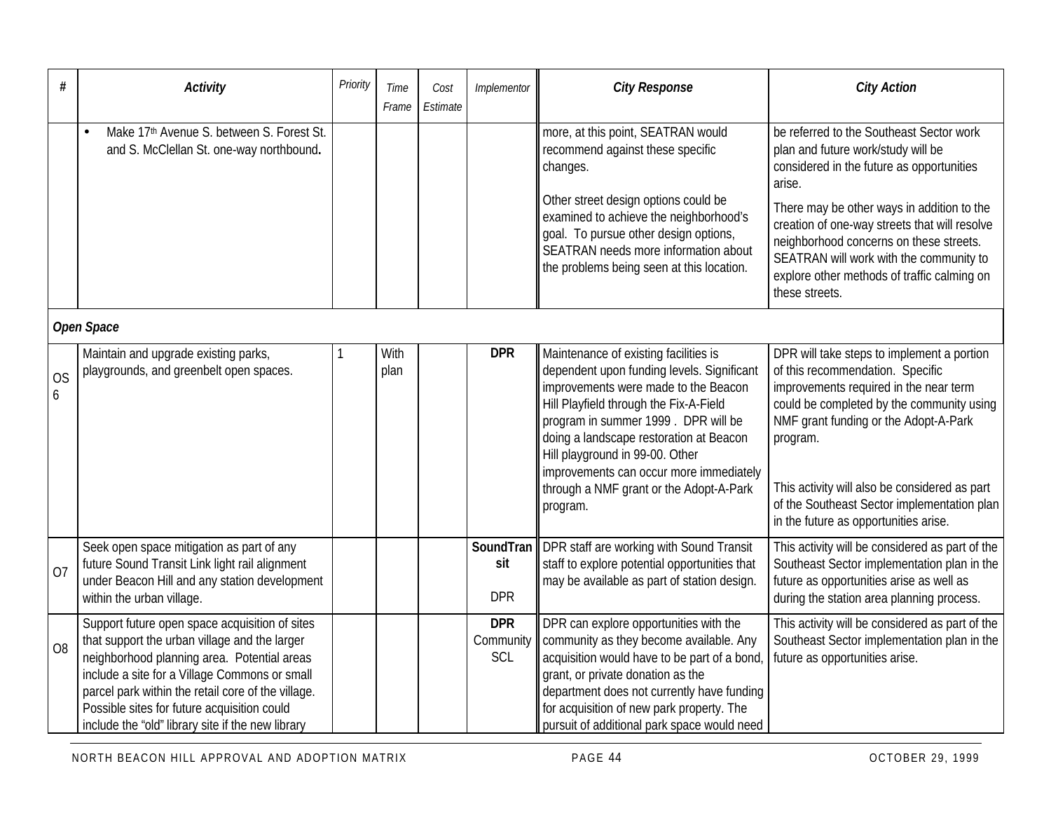| # | Activity | Priority | Time Frame | Cost Estimate | Implementor | City Response | City Action |
|---|---|---|---|---|---|---|---|
| | • Make 17th Avenue S. between S. Forest St. and S. McClellan St. one-way northbound. | | | | | more, at this point, SEATRAN would recommend against these specific changes.<br><br>Other street design options could be examined to achieve the neighborhood's goal. To pursue other design options, SEATRAN needs more information about the problems being seen at this location. | be referred to the Southeast Sector work plan and future work/study will be considered in the future as opportunities arise.<br><br>There may be other ways in addition to the creation of one-way streets that will resolve neighborhood concerns on these streets. SEATRAN will work with the community to explore other methods of traffic calming on these streets. |
| ***Open Space*** | | | | | | | |
| OS 6 | Maintain and upgrade existing parks, playgrounds, and greenbelt open spaces. | 1 | With plan | | **DPR** | Maintenance of existing facilities is dependent upon funding levels. Significant improvements were made to the Beacon Hill Playfield through the Fix-A-Field program in summer 1999 . DPR will be doing a landscape restoration at Beacon Hill playground in 99-00. Other improvements can occur more immediately through a NMF grant or the Adopt-A-Park program. | DPR will take steps to implement a portion of this recommendation. Specific improvements required in the near term could be completed by the community using NMF grant funding or the Adopt-A-Park program.<br><br>This activity will also be considered as part of the Southeast Sector implementation plan in the future as opportunities arise. |
| O7 | Seek open space mitigation as part of any future Sound Transit Link light rail alignment under Beacon Hill and any station development within the urban village. | | | | **SoundTransit**<br><br>DPR | DPR staff are working with Sound Transit staff to explore potential opportunities that may be available as part of station design. | This activity will be considered as part of the Southeast Sector implementation plan in the future as opportunities arise as well as during the station area planning process. |
| O8 | Support future open space acquisition of sites that support the urban village and the larger neighborhood planning area. Potential areas include a site for a Village Commons or small parcel park within the retail core of the village. Possible sites for future acquisition could include the "old" library site if the new library | | | | **DPR**<br>Community<br>SCL | DPR can explore opportunities with the community as they become available. Any acquisition would have to be part of a bond, grant, or private donation as the department does not currently have funding for acquisition of new park property. The pursuit of additional park space would need | This activity will be considered as part of the Southeast Sector implementation plan in the future as opportunities arise. |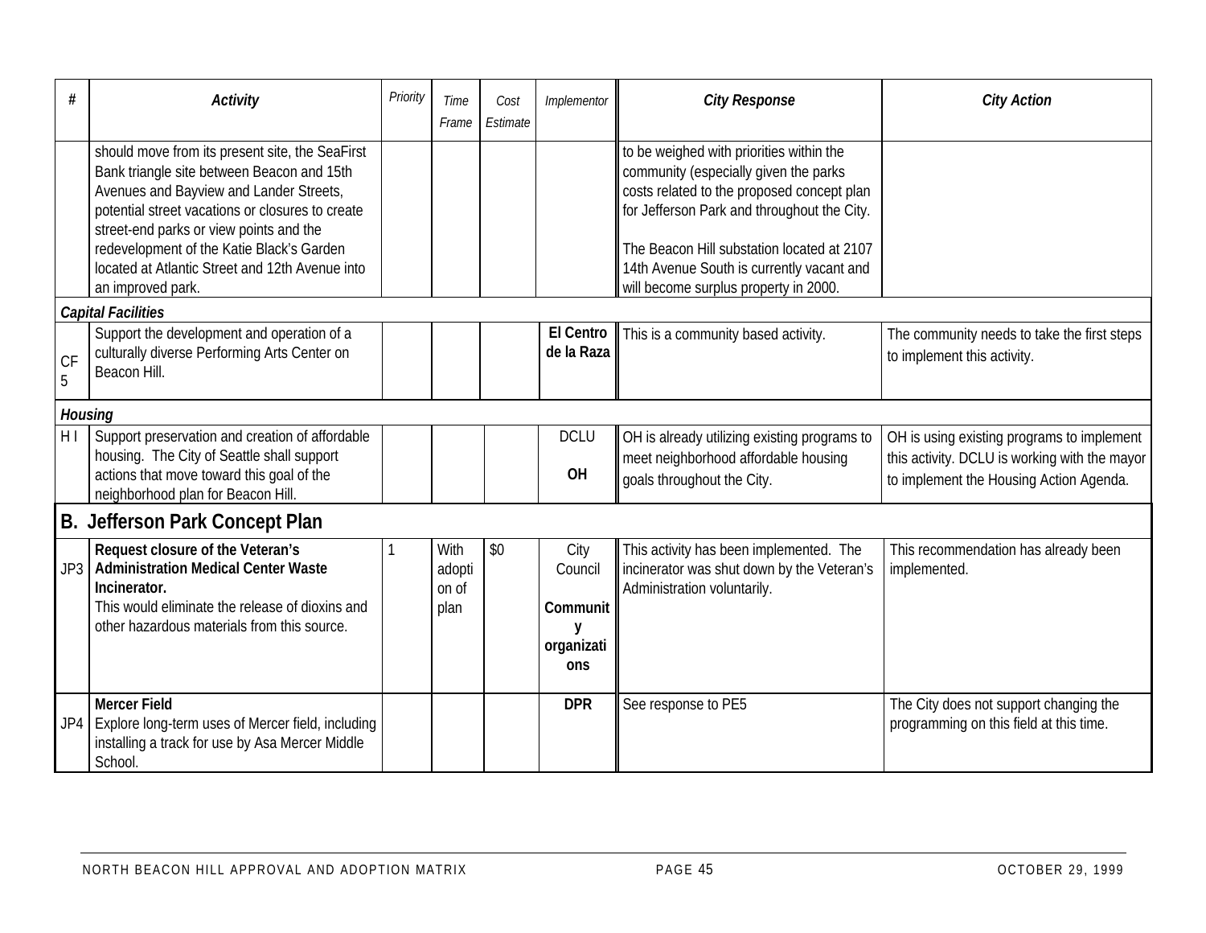| # | Activity | Priority | Time Frame | Cost Estimate | Implementor | City Response | City Action |
|---|---|---|---|---|---|---|---|
| | should move from its present site, the SeaFirst Bank triangle site between Beacon and 15th Avenues and Bayview and Lander Streets, potential street vacations or closures to create street-end parks or view points and the redevelopment of the Katie Black's Garden located at Atlantic Street and 12th Avenue into an improved park. | | | | | to be weighed with priorities within the community (especially given the parks costs related to the proposed concept plan for Jefferson Park and throughout the City. The Beacon Hill substation located at 2107 14th Avenue South is currently vacant and will become surplus property in 2000. | |
| ***Capital Facilities*** | | | | | | | |
| CF 5 | Support the development and operation of a culturally diverse Performing Arts Center on Beacon Hill. | | | | **El Centro de la Raza** | This is a community based activity. | The community needs to take the first steps to implement this activity. |
| ***Housing*** | | | | | | | |
| H I | Support preservation and creation of affordable housing. The City of Seattle shall support actions that move toward this goal of the neighborhood plan for Beacon Hill. | | | | DCLU<br>**OH** | OH is already utilizing existing programs to meet neighborhood affordable housing goals throughout the City. | OH is using existing programs to implement this activity. DCLU is working with the mayor to implement the Housing Action Agenda. |
| **B. Jefferson Park Concept Plan** | | | | | | | |
| JP3 | **Request closure of the Veteran's Administration Medical Center Waste Incinerator.** This would eliminate the release of dioxins and other hazardous materials from this source. | 1 | With adoption of plan | $0 | City Council<br>**Community organizations** | This activity has been implemented. The incinerator was shut down by the Veteran's Administration voluntarily. | This recommendation has already been implemented. |
| JP4 | **Mercer Field** Explore long-term uses of Mercer field, including installing a track for use by Asa Mercer Middle School. | | | | **DPR** | See response to PE5 | The City does not support changing the programming on this field at this time. |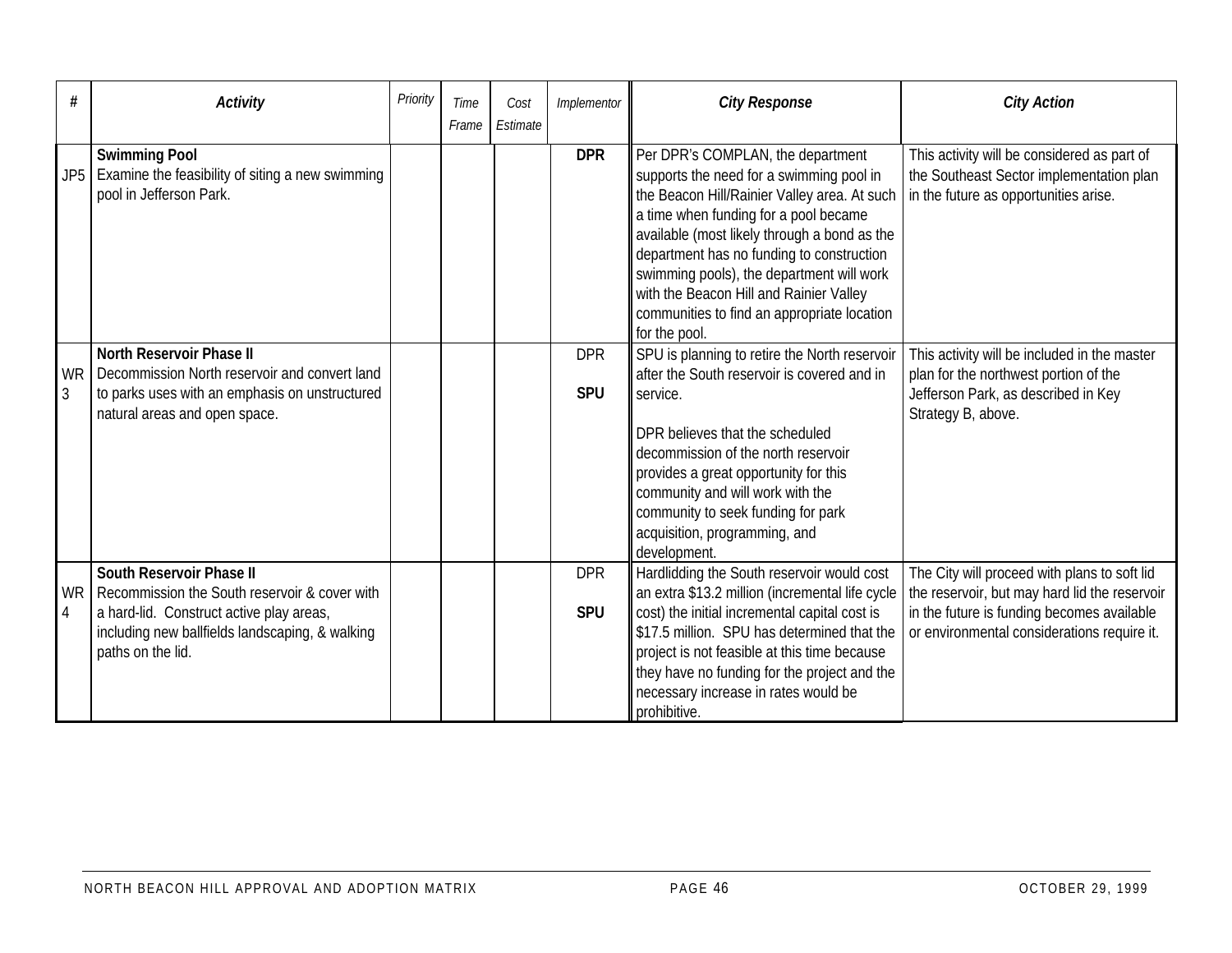| # | Activity | Priority | Time Frame | Cost Estimate | Implementor | City Response | City Action |
|---|---|---|---|---|---|---|---|
| JP5 | **Swimming Pool** Examine the feasibility of siting a new swimming pool in Jefferson Park. | | | | **DPR** | Per DPR's COMPLAN, the department supports the need for a swimming pool in the Beacon Hill/Rainier Valley area. At such a time when funding for a pool became available (most likely through a bond as the department has no funding to construction swimming pools), the department will work with the Beacon Hill and Rainier Valley communities to find an appropriate location for the pool. | This activity will be considered as part of the Southeast Sector implementation plan in the future as opportunities arise. |
| WR 3 | **North Reservoir Phase II** Decommission North reservoir and convert land to parks uses with an emphasis on unstructured natural areas and open space. | | | | DPR **SPU** | SPU is planning to retire the North reservoir after the South reservoir is covered and in service. DPR believes that the scheduled decommission of the north reservoir provides a great opportunity for this community and will work with the community to seek funding for park acquisition, programming, and development. | This activity will be included in the master plan for the northwest portion of the Jefferson Park, as described in Key Strategy B, above. |
| WR 4 | **South Reservoir Phase II** Recommission the South reservoir & cover with a hard-lid. Construct active play areas, including new ballfields landscaping, & walking paths on the lid. | | | | DPR **SPU** | Hardlidding the South reservoir would cost an extra $13.2 million (incremental life cycle cost) the initial incremental capital cost is $17.5 million. SPU has determined that the project is not feasible at this time because they have no funding for the project and the necessary increase in rates would be prohibitive. | The City will proceed with plans to soft lid the reservoir, but may hard lid the reservoir in the future is funding becomes available or environmental considerations require it. |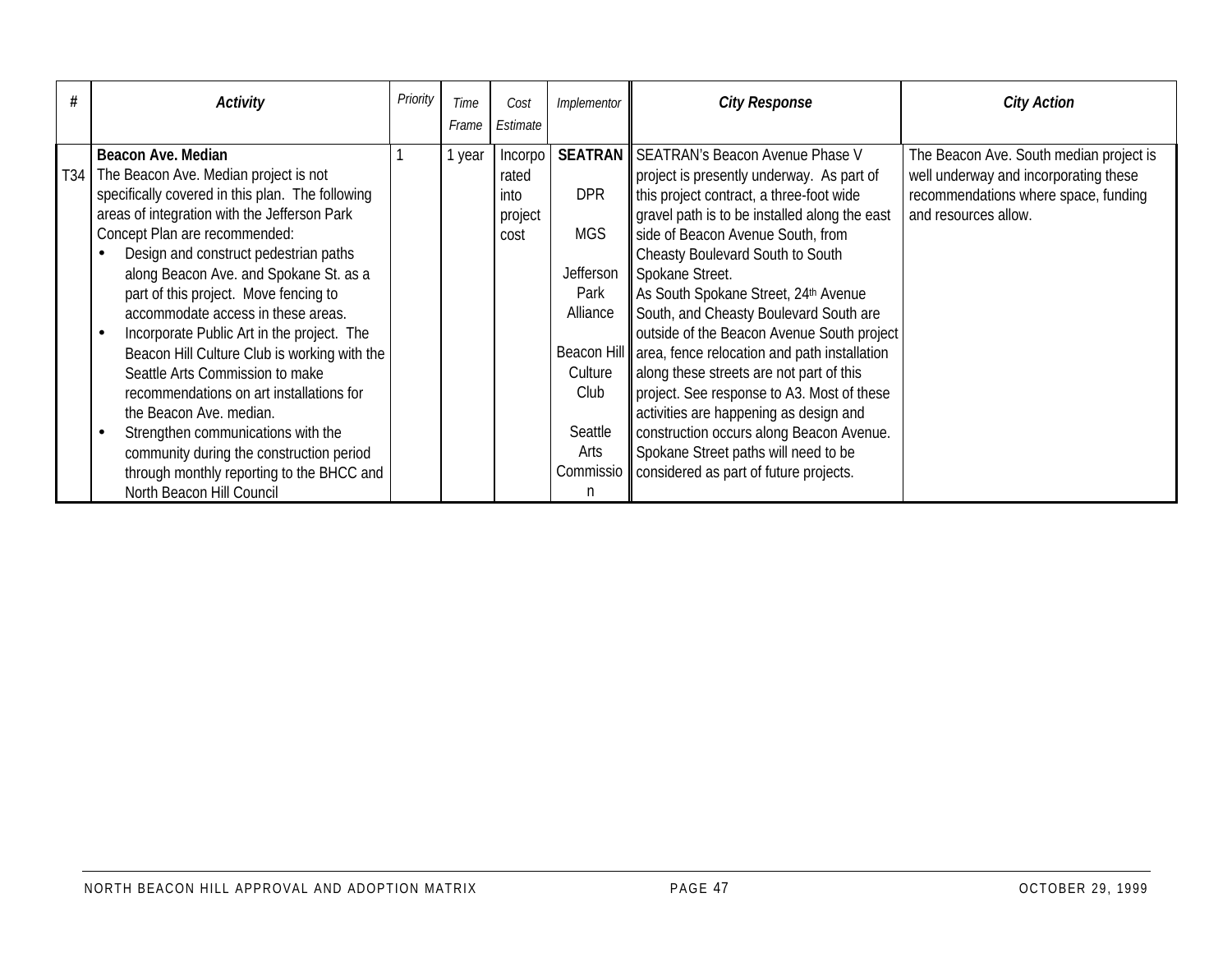| # | Activity | Priority | Time Frame | Cost Estimate | Implementor | City Response | City Action |
|---|---|---|---|---|---|---|---|
| T34 | **Beacon Ave. Median**<br>The Beacon Ave. Median project is not specifically covered in this plan. The following areas of integration with the Jefferson Park Concept Plan are recommended:<br>• Design and construct pedestrian paths along Beacon Ave. and Spokane St. as a part of this project. Move fencing to accommodate access in these areas.<br>• Incorporate Public Art in the project. The Beacon Hill Culture Club is working with the Seattle Arts Commission to make recommendations on art installations for the Beacon Ave. median.<br>• Strengthen communications with the community during the construction period through monthly reporting to the BHCC and North Beacon Hill Council | 1 | 1 year | Incorporated into project cost | **SEATRAN**<br><br>DPR<br><br>MGS<br><br>Jefferson Park Alliance<br><br>Beacon Hill Culture Club<br><br>Seattle Arts Commission | SEATRAN's Beacon Avenue Phase V project is presently underway. As part of this project contract, a three-foot wide gravel path is to be installed along the east side of Beacon Avenue South, from Cheasty Boulevard South to South Spokane Street.<br>As South Spokane Street, 24th Avenue South, and Cheasty Boulevard South are outside of the Beacon Avenue South project area, fence relocation and path installation along these streets are not part of this project. See response to A3. Most of these activities are happening as design and construction occurs along Beacon Avenue. Spokane Street paths will need to be considered as part of future projects. | The Beacon Ave. South median project is well underway and incorporating these recommendations where space, funding and resources allow. |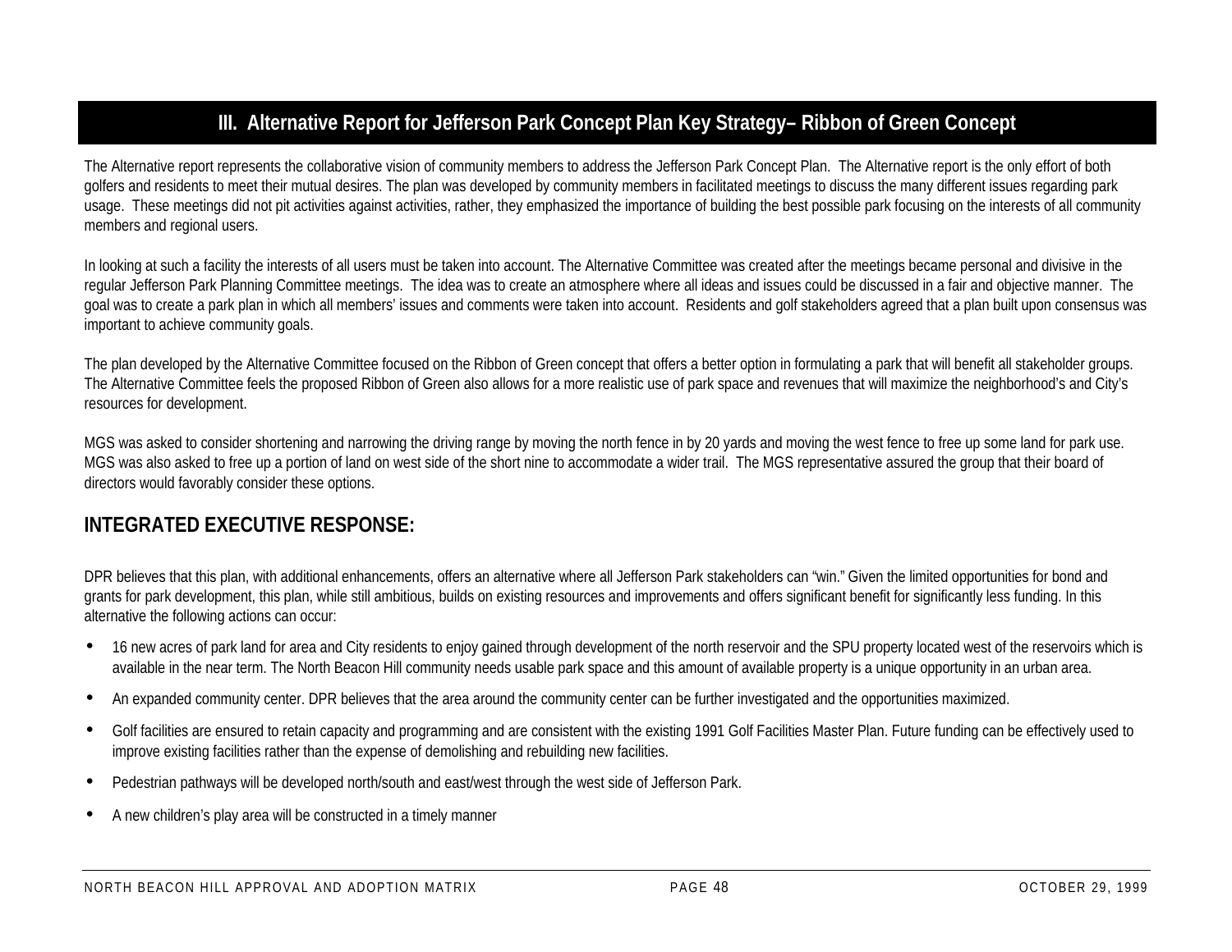## III. Alternative Report for Jefferson Park Concept Plan Key Strategy– Ribbon of Green Concept

The Alternative report represents the collaborative vision of community members to address the Jefferson Park Concept Plan. The Alternative report is the only effort of both golfers and residents to meet their mutual desires. The plan was developed by community members in facilitated meetings to discuss the many different issues regarding park usage. These meetings did not pit activities against activities, rather, they emphasized the importance of building the best possible park focusing on the interests of all community members and regional users.

In looking at such a facility the interests of all users must be taken into account. The Alternative Committee was created after the meetings became personal and divisive in the regular Jefferson Park Planning Committee meetings. The idea was to create an atmosphere where all ideas and issues could be discussed in a fair and objective manner. The goal was to create a park plan in which all members' issues and comments were taken into account. Residents and golf stakeholders agreed that a plan built upon consensus was important to achieve community goals.

The plan developed by the Alternative Committee focused on the Ribbon of Green concept that offers a better option in formulating a park that will benefit all stakeholder groups. The Alternative Committee feels the proposed Ribbon of Green also allows for a more realistic use of park space and revenues that will maximize the neighborhood's and City's resources for development.

MGS was asked to consider shortening and narrowing the driving range by moving the north fence in by 20 yards and moving the west fence to free up some land for park use. MGS was also asked to free up a portion of land on west side of the short nine to accommodate a wider trail. The MGS representative assured the group that their board of directors would favorably consider these options.

### INTEGRATED EXECUTIVE RESPONSE:

DPR believes that this plan, with additional enhancements, offers an alternative where all Jefferson Park stakeholders can "win." Given the limited opportunities for bond and grants for park development, this plan, while still ambitious, builds on existing resources and improvements and offers significant benefit for significantly less funding. In this alternative the following actions can occur:

- 16 new acres of park land for area and City residents to enjoy gained through development of the north reservoir and the SPU property located west of the reservoirs which is available in the near term. The North Beacon Hill community needs usable park space and this amount of available property is a unique opportunity in an urban area.
- An expanded community center. DPR believes that the area around the community center can be further investigated and the opportunities maximized.
- Golf facilities are ensured to retain capacity and programming and are consistent with the existing 1991 Golf Facilities Master Plan. Future funding can be effectively used to improve existing facilities rather than the expense of demolishing and rebuilding new facilities.
- Pedestrian pathways will be developed north/south and east/west through the west side of Jefferson Park.
- A new children's play area will be constructed in a timely manner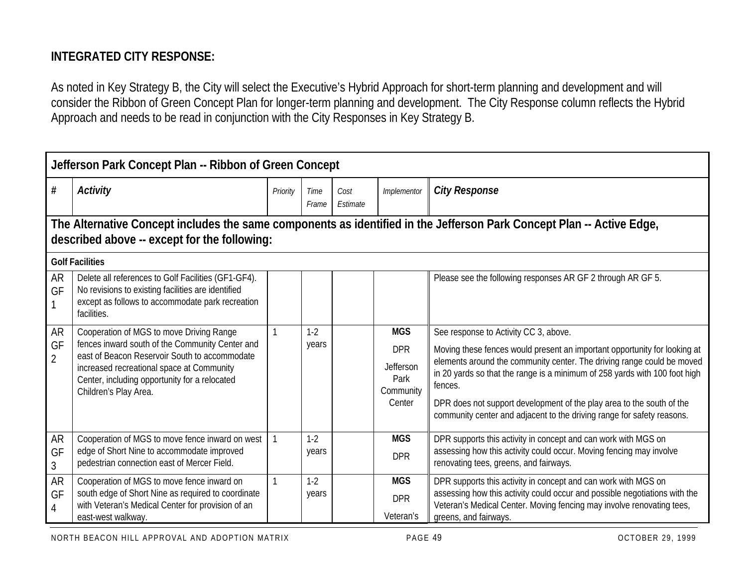**INTEGRATED CITY RESPONSE:**

As noted in Key Strategy B, the City will select the Executive's Hybrid Approach for short-term planning and development and will consider the Ribbon of Green Concept Plan for longer-term planning and development. The City Response column reflects the Hybrid Approach and needs to be read in conjunction with the City Responses in Key Strategy B.

| Jefferson Park Concept Plan -- Ribbon of Green Concept | | | | | | |
|---|---|---|---|---|---|---|
| **#** | ***Activity*** | *Priority* | *Time Frame* | *Cost Estimate* | *Implementor* | ***City Response*** |
| **The Alternative Concept includes the same components as identified in the Jefferson Park Concept Plan -- Active Edge, described above -- except for the following:** | | | | | | |
| **Golf Facilities** | | | | | | |
| AR GF 1 | Delete all references to Golf Facilities (GF1-GF4). No revisions to existing facilities are identified except as follows to accommodate park recreation facilities. | | | | | Please see the following responses AR GF 2 through AR GF 5. |
| AR GF 2 | Cooperation of MGS to move Driving Range fences inward south of the Community Center and east of Beacon Reservoir South to accommodate increased recreational space at Community Center, including opportunity for a relocated Children's Play Area. | 1 | 1-2 years | | **MGS**<br>DPR<br>Jefferson Park Community Center | See response to Activity CC 3, above.<br>Moving these fences would present an important opportunity for looking at elements around the community center. The driving range could be moved in 20 yards so that the range is a minimum of 258 yards with 100 foot high fences.<br>DPR does not support development of the play area to the south of the community center and adjacent to the driving range for safety reasons. |
| AR GF 3 | Cooperation of MGS to move fence inward on west edge of Short Nine to accommodate improved pedestrian connection east of Mercer Field. | 1 | 1-2 years | | **MGS**<br>DPR | DPR supports this activity in concept and can work with MGS on assessing how this activity could occur. Moving fencing may involve renovating tees, greens, and fairways. |
| AR GF 4 | Cooperation of MGS to move fence inward on south edge of Short Nine as required to coordinate with Veteran's Medical Center for provision of an east-west walkway. | 1 | 1-2 years | | **MGS**<br>DPR<br>Veteran's | DPR supports this activity in concept and can work with MGS on assessing how this activity could occur and possible negotiations with the Veteran's Medical Center. Moving fencing may involve renovating tees, greens, and fairways. |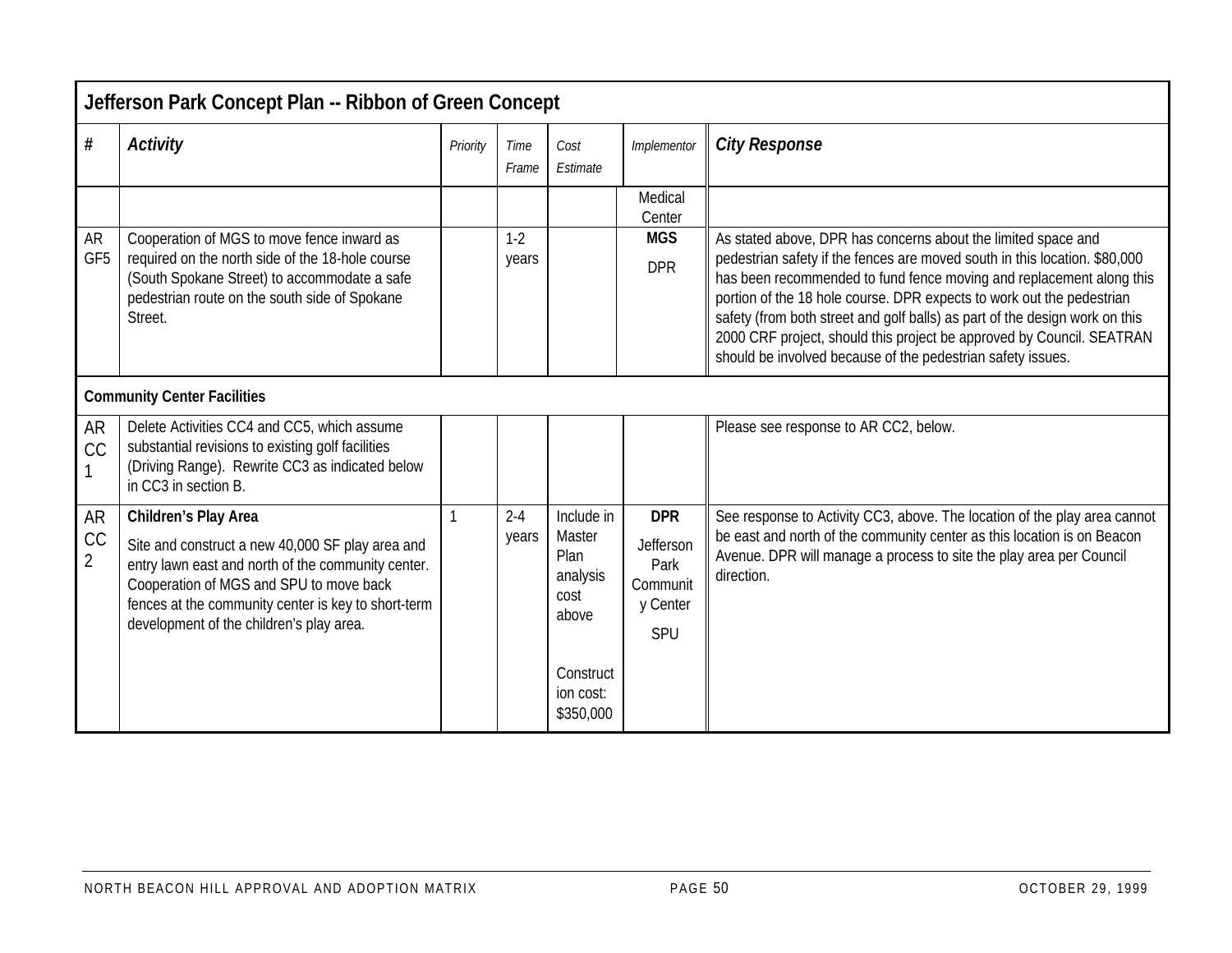| Jefferson Park Concept Plan -- Ribbon of Green Concept | | | | | | |
|---|---|---|---|---|---|---|
| **#** | ***Activity*** | *Priority* | *Time Frame* | *Cost Estimate* | *Implementor* | ***City Response*** |
| | | | | | Medical Center | |
| AR GF5 | Cooperation of MGS to move fence inward as required on the north side of the 18-hole course (South Spokane Street) to accommodate a safe pedestrian route on the south side of Spokane Street. | | 1-2 years | | **MGS** DPR | As stated above, DPR has concerns about the limited space and pedestrian safety if the fences are moved south in this location. $80,000 has been recommended to fund fence moving and replacement along this portion of the 18 hole course. DPR expects to work out the pedestrian safety (from both street and golf balls) as part of the design work on this 2000 CRF project, should this project be approved by Council. SEATRAN should be involved because of the pedestrian safety issues. |
| **Community Center Facilities** | | | | | | |
| AR CC 1 | Delete Activities CC4 and CC5, which assume substantial revisions to existing golf facilities (Driving Range). Rewrite CC3 as indicated below in CC3 in section B. | | | | | Please see response to AR CC2, below. |
| AR CC 2 | **Children's Play Area** Site and construct a new 40,000 SF play area and entry lawn east and north of the community center. Cooperation of MGS and SPU to move back fences at the community center is key to short-term development of the children's play area. | 1 | 2-4 years | Include in Master Plan analysis cost above Construction cost: $350,000 | **DPR** Jefferson Park Community Center SPU | See response to Activity CC3, above. The location of the play area cannot be east and north of the community center as this location is on Beacon Avenue. DPR will manage a process to site the play area per Council direction. |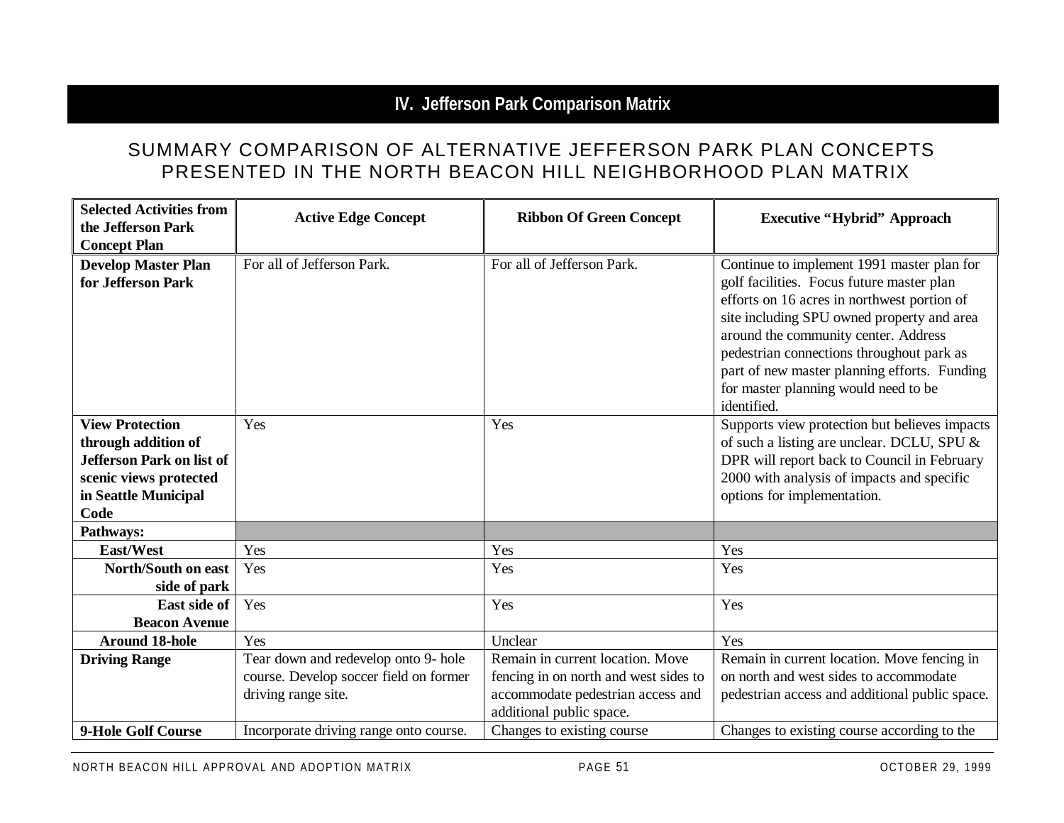# IV. Jefferson Park Comparison Matrix

## SUMMARY COMPARISON OF ALTERNATIVE JEFFERSON PARK PLAN CONCEPTS PRESENTED IN THE NORTH BEACON HILL NEIGHBORHOOD PLAN MATRIX

| Selected Activities from the Jefferson Park Concept Plan | Active Edge Concept | Ribbon Of Green Concept | Executive "Hybrid" Approach |
|---|---|---|---|
| **Develop Master Plan for Jefferson Park** | For all of Jefferson Park. | For all of Jefferson Park. | Continue to implement 1991 master plan for golf facilities. Focus future master plan efforts on 16 acres in northwest portion of site including SPU owned property and area around the community center. Address pedestrian connections throughout park as part of new master planning efforts. Funding for master planning would need to be identified. |
| **View Protection through addition of Jefferson Park on list of scenic views protected in Seattle Municipal Code** | Yes | Yes | Supports view protection but believes impacts of such a listing are unclear. DCLU, SPU & DPR will report back to Council in February 2000 with analysis of impacts and specific options for implementation. |
| **Pathways:** | | | |
| **East/West** | Yes | Yes | Yes |
| **North/South on east side of park** | Yes | Yes | Yes |
| **East side of Beacon Avenue** | Yes | Yes | Yes |
| **Around 18-hole** | Yes | Unclear | Yes |
| **Driving Range** | Tear down and redevelop onto 9- hole course. Develop soccer field on former driving range site. | Remain in current location. Move fencing in on north and west sides to accommodate pedestrian access and additional public space. | Remain in current location. Move fencing in on north and west sides to accommodate pedestrian access and additional public space. |
| **9-Hole Golf Course** | Incorporate driving range onto course. | Changes to existing course | Changes to existing course according to the |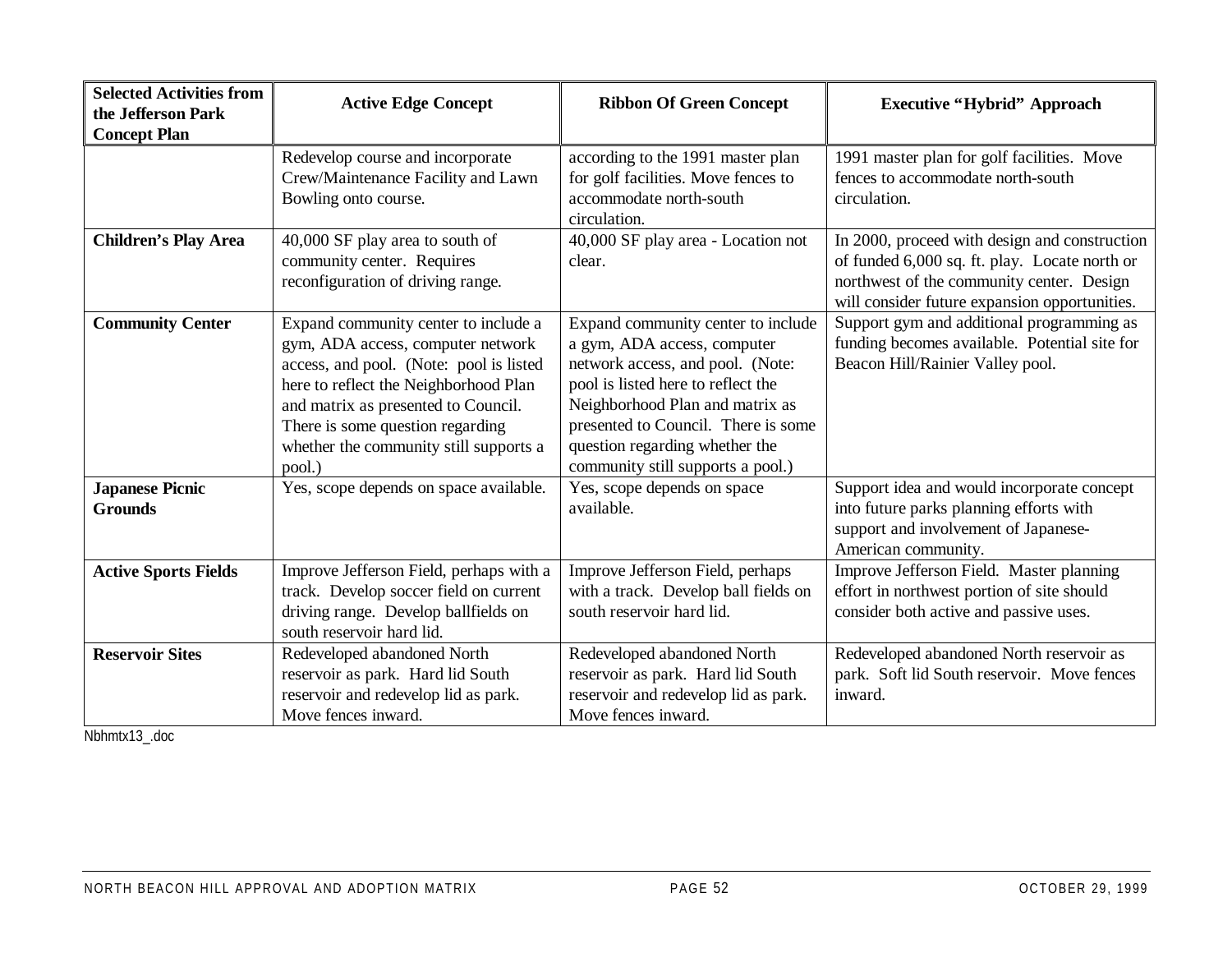| Selected Activities from the Jefferson Park Concept Plan | Active Edge Concept | Ribbon Of Green Concept | Executive "Hybrid" Approach |
|---|---|---|---|
| | Redevelop course and incorporate Crew/Maintenance Facility and Lawn Bowling onto course. | according to the 1991 master plan for golf facilities. Move fences to accommodate north-south circulation. | 1991 master plan for golf facilities. Move fences to accommodate north-south circulation. |
| **Children's Play Area** | 40,000 SF play area to south of community center. Requires reconfiguration of driving range. | 40,000 SF play area - Location not clear. | In 2000, proceed with design and construction of funded 6,000 sq. ft. play. Locate north or northwest of the community center. Design will consider future expansion opportunities. |
| **Community Center** | Expand community center to include a gym, ADA access, computer network access, and pool. (Note: pool is listed here to reflect the Neighborhood Plan and matrix as presented to Council. There is some question regarding whether the community still supports a pool.) | Expand community center to include a gym, ADA access, computer network access, and pool. (Note: pool is listed here to reflect the Neighborhood Plan and matrix as presented to Council. There is some question regarding whether the community still supports a pool.) | Support gym and additional programming as funding becomes available. Potential site for Beacon Hill/Rainier Valley pool. |
| **Japanese Picnic Grounds** | Yes, scope depends on space available. | Yes, scope depends on space available. | Support idea and would incorporate concept into future parks planning efforts with support and involvement of Japanese-American community. |
| **Active Sports Fields** | Improve Jefferson Field, perhaps with a track. Develop soccer field on current driving range. Develop ballfields on south reservoir hard lid. | Improve Jefferson Field, perhaps with a track. Develop ball fields on south reservoir hard lid. | Improve Jefferson Field. Master planning effort in northwest portion of site should consider both active and passive uses. |
| **Reservoir Sites** | Redeveloped abandoned North reservoir as park. Hard lid South reservoir and redevelop lid as park. Move fences inward. | Redeveloped abandoned North reservoir as park. Hard lid South reservoir and redevelop lid as park. Move fences inward. | Redeveloped abandoned North reservoir as park. Soft lid South reservoir. Move fences inward. |

Nbhmtx13_.doc